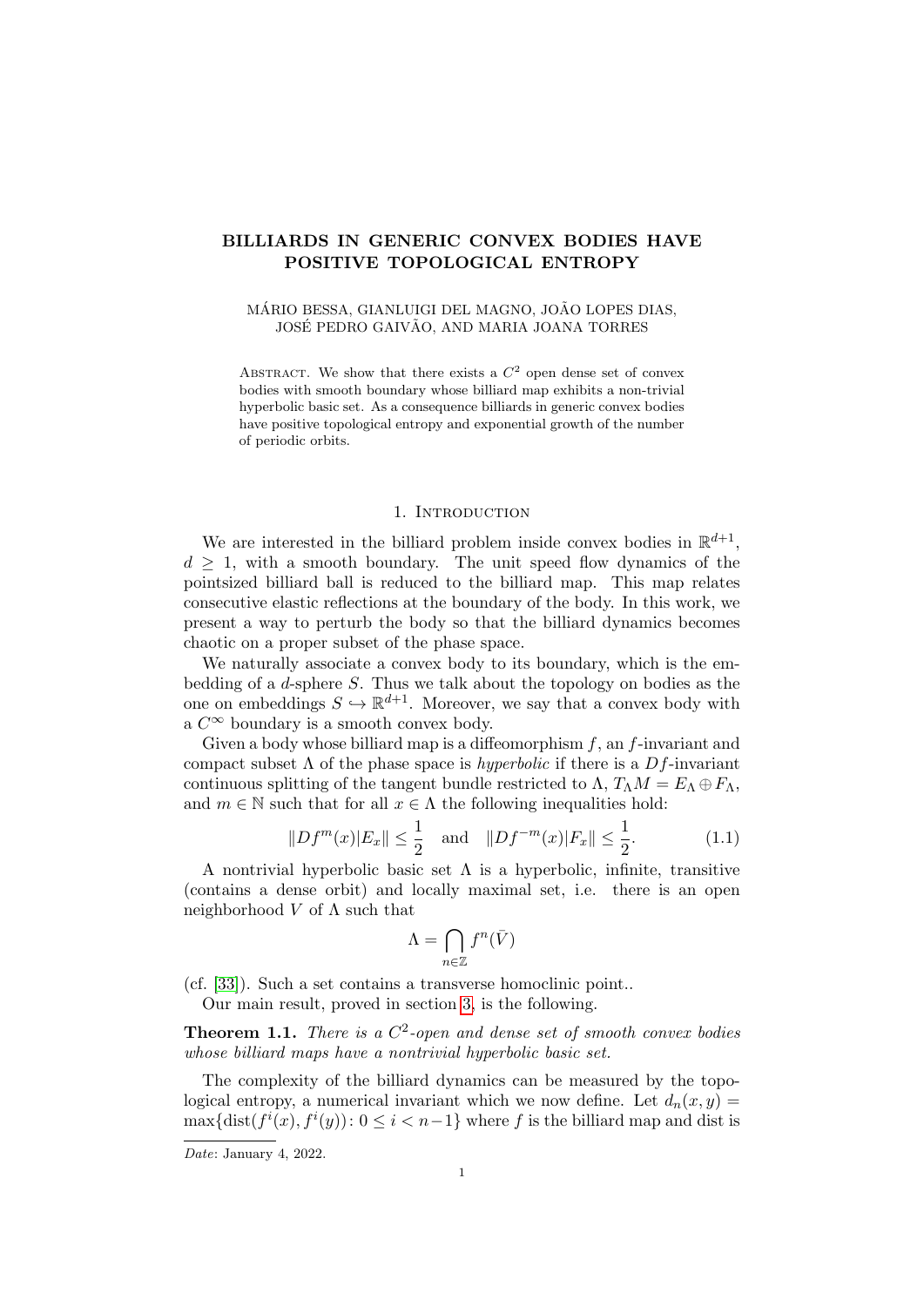# BILLIARDS IN GENERIC CONVEX BODIES HAVE POSITIVE TOPOLOGICAL ENTROPY

MÁRIO BESSA, GIANLUIGI DEL MAGNO, JOÃO LOPES DIAS, JOSÉ PEDRO GAIVÃO, AND MARIA JOANA TORRES

Abstract. We show that there exists a $C^2$ open dense set of convex bodies with smooth boundary whose billiard map exhibits a non-trivial hyperbolic basic set. As a consequence billiards in generic convex bodies have positive topological entropy and exponential growth of the number of periodic orbits.

## 1. Introduction

We are interested in the billiard problem inside convex bodies in $\mathbb{R}^{d+1}$, $d \geq 1$, with a smooth boundary. The unit speed flow dynamics of the pointsized billiard ball is reduced to the billiard map. This map relates consecutive elastic reflections at the boundary of the body. In this work, we present a way to perturb the body so that the billiard dynamics becomes chaotic on a proper subset of the phase space.

We naturally associate a convex body to its boundary, which is the embedding of a $d$-sphere $S$. Thus we talk about the topology on bodies as the one on embeddings $S \hookrightarrow \mathbb{R}^{d+1}$. Moreover, we say that a convex body with a $C^\infty$ boundary is a smooth convex body.

Given a body whose billiard map is a diffeomorphism $f$, an $f$-invariant and compact subset $\Lambda$ of the phase space is *hyperbolic* if there is a $Df$-invariant continuous splitting of the tangent bundle restricted to $\Lambda$, $T_\Lambda M = E_\Lambda \oplus F_\Lambda$, and $m \in \mathbb{N}$ such that for all $x \in \Lambda$ the following inequalities hold:

$$\|Df^m(x)|E_x\| \leq \frac{1}{2} \quad \text{and} \quad \|Df^{-m}(x)|F_x\| \leq \frac{1}{2}. \tag{1.1}$$

A nontrivial hyperbolic basic set $\Lambda$ is a hyperbolic, infinite, transitive (contains a dense orbit) and locally maximal set, i.e. there is an open neighborhood $V$ of $\Lambda$ such that

$$\Lambda = \bigcap_{n\in\mathbb{Z}} f^n(\bar{V})$$

(cf. [33]). Such a set contains a transverse homoclinic point..

Our main result, proved in section 3, is the following.

**Theorem 1.1.** *There is a $C^2$-open and dense set of smooth convex bodies whose billiard maps have a nontrivial hyperbolic basic set.*

The complexity of the billiard dynamics can be measured by the topological entropy, a numerical invariant which we now define. Let $d_n(x, y) = \max\{\text{dist}(f^i(x), f^i(y)) \colon 0 \leq i < n-1\}$ where $f$ is the billiard map and dist is

---

*Date*: January 4, 2022.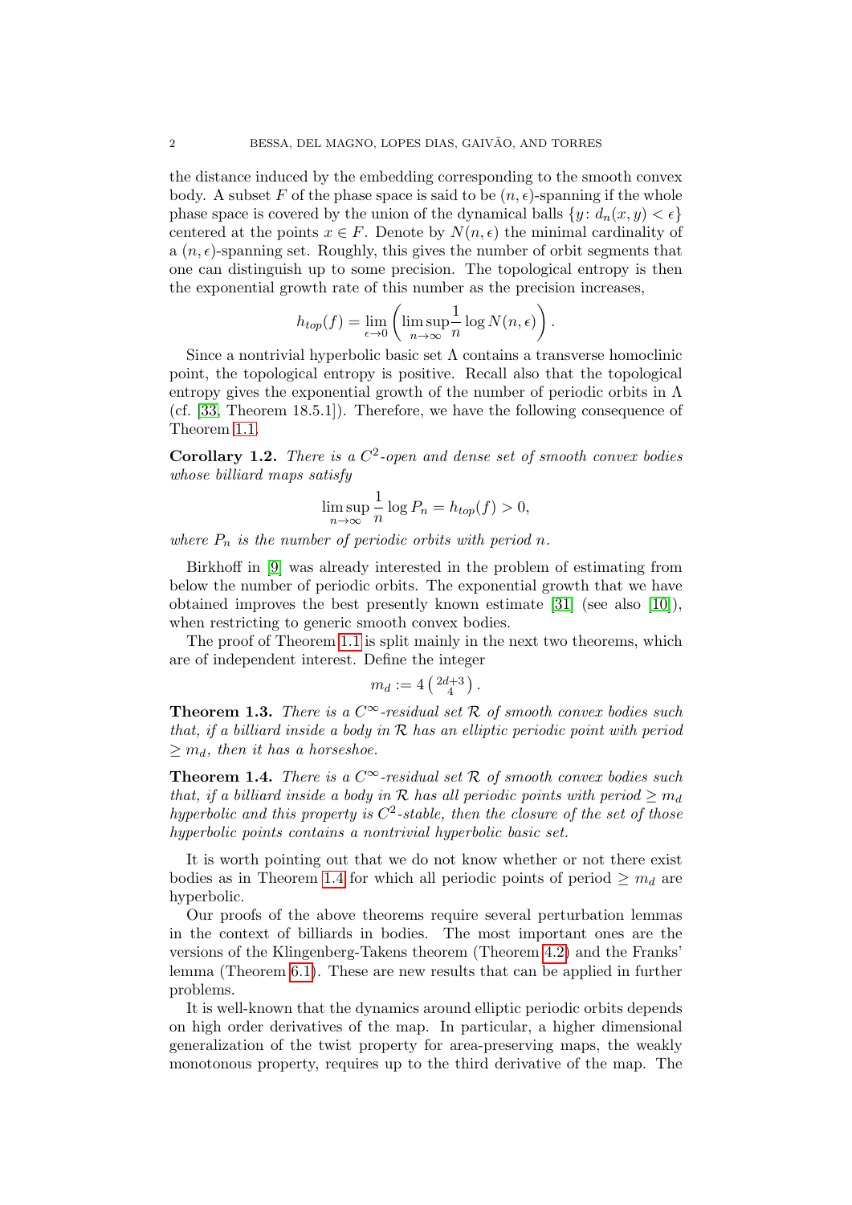the distance induced by the embedding corresponding to the smooth convex body. A subset $F$ of the phase space is said to be $(n,\epsilon)$-spanning if the whole phase space is covered by the union of the dynamical balls $\{y\colon d_n(x,y)<\epsilon\}$ centered at the points $x\in F$. Denote by $N(n,\epsilon)$ the minimal cardinality of a $(n,\epsilon)$-spanning set. Roughly, this gives the number of orbit segments that one can distinguish up to some precision. The topological entropy is then the exponential growth rate of this number as the precision increases,

$$h_{top}(f)=\lim_{\epsilon\to 0}\left(\limsup_{n\to\infty}\frac{1}{n}\log N(n,\epsilon)\right).$$

Since a nontrivial hyperbolic basic set $\Lambda$ contains a transverse homoclinic point, the topological entropy is positive. Recall also that the topological entropy gives the exponential growth of the number of periodic orbits in $\Lambda$ (cf. [33, Theorem 18.5.1]). Therefore, we have the following consequence of Theorem 1.1.

**Corollary 1.2.** *There is a $C^2$-open and dense set of smooth convex bodies whose billiard maps satisfy*

$$\limsup_{n\to\infty}\frac{1}{n}\log P_n=h_{top}(f)>0,$$

*where $P_n$ is the number of periodic orbits with period $n$.*

Birkhoff in [9] was already interested in the problem of estimating from below the number of periodic orbits. The exponential growth that we have obtained improves the best presently known estimate [31] (see also [10]), when restricting to generic smooth convex bodies.

The proof of Theorem 1.1 is split mainly in the next two theorems, which are of independent interest. Define the integer

$$m_d:=4\binom{2d+3}{4}.$$

**Theorem 1.3.** *There is a $C^\infty$-residual set $\mathcal{R}$ of smooth convex bodies such that, if a billiard inside a body in $\mathcal{R}$ has an elliptic periodic point with period $\geq m_d$, then it has a horseshoe.*

**Theorem 1.4.** *There is a $C^\infty$-residual set $\mathcal{R}$ of smooth convex bodies such that, if a billiard inside a body in $\mathcal{R}$ has all periodic points with period $\geq m_d$ hyperbolic and this property is $C^2$-stable, then the closure of the set of those hyperbolic points contains a nontrivial hyperbolic basic set.*

It is worth pointing out that we do not know whether or not there exist bodies as in Theorem 1.4 for which all periodic points of period $\geq m_d$ are hyperbolic.

Our proofs of the above theorems require several perturbation lemmas in the context of billiards in bodies. The most important ones are the versions of the Klingenberg-Takens theorem (Theorem 4.2) and the Franks' lemma (Theorem 6.1). These are new results that can be applied in further problems.

It is well-known that the dynamics around elliptic periodic orbits depends on high order derivatives of the map. In particular, a higher dimensional generalization of the twist property for area-preserving maps, the weakly monotonous property, requires up to the third derivative of the map. The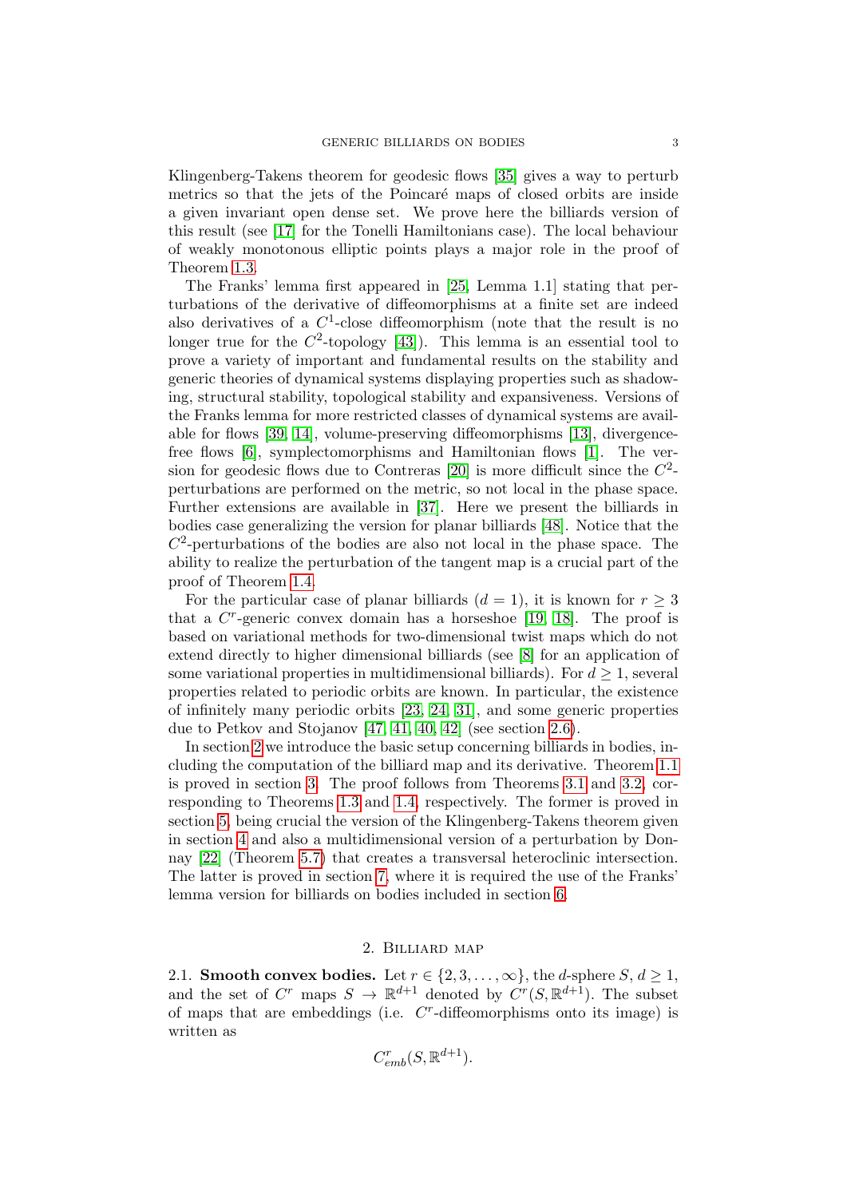Klingenberg-Takens theorem for geodesic flows [35] gives a way to perturb metrics so that the jets of the Poincaré maps of closed orbits are inside a given invariant open dense set. We prove here the billiards version of this result (see [17] for the Tonelli Hamiltonians case). The local behaviour of weakly monotonous elliptic points plays a major role in the proof of Theorem 1.3.

The Franks' lemma first appeared in [25, Lemma 1.1] stating that perturbations of the derivative of diffeomorphisms at a finite set are indeed also derivatives of a $C^1$-close diffeomorphism (note that the result is no longer true for the $C^2$-topology [43]). This lemma is an essential tool to prove a variety of important and fundamental results on the stability and generic theories of dynamical systems displaying properties such as shadowing, structural stability, topological stability and expansiveness. Versions of the Franks lemma for more restricted classes of dynamical systems are available for flows [39, 14], volume-preserving diffeomorphisms [13], divergence-free flows [6], symplectomorphisms and Hamiltonian flows [1]. The version for geodesic flows due to Contreras [20] is more difficult since the $C^2$-perturbations are performed on the metric, so not local in the phase space. Further extensions are available in [37]. Here we present the billiards in bodies case generalizing the version for planar billiards [48]. Notice that the $C^2$-perturbations of the bodies are also not local in the phase space. The ability to realize the perturbation of the tangent map is a crucial part of the proof of Theorem 1.4.

For the particular case of planar billiards ($d = 1$), it is known for $r \geq 3$ that a $C^r$-generic convex domain has a horseshoe [19, 18]. The proof is based on variational methods for two-dimensional twist maps which do not extend directly to higher dimensional billiards (see [8] for an application of some variational properties in multidimensional billiards). For $d \geq 1$, several properties related to periodic orbits are known. In particular, the existence of infinitely many periodic orbits [23, 24, 31], and some generic properties due to Petkov and Stojanov [47, 41, 40, 42] (see section 2.6).

In section 2 we introduce the basic setup concerning billiards in bodies, including the computation of the billiard map and its derivative. Theorem 1.1 is proved in section 3. The proof follows from Theorems 3.1 and 3.2, corresponding to Theorems 1.3 and 1.4, respectively. The former is proved in section 5, being crucial the version of the Klingenberg-Takens theorem given in section 4 and also a multidimensional version of a perturbation by Donnay [22] (Theorem 5.7) that creates a transversal heteroclinic intersection. The latter is proved in section 7, where it is required the use of the Franks' lemma version for billiards on bodies included in section 6.

## 2. Billiard map

**2.1. Smooth convex bodies.** Let $r \in \{2, 3, \ldots, \infty\}$, the $d$-sphere $S$, $d \geq 1$, and the set of $C^r$ maps $S \to \mathbb{R}^{d+1}$ denoted by $C^r(S, \mathbb{R}^{d+1})$. The subset of maps that are embeddings (i.e. $C^r$-diffeomorphisms onto its image) is written as

$$C^r_{emb}(S, \mathbb{R}^{d+1}).$$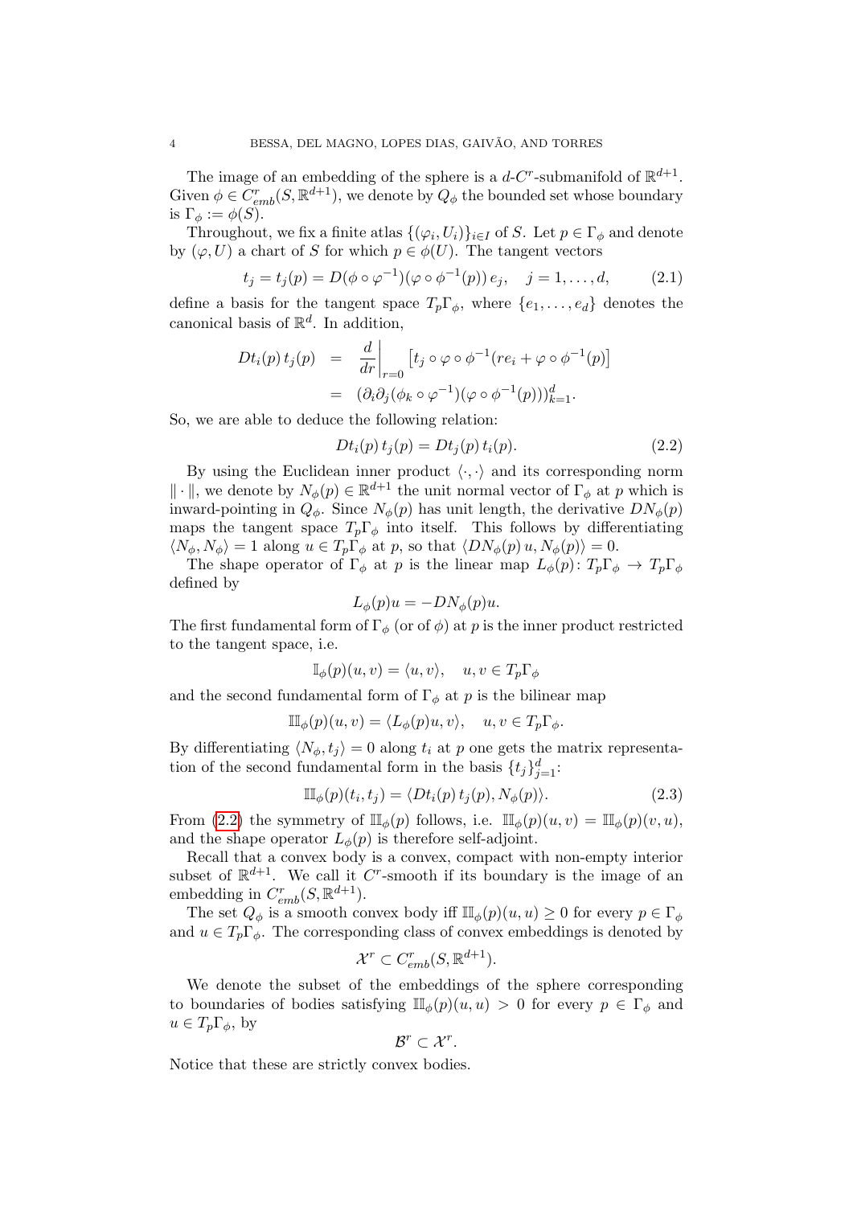The image of an embedding of the sphere is a $d$-$C^r$-submanifold of $\mathbb{R}^{d+1}$. Given $\phi \in C^r_{emb}(S, \mathbb{R}^{d+1})$, we denote by $Q_\phi$ the bounded set whose boundary is $\Gamma_\phi := \phi(S)$.

Throughout, we fix a finite atlas $\{(\varphi_i, U_i)\}_{i\in I}$ of $S$. Let $p \in \Gamma_\phi$ and denote by $(\varphi, U)$ a chart of $S$ for which $p \in \phi(U)$. The tangent vectors

$$t_j = t_j(p) = D(\phi \circ \varphi^{-1})(\varphi \circ \phi^{-1}(p))\, e_j, \quad j = 1, \ldots, d, \tag{2.1}$$

define a basis for the tangent space $T_p\Gamma_\phi$, where $\{e_1, \ldots, e_d\}$ denotes the canonical basis of $\mathbb{R}^d$. In addition,

$$\begin{aligned} Dt_i(p)\, t_j(p) &= \left.\frac{d}{dr}\right|_{r=0} \left[ t_j \circ \varphi \circ \phi^{-1}(re_i + \varphi \circ \phi^{-1}(p) \right] \\ &= (\partial_i \partial_j (\phi_k \circ \varphi^{-1})(\varphi \circ \phi^{-1}(p)))_{k=1}^d. \end{aligned}$$

So, we are able to deduce the following relation:

$$Dt_i(p)\, t_j(p) = Dt_j(p)\, t_i(p). \tag{2.2}$$

By using the Euclidean inner product $\langle \cdot, \cdot \rangle$ and its corresponding norm $\| \cdot \|$, we denote by $N_\phi(p) \in \mathbb{R}^{d+1}$ the unit normal vector of $\Gamma_\phi$ at $p$ which is inward-pointing in $Q_\phi$. Since $N_\phi(p)$ has unit length, the derivative $DN_\phi(p)$ maps the tangent space $T_p\Gamma_\phi$ into itself. This follows by differentiating $\langle N_\phi, N_\phi \rangle = 1$ along $u \in T_p\Gamma_\phi$ at $p$, so that $\langle DN_\phi(p)\, u, N_\phi(p) \rangle = 0$.

The shape operator of $\Gamma_\phi$ at $p$ is the linear map $L_\phi(p) \colon T_p\Gamma_\phi \to T_p\Gamma_\phi$ defined by

$$L_\phi(p) u = -DN_\phi(p) u.$$

The first fundamental form of $\Gamma_\phi$ (or of $\phi$) at $p$ is the inner product restricted to the tangent space, i.e.

$$\mathbb{I}_\phi(p)(u, v) = \langle u, v \rangle, \quad u, v \in T_p\Gamma_\phi$$

and the second fundamental form of $\Gamma_\phi$ at $p$ is the bilinear map

$$\mathbb{II}_\phi(p)(u, v) = \langle L_\phi(p) u, v \rangle, \quad u, v \in T_p\Gamma_\phi.$$

By differentiating $\langle N_\phi, t_j \rangle = 0$ along $t_i$ at $p$ one gets the matrix representation of the second fundamental form in the basis $\{t_j\}_{j=1}^d$:

$$\mathbb{II}_\phi(p)(t_i, t_j) = \langle Dt_i(p)\, t_j(p), N_\phi(p) \rangle. \tag{2.3}$$

From (2.2) the symmetry of $\mathbb{II}_\phi(p)$ follows, i.e. $\mathbb{II}_\phi(p)(u, v) = \mathbb{II}_\phi(p)(v, u)$, and the shape operator $L_\phi(p)$ is therefore self-adjoint.

Recall that a convex body is a convex, compact with non-empty interior subset of $\mathbb{R}^{d+1}$. We call it $C^r$-smooth if its boundary is the image of an embedding in $C^r_{emb}(S, \mathbb{R}^{d+1})$.

The set $Q_\phi$ is a smooth convex body iff $\mathbb{II}_\phi(p)(u, u) \geq 0$ for every $p \in \Gamma_\phi$ and $u \in T_p\Gamma_\phi$. The corresponding class of convex embeddings is denoted by

$$\mathcal{X}^r \subset C^r_{emb}(S, \mathbb{R}^{d+1}).$$

We denote the subset of the embeddings of the sphere corresponding to boundaries of bodies satisfying $\mathbb{II}_\phi(p)(u, u) > 0$ for every $p \in \Gamma_\phi$ and $u \in T_p\Gamma_\phi$, by

$$\mathcal{B}^r \subset \mathcal{X}^r.$$

Notice that these are strictly convex bodies.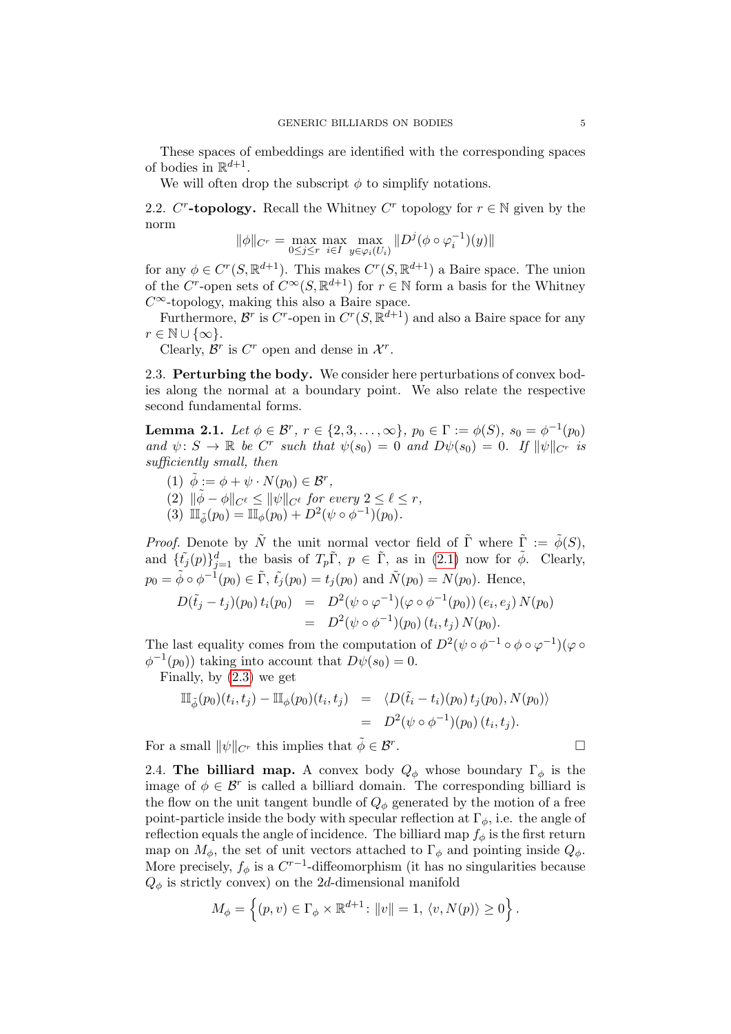These spaces of embeddings are identified with the corresponding spaces of bodies in $\mathbb{R}^{d+1}$.

We will often drop the subscript $\phi$ to simplify notations.

**2.2. $C^r$-topology.** Recall the Whitney $C^r$ topology for $r \in \mathbb{N}$ given by the norm

$$\|\phi\|_{C^r} = \max_{0\leq j\leq r} \max_{i\in I} \max_{y\in\varphi_i(U_i)} \|D^j(\phi\circ\varphi_i^{-1})(y)\|$$

for any $\phi \in C^r(S, \mathbb{R}^{d+1})$. This makes $C^r(S, \mathbb{R}^{d+1})$ a Baire space. The union of the $C^r$-open sets of $C^\infty(S, \mathbb{R}^{d+1})$ for $r \in \mathbb{N}$ form a basis for the Whitney $C^\infty$-topology, making this also a Baire space.

Furthermore, $\mathcal{B}^r$ is $C^r$-open in $C^r(S, \mathbb{R}^{d+1})$ and also a Baire space for any $r \in \mathbb{N} \cup \{\infty\}$.

Clearly, $\mathcal{B}^r$ is $C^r$ open and dense in $\mathcal{X}^r$.

**2.3. Perturbing the body.** We consider here perturbations of convex bodies along the normal at a boundary point. We also relate the respective second fundamental forms.

**Lemma 2.1.** *Let $\phi \in \mathcal{B}^r$, $r \in \{2, 3, \ldots, \infty\}$, $p_0 \in \Gamma := \phi(S)$, $s_0 = \phi^{-1}(p_0)$ and $\psi\colon S \to \mathbb{R}$ be $C^r$ such that $\psi(s_0) = 0$ and $D\psi(s_0) = 0$. If $\|\psi\|_{C^r}$ is sufficiently small, then*

1. $\tilde\phi := \phi + \psi \cdot N(p_0) \in \mathcal{B}^r$,
2. $\|\tilde\phi - \phi\|_{C^\ell} \leq \|\psi\|_{C^\ell}$ *for every* $2 \leq \ell \leq r$,
3. $\mathbb{II}_{\tilde\phi}(p_0) = \mathbb{II}_\phi(p_0) + D^2(\psi\circ\phi^{-1})(p_0)$.

*Proof.* Denote by $\tilde N$ the unit normal vector field of $\tilde\Gamma$ where $\tilde\Gamma := \tilde\phi(S)$, and $\{\tilde{t_j}(p)\}_{j=1}^d$ the basis of $T_p\tilde\Gamma$, $p \in \tilde\Gamma$, as in (2.1) now for $\tilde\phi$. Clearly, $p_0 = \tilde\phi\circ\phi^{-1}(p_0) \in \tilde\Gamma$, $\tilde{t_j}(p_0) = t_j(p_0)$ and $\tilde N(p_0) = N(p_0)$. Hence,

$$\begin{aligned} D(\tilde{t_j} - t_j)(p_0)\, t_i(p_0) &= D^2(\psi\circ\varphi^{-1})(\varphi\circ\phi^{-1}(p_0))\,(e_i, e_j)\, N(p_0) \\ &= D^2(\psi\circ\phi^{-1})(p_0)\,(t_i, t_j)\, N(p_0). \end{aligned}$$

The last equality comes from the computation of $D^2(\psi\circ\phi^{-1}\circ\phi\circ\varphi^{-1})(\varphi\circ\phi^{-1}(p_0))$ taking into account that $D\psi(s_0) = 0$.

Finally, by (2.3) we get

$$\begin{aligned} \mathbb{II}_{\tilde\phi}(p_0)(t_i, t_j) - \mathbb{II}_\phi(p_0)(t_i, t_j) &= \langle D(\tilde{t_i} - t_i)(p_0)\, t_j(p_0), N(p_0)\rangle \\ &= D^2(\psi\circ\phi^{-1})(p_0)\,(t_i, t_j). \end{aligned}$$

For a small $\|\psi\|_{C^r}$ this implies that $\tilde\phi \in \mathcal{B}^r$. $\square$

**2.4. The billiard map.** A convex body $Q_\phi$ whose boundary $\Gamma_\phi$ is the image of $\phi \in \mathcal{B}^r$ is called a billiard domain. The corresponding billiard is the flow on the unit tangent bundle of $Q_\phi$ generated by the motion of a free point-particle inside the body with specular reflection at $\Gamma_\phi$, i.e. the angle of reflection equals the angle of incidence. The billiard map $f_\phi$ is the first return map on $M_\phi$, the set of unit vectors attached to $\Gamma_\phi$ and pointing inside $Q_\phi$. More precisely, $f_\phi$ is a $C^{r-1}$-diffeomorphism (it has no singularities because $Q_\phi$ is strictly convex) on the $2d$-dimensional manifold

$$M_\phi = \left\{(p, v) \in \Gamma_\phi \times \mathbb{R}^{d+1} \colon \|v\| = 1,\, \langle v, N(p)\rangle \geq 0\right\}.$$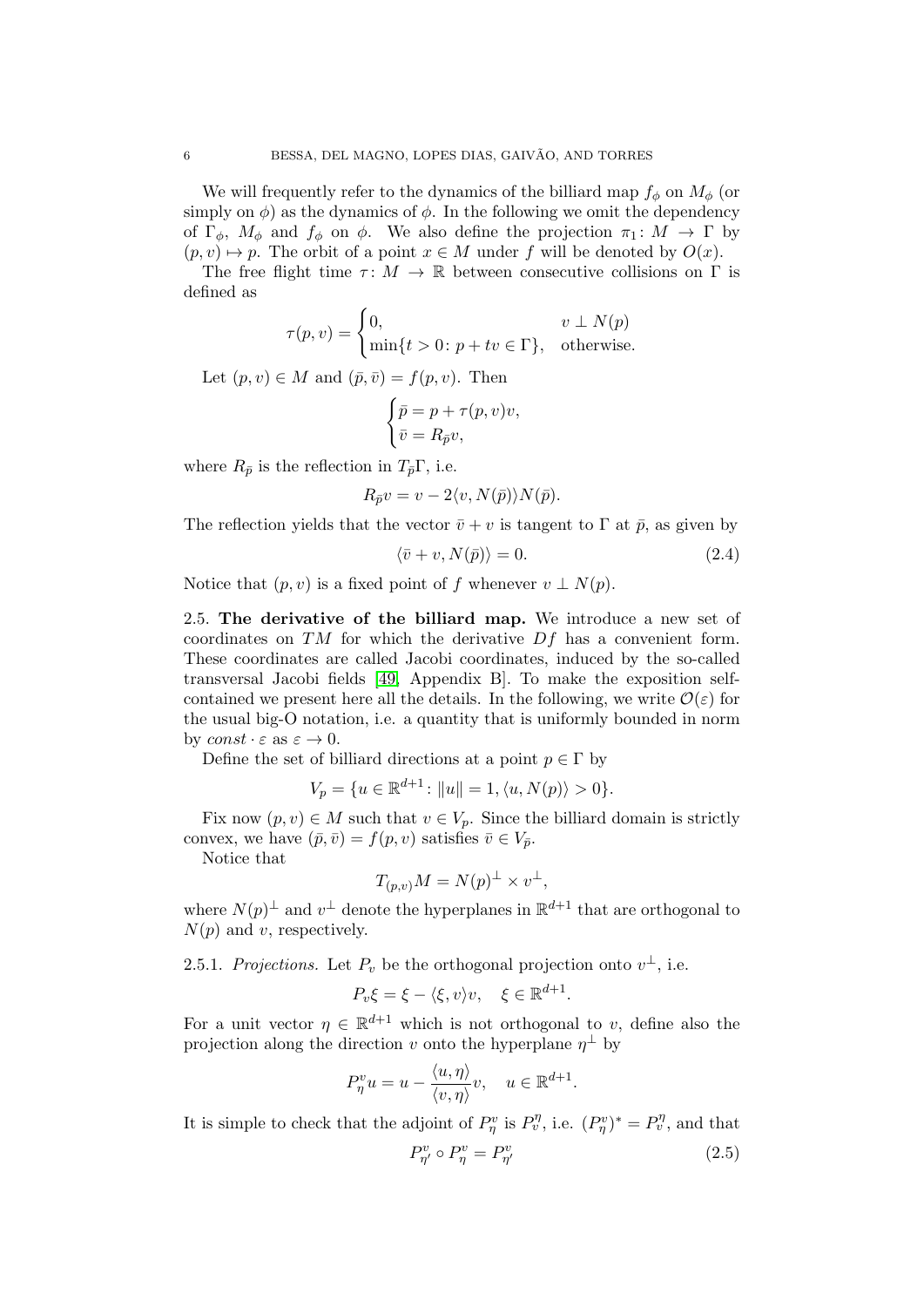We will frequently refer to the dynamics of the billiard map $f_\phi$ on $M_\phi$ (or simply on $\phi$) as the dynamics of $\phi$. In the following we omit the dependency of $\Gamma_\phi$, $M_\phi$ and $f_\phi$ on $\phi$. We also define the projection $\pi_1\colon M \to \Gamma$ by $(p, v) \mapsto p$. The orbit of a point $x \in M$ under $f$ will be denoted by $O(x)$.

The free flight time $\tau\colon M \to \mathbb{R}$ between consecutive collisions on $\Gamma$ is defined as

$$\tau(p,v) = \begin{cases} 0, & v \perp N(p) \\ \min\{t > 0 \colon p + tv \in \Gamma\}, & \text{otherwise.} \end{cases}$$

Let $(p, v) \in M$ and $(\bar{p}, \bar{v}) = f(p, v)$. Then

$$\begin{cases} \bar{p} = p + \tau(p,v)v, \\ \bar{v} = R_{\bar{p}} v, \end{cases}$$

where $R_{\bar{p}}$ is the reflection in $T_{\bar{p}}\Gamma$, i.e.

$$R_{\bar{p}} v = v - 2\langle v, N(\bar{p})\rangle N(\bar{p}).$$

The reflection yields that the vector $\bar{v} + v$ is tangent to $\Gamma$ at $\bar{p}$, as given by

$$\langle \bar{v} + v, N(\bar{p})\rangle = 0. \tag{2.4}$$

Notice that $(p, v)$ is a fixed point of $f$ whenever $v \perp N(p)$.

## 2.5. The derivative of the billiard map.

We introduce a new set of coordinates on $TM$ for which the derivative $Df$ has a convenient form. These coordinates are called Jacobi coordinates, induced by the so-called transversal Jacobi fields [49, Appendix B]. To make the exposition self-contained we present here all the details. In the following, we write $\mathcal{O}(\varepsilon)$ for the usual big-O notation, i.e. a quantity that is uniformly bounded in norm by $const \cdot \varepsilon$ as $\varepsilon \to 0$.

Define the set of billiard directions at a point $p \in \Gamma$ by

$$V_p = \{u \in \mathbb{R}^{d+1} \colon \|u\| = 1, \langle u, N(p)\rangle > 0\}.$$

Fix now $(p, v) \in M$ such that $v \in V_p$. Since the billiard domain is strictly convex, we have $(\bar{p}, \bar{v}) = f(p, v)$ satisfies $\bar{v} \in V_{\bar{p}}$.

Notice that

$$T_{(p,v)}M = N(p)^\perp \times v^\perp,$$

where $N(p)^\perp$ and $v^\perp$ denote the hyperplanes in $\mathbb{R}^{d+1}$ that are orthogonal to $N(p)$ and $v$, respectively.

### 2.5.1. *Projections.*

Let $P_v$ be the orthogonal projection onto $v^\perp$, i.e.

$$P_v \xi = \xi - \langle \xi, v\rangle v, \quad \xi \in \mathbb{R}^{d+1}.$$

For a unit vector $\eta \in \mathbb{R}^{d+1}$ which is not orthogonal to $v$, define also the projection along the direction $v$ onto the hyperplane $\eta^\perp$ by

$$P_\eta^v u = u - \frac{\langle u, \eta\rangle}{\langle v, \eta\rangle} v, \quad u \in \mathbb{R}^{d+1}.$$

It is simple to check that the adjoint of $P_\eta^v$ is $P_v^\eta$, i.e. $(P_\eta^v)^* = P_v^\eta$, and that

$$P_{\eta'}^v \circ P_\eta^v = P_{\eta'}^v \tag{2.5}$$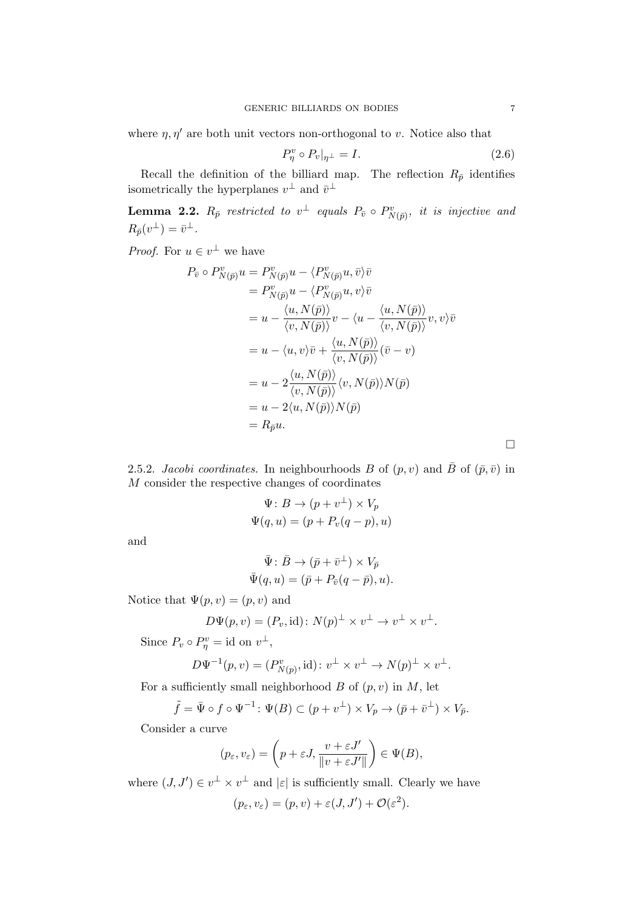where $\eta, \eta'$ are both unit vectors non-orthogonal to $v$. Notice also that

$$P^v_\eta \circ P_v|_{\eta^\perp} = I. \tag{2.6}$$

Recall the definition of the billiard map. The reflection $R_{\bar{p}}$ identifies isometrically the hyperplanes $v^\perp$ and $\bar{v}^\perp$

**Lemma 2.2.** *$R_{\bar{p}}$ restricted to $v^\perp$ equals $P_{\bar{v}} \circ P^v_{N(\bar{p})}$, it is injective and $R_{\bar{p}}(v^\perp) = \bar{v}^\perp$.*

*Proof.* For $u \in v^\perp$ we have

$$\begin{aligned}
P_{\bar{v}} \circ P^v_{N(\bar{p})} u &= P^v_{N(\bar{p})} u - \langle P^v_{N(\bar{p})} u, \bar{v} \rangle \bar{v} \\
&= P^v_{N(\bar{p})} u - \langle P^v_{N(\bar{p})} u, v \rangle \bar{v} \\
&= u - \frac{\langle u, N(\bar{p})\rangle}{\langle v, N(\bar{p})\rangle} v - \langle u - \frac{\langle u, N(\bar{p})\rangle}{\langle v, N(\bar{p})\rangle} v, v \rangle \bar{v} \\
&= u - \langle u, v\rangle \bar{v} + \frac{\langle u, N(\bar{p})\rangle}{\langle v, N(\bar{p})\rangle} (\bar{v} - v) \\
&= u - 2\frac{\langle u, N(\bar{p})\rangle}{\langle v, N(\bar{p})\rangle} \langle v, N(\bar{p})\rangle N(\bar{p}) \\
&= u - 2\langle u, N(\bar{p})\rangle N(\bar{p}) \\
&= R_{\bar{p}} u.
\end{aligned}$$

$\square$

2.5.2. *Jacobi coordinates.* In neighbourhoods $B$ of $(p, v)$ and $\bar{B}$ of $(\bar{p}, \bar{v})$ in $M$ consider the respective changes of coordinates

$$\begin{gathered}
\Psi \colon B \to (p + v^\perp) \times V_p \\
\Psi(q, u) = (p + P_v(q - p), u)
\end{gathered}$$

and

$$\begin{gathered}
\bar{\Psi} \colon \bar{B} \to (\bar{p} + \bar{v}^\perp) \times V_{\bar{p}} \\
\bar{\Psi}(q, u) = (\bar{p} + P_{\bar{v}}(q - \bar{p}), u).
\end{gathered}$$

Notice that $\Psi(p, v) = (p, v)$ and

$$D\Psi(p, v) = (P_v, \mathrm{id}) \colon N(p)^\perp \times v^\perp \to v^\perp \times v^\perp.$$

Since $P_v \circ P^v_\eta = \mathrm{id}$ on $v^\perp$,

$$D\Psi^{-1}(p, v) = (P^v_{N(p)}, \mathrm{id}) \colon v^\perp \times v^\perp \to N(p)^\perp \times v^\perp.$$

For a sufficiently small neighborhood $B$ of $(p, v)$ in $M$, let

$$\tilde{f} = \bar{\Psi} \circ f \circ \Psi^{-1} \colon \Psi(B) \subset (p + v^\perp) \times V_p \to (\bar{p} + \bar{v}^\perp) \times V_{\bar{p}}.$$

Consider a curve

$$(p_\varepsilon, v_\varepsilon) = \left( p + \varepsilon J, \frac{v + \varepsilon J'}{\|v + \varepsilon J'\|} \right) \in \Psi(B),$$

where $(J, J') \in v^\perp \times v^\perp$ and $|\varepsilon|$ is sufficiently small. Clearly we have

$$(p_\varepsilon, v_\varepsilon) = (p, v) + \varepsilon (J, J') + \mathcal{O}(\varepsilon^2).$$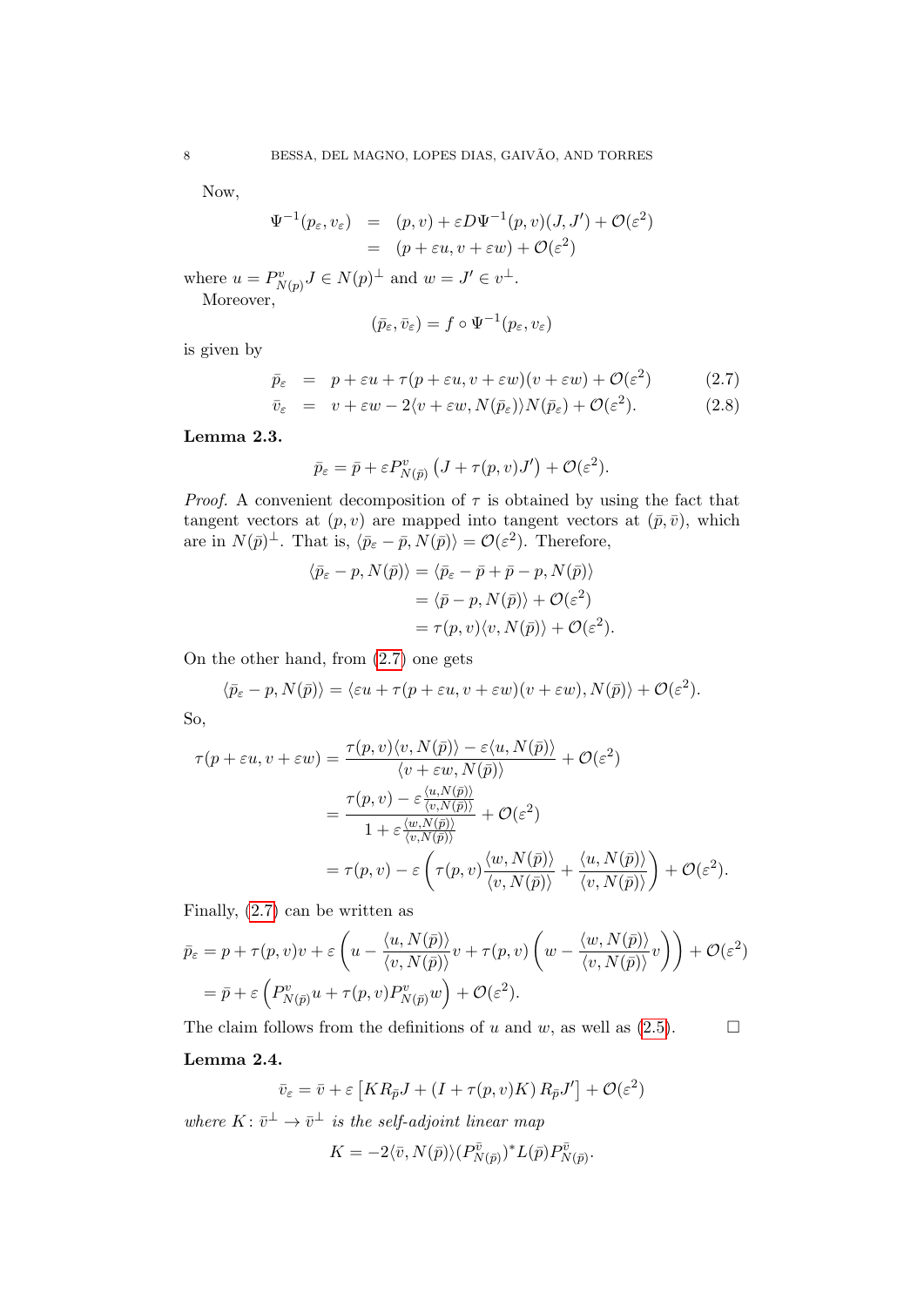Now,

$$
\begin{aligned}
\Psi^{-1}(p_\varepsilon, v_\varepsilon) &= (p,v) + \varepsilon D\Psi^{-1}(p,v)(J,J') + \mathcal{O}(\varepsilon^2) \\
&= (p+\varepsilon u, v + \varepsilon w) + \mathcal{O}(\varepsilon^2)
\end{aligned}
$$

where $u = P^v_{N(p)} J \in N(p)^\perp$ and $w = J' \in v^\perp$.

Moreover,

$$
(\bar{p}_\varepsilon, \bar{v}_\varepsilon) = f \circ \Psi^{-1}(p_\varepsilon, v_\varepsilon)
$$

is given by

$$
\bar{p}_\varepsilon = p + \varepsilon u + \tau(p+\varepsilon u, v+\varepsilon w)(v + \varepsilon w) + \mathcal{O}(\varepsilon^2) \tag{2.7}
$$

$$
\bar{v}_\varepsilon = v + \varepsilon w - 2\langle v + \varepsilon w, N(\bar{p}_\varepsilon)\rangle N(\bar{p}_\varepsilon) + \mathcal{O}(\varepsilon^2). \tag{2.8}
$$

**Lemma 2.3.**

$$
\bar{p}_\varepsilon = \bar{p} + \varepsilon P^v_{N(\bar{p})}\left(J + \tau(p,v)J'\right) + \mathcal{O}(\varepsilon^2).
$$

*Proof.* A convenient decomposition of $\tau$ is obtained by using the fact that tangent vectors at $(p,v)$ are mapped into tangent vectors at $(\bar{p},\bar{v})$, which are in $N(\bar{p})^\perp$. That is, $\langle \bar{p}_\varepsilon - \bar{p}, N(\bar{p})\rangle = \mathcal{O}(\varepsilon^2)$. Therefore,

$$
\begin{aligned}
\langle \bar{p}_\varepsilon - p, N(\bar{p})\rangle &= \langle \bar{p}_\varepsilon - \bar{p} + \bar{p} - p, N(\bar{p})\rangle \\
&= \langle \bar{p} - p, N(\bar{p})\rangle + \mathcal{O}(\varepsilon^2) \\
&= \tau(p,v)\langle v, N(\bar{p})\rangle + \mathcal{O}(\varepsilon^2).
\end{aligned}
$$

On the other hand, from (2.7) one gets

$$
\langle \bar{p}_\varepsilon - p, N(\bar{p})\rangle = \langle \varepsilon u + \tau(p+\varepsilon u, v+\varepsilon w)(v+\varepsilon w), N(\bar{p})\rangle + \mathcal{O}(\varepsilon^2).
$$

So,

$$
\begin{aligned}
\tau(p+\varepsilon u, v+\varepsilon w) &= \frac{\tau(p,v)\langle v, N(\bar{p})\rangle - \varepsilon\langle u, N(\bar{p})\rangle}{\langle v+\varepsilon w, N(\bar{p})\rangle} + \mathcal{O}(\varepsilon^2) \\
&= \frac{\tau(p,v) - \varepsilon\frac{\langle u, N(\bar{p})\rangle}{\langle v, N(\bar{p})\rangle}}{1 + \varepsilon\frac{\langle w, N(\bar{p})\rangle}{\langle v, N(\bar{p})\rangle}} + \mathcal{O}(\varepsilon^2) \\
&= \tau(p,v) - \varepsilon\left(\tau(p,v)\frac{\langle w, N(\bar{p})\rangle}{\langle v, N(\bar{p})\rangle} + \frac{\langle u, N(\bar{p})\rangle}{\langle v, N(\bar{p})\rangle}\right) + \mathcal{O}(\varepsilon^2).
\end{aligned}
$$

Finally, (2.7) can be written as

$$
\begin{aligned}
\bar{p}_\varepsilon &= p + \tau(p,v)v + \varepsilon\left(u - \frac{\langle u, N(\bar{p})\rangle}{\langle v, N(\bar{p})\rangle}v + \tau(p,v)\left(w - \frac{\langle w, N(\bar{p})\rangle}{\langle v, N(\bar{p})\rangle}v\right)\right) + \mathcal{O}(\varepsilon^2) \\
&= \bar{p} + \varepsilon\left(P^v_{N(\bar{p})}u + \tau(p,v)P^v_{N(\bar{p})}w\right) + \mathcal{O}(\varepsilon^2).
\end{aligned}
$$

The claim follows from the definitions of $u$ and $w$, as well as (2.5). $\square$

**Lemma 2.4.**

$$
\bar{v}_\varepsilon = \bar{v} + \varepsilon\left[KR_{\bar{p}}J + (I + \tau(p,v)K)R_{\bar{p}}J'\right] + \mathcal{O}(\varepsilon^2)
$$

*where $K\colon \bar{v}^\perp \to \bar{v}^\perp$ is the self-adjoint linear map*

$$
K = -2\langle \bar{v}, N(\bar{p})\rangle (P^{\bar{v}}_{N(\bar{p})})^* L(\bar{p}) P^{\bar{v}}_{N(\bar{p})}.
$$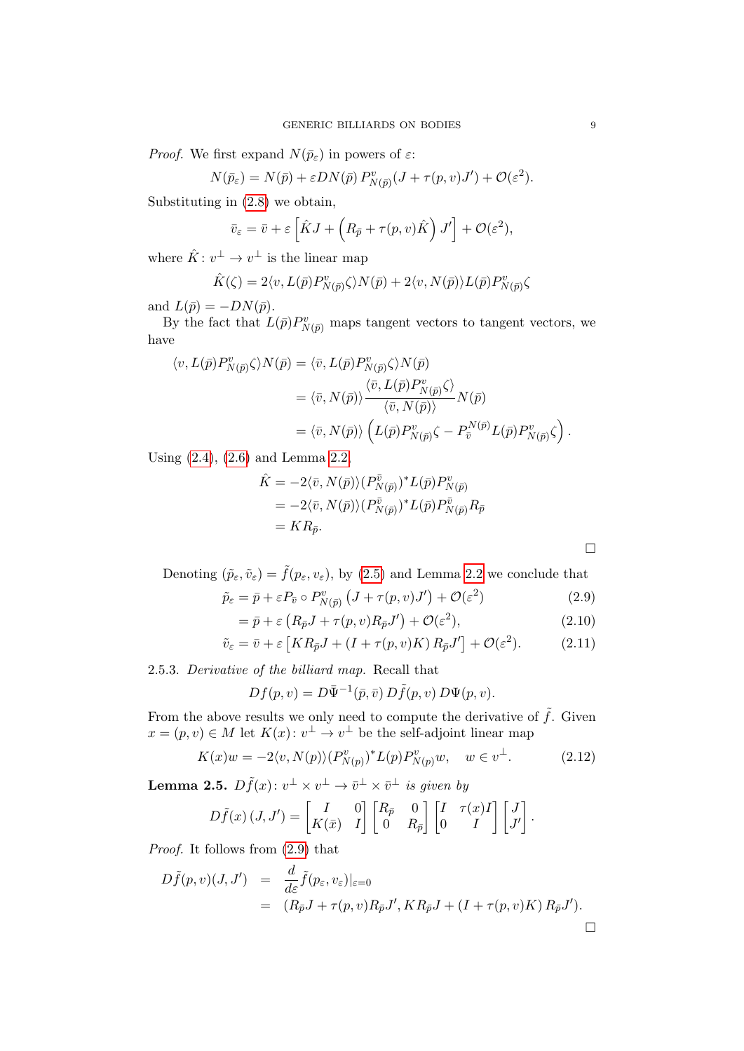*Proof.* We first expand $N(\bar{p}_\varepsilon)$ in powers of $\varepsilon$:

$$N(\bar{p}_\varepsilon) = N(\bar{p}) + \varepsilon DN(\bar{p})\, P^{v}_{N(\bar{p})}(J + \tau(p,v)J') + \mathcal{O}(\varepsilon^2).$$

Substituting in (2.8) we obtain,

$$\bar{v}_\varepsilon = \bar{v} + \varepsilon \left[\hat{K}J + \left(R_{\bar{p}} + \tau(p,v)\hat{K}\right) J'\right] + \mathcal{O}(\varepsilon^2),$$

where $\hat{K} \colon v^\perp \to v^\perp$ is the linear map

$$\hat{K}(\zeta) = 2\langle v, L(\bar{p})P^{v}_{N(\bar{p})}\zeta\rangle N(\bar{p}) + 2\langle v, N(\bar{p})\rangle L(\bar{p})P^{v}_{N(\bar{p})}\zeta$$

and $L(\bar{p}) = -DN(\bar{p})$.

By the fact that $L(\bar{p})P^{v}_{N(\bar{p})}$ maps tangent vectors to tangent vectors, we have

$$\begin{aligned}
\langle v, L(\bar{p})P^{v}_{N(\bar{p})}\zeta\rangle N(\bar{p}) &= \langle \bar{v}, L(\bar{p})P^{v}_{N(\bar{p})}\zeta\rangle N(\bar{p}) \\
&= \langle \bar{v}, N(\bar{p})\rangle \frac{\langle \bar{v}, L(\bar{p})P^{v}_{N(\bar{p})}\zeta\rangle}{\langle \bar{v}, N(\bar{p})\rangle} N(\bar{p}) \\
&= \langle \bar{v}, N(\bar{p})\rangle \left(L(\bar{p})P^{v}_{N(\bar{p})}\zeta - P^{N(\bar{p})}_{\bar{v}} L(\bar{p})P^{v}_{N(\bar{p})}\zeta\right).
\end{aligned}$$

Using (2.4), (2.6) and Lemma 2.2

$$\begin{aligned}
\hat{K} &= -2\langle \bar{v}, N(\bar{p})\rangle (P^{\bar{v}}_{N(\bar{p})})^* L(\bar{p})P^{v}_{N(\bar{p})} \\
&= -2\langle \bar{v}, N(\bar{p})\rangle (P^{\bar{v}}_{N(\bar{p})})^* L(\bar{p})P^{\bar{v}}_{N(\bar{p})} R_{\bar{p}} \\
&= K R_{\bar{p}}.
\end{aligned}$$

□

Denoting $(\tilde{p}_\varepsilon, \tilde{v}_\varepsilon) = \tilde{f}(p_\varepsilon, v_\varepsilon)$, by (2.5) and Lemma 2.2 we conclude that

$$\tilde{p}_\varepsilon = \bar{p} + \varepsilon P_{\bar{v}} \circ P^{v}_{N(\bar{p})}\left(J + \tau(p,v)J'\right) + \mathcal{O}(\varepsilon^2) \tag{2.9}$$

$$= \bar{p} + \varepsilon \left(R_{\bar{p}}J + \tau(p,v)R_{\bar{p}}J'\right) + \mathcal{O}(\varepsilon^2), \tag{2.10}$$

$$\tilde{v}_\varepsilon = \bar{v} + \varepsilon \left[K R_{\bar{p}} J + \left(I + \tau(p,v)K\right) R_{\bar{p}} J'\right] + \mathcal{O}(\varepsilon^2). \tag{2.11}$$

2.5.3. *Derivative of the billiard map.* Recall that

$$Df(p,v) = D\bar{\Psi}^{-1}(\bar{p},\bar{v})\, D\tilde{f}(p,v)\, D\Psi(p,v).$$

From the above results we only need to compute the derivative of $\tilde{f}$. Given $x = (p,v) \in M$ let $K(x) \colon v^\perp \to v^\perp$ be the self-adjoint linear map

$$K(x)w = -2\langle v, N(p)\rangle (P^{v}_{N(p)})^* L(p) P^{v}_{N(p)} w, \quad w \in v^\perp. \tag{2.12}$$

**Lemma 2.5.** *$D\tilde{f}(x) \colon v^\perp \times v^\perp \to \bar{v}^\perp \times \bar{v}^\perp$ is given by*

$$D\tilde{f}(x)\,(J,J') = \begin{bmatrix} I & 0 \\ K(\bar{x}) & I \end{bmatrix} \begin{bmatrix} R_{\bar{p}} & 0 \\ 0 & R_{\bar{p}} \end{bmatrix} \begin{bmatrix} I & \tau(x)I \\ 0 & I \end{bmatrix} \begin{bmatrix} J \\ J' \end{bmatrix}.$$

*Proof.* It follows from (2.9) that

$$\begin{aligned}
D\tilde{f}(p,v)(J,J') &= \frac{d}{d\varepsilon}\tilde{f}(p_\varepsilon, v_\varepsilon)|_{\varepsilon=0} \\
&= (R_{\bar{p}}J + \tau(p,v)R_{\bar{p}}J', K R_{\bar{p}} J + \left(I + \tau(p,v)K\right) R_{\bar{p}} J').
\end{aligned}$$

□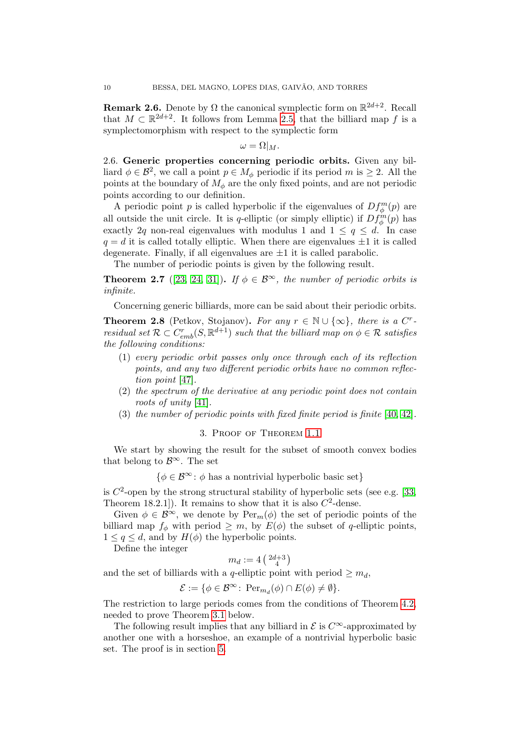**Remark 2.6.** Denote by $\Omega$ the canonical symplectic form on $\mathbb{R}^{2d+2}$. Recall that $M \subset \mathbb{R}^{2d+2}$. It follows from Lemma 2.5 that the billiard map $f$ is a symplectomorphism with respect to the symplectic form

$$\omega = \Omega|_M.$$

2.6. **Generic properties concerning periodic orbits.** Given any billiard $\phi \in \mathcal{B}^2$, we call a point $p \in M_\phi$ periodic if its period $m$ is $\geq 2$. All the points at the boundary of $M_\phi$ are the only fixed points, and are not periodic points according to our definition.

A periodic point $p$ is called hyperbolic if the eigenvalues of $Df_\phi^m(p)$ are all outside the unit circle. It is $q$-elliptic (or simply elliptic) if $Df_\phi^m(p)$ has exactly $2q$ non-real eigenvalues with modulus 1 and $1 \leq q \leq d$. In case $q = d$ it is called totally elliptic. When there are eigenvalues $\pm 1$ it is called degenerate. Finally, if all eigenvalues are $\pm 1$ it is called parabolic.

The number of periodic points is given by the following result.

**Theorem 2.7** ([23, 24, 31]). *If $\phi \in \mathcal{B}^\infty$, the number of periodic orbits is infinite.*

Concerning generic billiards, more can be said about their periodic orbits.

**Theorem 2.8** (Petkov, Stojanov). *For any $r \in \mathbb{N} \cup \{\infty\}$, there is a $C^r$-residual set $\mathcal{R} \subset C^r_{emb}(S, \mathbb{R}^{d+1})$ such that the billiard map on $\phi \in \mathcal{R}$ satisfies the following conditions:*

1. *every periodic orbit passes only once through each of its reflection points, and any two different periodic orbits have no common reflection point* [47].
2. *the spectrum of the derivative at any periodic point does not contain roots of unity* [41].
3. *the number of periodic points with fixed finite period is finite* [40, 42].

## 3. Proof of Theorem 1.1

We start by showing the result for the subset of smooth convex bodies that belong to $\mathcal{B}^\infty$. The set

$$\{\phi \in \mathcal{B}^\infty \colon \phi \text{ has a nontrivial hyperbolic basic set}\}$$

is $C^2$-open by the strong structural stability of hyperbolic sets (see e.g. [33, Theorem 18.2.1]). It remains to show that it is also $C^2$-dense.

Given $\phi \in \mathcal{B}^\infty$, we denote by $\mathrm{Per}_m(\phi)$ the set of periodic points of the billiard map $f_\phi$ with period $\geq m$, by $E(\phi)$ the subset of $q$-elliptic points, $1 \leq q \leq d$, and by $H(\phi)$ the hyperbolic points.

Define the integer

$$m_d := 4 \binom{2d+3}{4}$$

and the set of billiards with a $q$-elliptic point with period $\geq m_d$,

$$\mathcal{E} := \{\phi \in \mathcal{B}^\infty \colon \mathrm{Per}_{m_d}(\phi) \cap E(\phi) \neq \emptyset\}.$$

The restriction to large periods comes from the conditions of Theorem 4.2, needed to prove Theorem 3.1 below.

The following result implies that any billiard in $\mathcal{E}$ is $C^\infty$-approximated by another one with a horseshoe, an example of a nontrivial hyperbolic basic set. The proof is in section 5.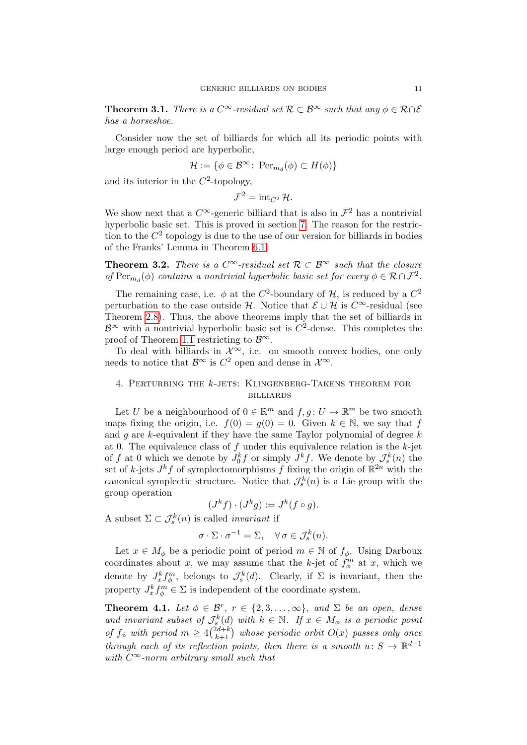**Theorem 3.1.** *There is a $C^\infty$-residual set $\mathcal{R} \subset \mathcal{B}^\infty$ such that any $\phi \in \mathcal{R}\cap\mathcal{E}$ has a horseshoe.*

Consider now the set of billiards for which all its periodic points with large enough period are hyperbolic,

$$\mathcal{H} := \{\phi \in \mathcal{B}^\infty \colon \operatorname{Per}_{m_d}(\phi) \subset H(\phi)\}$$

and its interior in the $C^2$-topology,

$$\mathcal{F}^2 = \operatorname{int}_{C^2} \mathcal{H}.$$

We show next that a $C^\infty$-generic billiard that is also in $\mathcal{F}^2$ has a nontrivial hyperbolic basic set. This is proved in section 7. The reason for the restriction to the $C^2$ topology is due to the use of our version for billiards in bodies of the Franks' Lemma in Theorem 6.1.

**Theorem 3.2.** *There is a $C^\infty$-residual set $\mathcal{R} \subset \mathcal{B}^\infty$ such that the closure of $\operatorname{Per}_{m_d}(\phi)$ contains a nontrivial hyperbolic basic set for every $\phi \in \mathcal{R}\cap\mathcal{F}^2$.*

The remaining case, i.e. $\phi$ at the $C^2$-boundary of $\mathcal{H}$, is reduced by a $C^2$ perturbation to the case outside $\mathcal{H}$. Notice that $\mathcal{E}\cup\mathcal{H}$ is $C^\infty$-residual (see Theorem 2.8). Thus, the above theorems imply that the set of billiards in $\mathcal{B}^\infty$ with a nontrivial hyperbolic basic set is $C^2$-dense. This completes the proof of Theorem 1.1 restricting to $\mathcal{B}^\infty$.

To deal with billiards in $\mathcal{X}^\infty$, i.e. on smooth convex bodies, one only needs to notice that $\mathcal{B}^\infty$ is $C^2$ open and dense in $\mathcal{X}^\infty$.

## 4. Perturbing the $k$-jets: Klingenberg-Takens theorem for billiards

Let $U$ be a neighbourhood of $0 \in \mathbb{R}^m$ and $f, g \colon U \to \mathbb{R}^m$ be two smooth maps fixing the origin, i.e. $f(0) = g(0) = 0$. Given $k \in \mathbb{N}$, we say that $f$ and $g$ are $k$-equivalent if they have the same Taylor polynomial of degree $k$ at 0. The equivalence class of $f$ under this equivalence relation is the $k$-jet of $f$ at 0 which we denote by $J^k_0 f$ or simply $J^k f$. We denote by $\mathcal{J}^k_s(n)$ the set of $k$-jets $J^k f$ of symplectomorphisms $f$ fixing the origin of $\mathbb{R}^{2n}$ with the canonical symplectic structure. Notice that $\mathcal{J}^k_s(n)$ is a Lie group with the group operation

$$(J^k f)\cdot(J^k g) := J^k(f\circ g).$$

A subset $\Sigma \subset \mathcal{J}^k_s(n)$ is called *invariant* if

$$\sigma\cdot\Sigma\cdot\sigma^{-1} = \Sigma, \quad \forall\, \sigma \in \mathcal{J}^k_s(n).$$

Let $x \in M_\phi$ be a periodic point of period $m \in \mathbb{N}$ of $f_\phi$. Using Darboux coordinates about $x$, we may assume that the $k$-jet of $f^m_\phi$ at $x$, which we denote by $J^k_x f^m_\phi$, belongs to $\mathcal{J}^k_s(d)$. Clearly, if $\Sigma$ is invariant, then the property $J^k_x f^m_\phi \in \Sigma$ is independent of the coordinate system.

**Theorem 4.1.** *Let $\phi \in \mathcal{B}^r$, $r \in \{2, 3, \ldots, \infty\}$, and $\Sigma$ be an open, dense and invariant subset of $\mathcal{J}^k_s(d)$ with $k \in \mathbb{N}$. If $x \in M_\phi$ is a periodic point of $f_\phi$ with period $m \geq 4\binom{2d+k}{k+1}$ whose periodic orbit $O(x)$ passes only once through each of its reflection points, then there is a smooth $u \colon S \to \mathbb{R}^{d+1}$ with $C^\infty$-norm arbitrary small such that*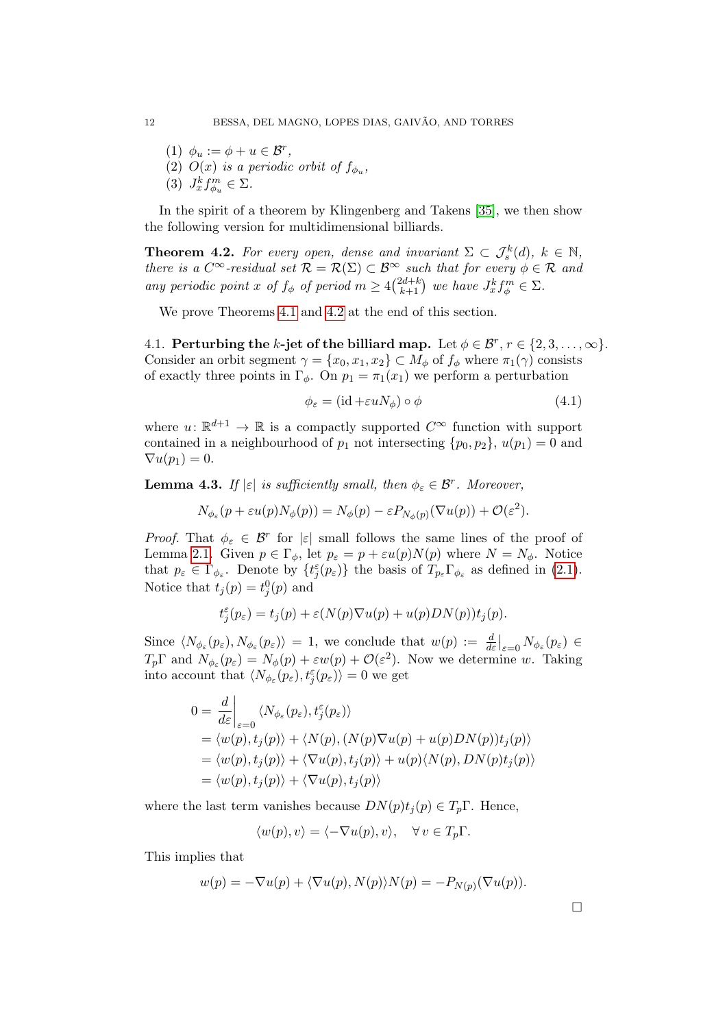(1) $\phi_u := \phi + u \in \mathcal{B}^r$,
(2) $O(x)$ *is a periodic orbit of* $f_{\phi_u}$,
(3) $J^k_x f^m_{\phi_u} \in \Sigma$.

In the spirit of a theorem by Klingenberg and Takens [35], we then show the following version for multidimensional billiards.

**Theorem 4.2.** *For every open, dense and invariant* $\Sigma \subset \mathcal{J}^k_s(d)$, $k \in \mathbb{N}$, *there is a* $C^\infty$*-residual set* $\mathcal{R} = \mathcal{R}(\Sigma) \subset \mathcal{B}^\infty$ *such that for every* $\phi \in \mathcal{R}$ *and any periodic point* $x$ *of* $f_\phi$ *of period* $m \geq 4\binom{2d+k}{k+1}$ *we have* $J^k_x f^m_\phi \in \Sigma$.

We prove Theorems 4.1 and 4.2 at the end of this section.

4.1. **Perturbing the $k$-jet of the billiard map.** Let $\phi \in \mathcal{B}^r$, $r \in \{2, 3, \ldots, \infty\}$. Consider an orbit segment $\gamma = \{x_0, x_1, x_2\} \subset M_\phi$ of $f_\phi$ where $\pi_1(\gamma)$ consists of exactly three points in $\Gamma_\phi$. On $p_1 = \pi_1(x_1)$ we perform a perturbation

$$\phi_\varepsilon = (\mathrm{id} + \varepsilon u N_\phi) \circ \phi \tag{4.1}$$

where $u \colon \mathbb{R}^{d+1} \to \mathbb{R}$ is a compactly supported $C^\infty$ function with support contained in a neighbourhood of $p_1$ not intersecting $\{p_0, p_2\}$, $u(p_1) = 0$ and $\nabla u(p_1) = 0$.

**Lemma 4.3.** *If* $|\varepsilon|$ *is sufficiently small, then* $\phi_\varepsilon \in \mathcal{B}^r$. *Moreover,*

$$N_{\phi_\varepsilon}(p + \varepsilon u(p) N_\phi(p)) = N_\phi(p) - \varepsilon P_{N_\phi(p)}(\nabla u(p)) + \mathcal{O}(\varepsilon^2).$$

*Proof.* That $\phi_\varepsilon \in \mathcal{B}^r$ for $|\varepsilon|$ small follows the same lines of the proof of Lemma 2.1. Given $p \in \Gamma_\phi$, let $p_\varepsilon = p + \varepsilon u(p) N(p)$ where $N = N_\phi$. Notice that $p_\varepsilon \in \Gamma_{\phi_\varepsilon}$. Denote by $\{t^\varepsilon_j(p_\varepsilon)\}$ the basis of $T_{p_\varepsilon}\Gamma_{\phi_\varepsilon}$ as defined in (2.1). Notice that $t_j(p) = t^0_j(p)$ and

$$t^\varepsilon_j(p_\varepsilon) = t_j(p) + \varepsilon(N(p)\nabla u(p) + u(p) DN(p)) t_j(p).$$

Since $\langle N_{\phi_\varepsilon}(p_\varepsilon), N_{\phi_\varepsilon}(p_\varepsilon)\rangle = 1$, we conclude that $w(p) := \frac{d}{d\varepsilon}\big|_{\varepsilon=0} N_{\phi_\varepsilon}(p_\varepsilon) \in T_p\Gamma$ and $N_{\phi_\varepsilon}(p_\varepsilon) = N_\phi(p) + \varepsilon w(p) + \mathcal{O}(\varepsilon^2)$. Now we determine $w$. Taking into account that $\langle N_{\phi_\varepsilon}(p_\varepsilon), t^\varepsilon_j(p_\varepsilon)\rangle = 0$ we get

$$\begin{aligned}
0 &= \frac{d}{d\varepsilon}\bigg|_{\varepsilon=0} \langle N_{\phi_\varepsilon}(p_\varepsilon), t^\varepsilon_j(p_\varepsilon)\rangle \\
&= \langle w(p), t_j(p)\rangle + \langle N(p), (N(p)\nabla u(p) + u(p) DN(p)) t_j(p)\rangle \\
&= \langle w(p), t_j(p)\rangle + \langle \nabla u(p), t_j(p)\rangle + u(p)\langle N(p), DN(p) t_j(p)\rangle \\
&= \langle w(p), t_j(p)\rangle + \langle \nabla u(p), t_j(p)\rangle
\end{aligned}$$

where the last term vanishes because $DN(p) t_j(p) \in T_p\Gamma$. Hence,

$$\langle w(p), v\rangle = \langle -\nabla u(p), v\rangle, \quad \forall\, v \in T_p\Gamma.$$

This implies that

$$w(p) = -\nabla u(p) + \langle \nabla u(p), N(p)\rangle N(p) = -P_{N(p)}(\nabla u(p)).$$

□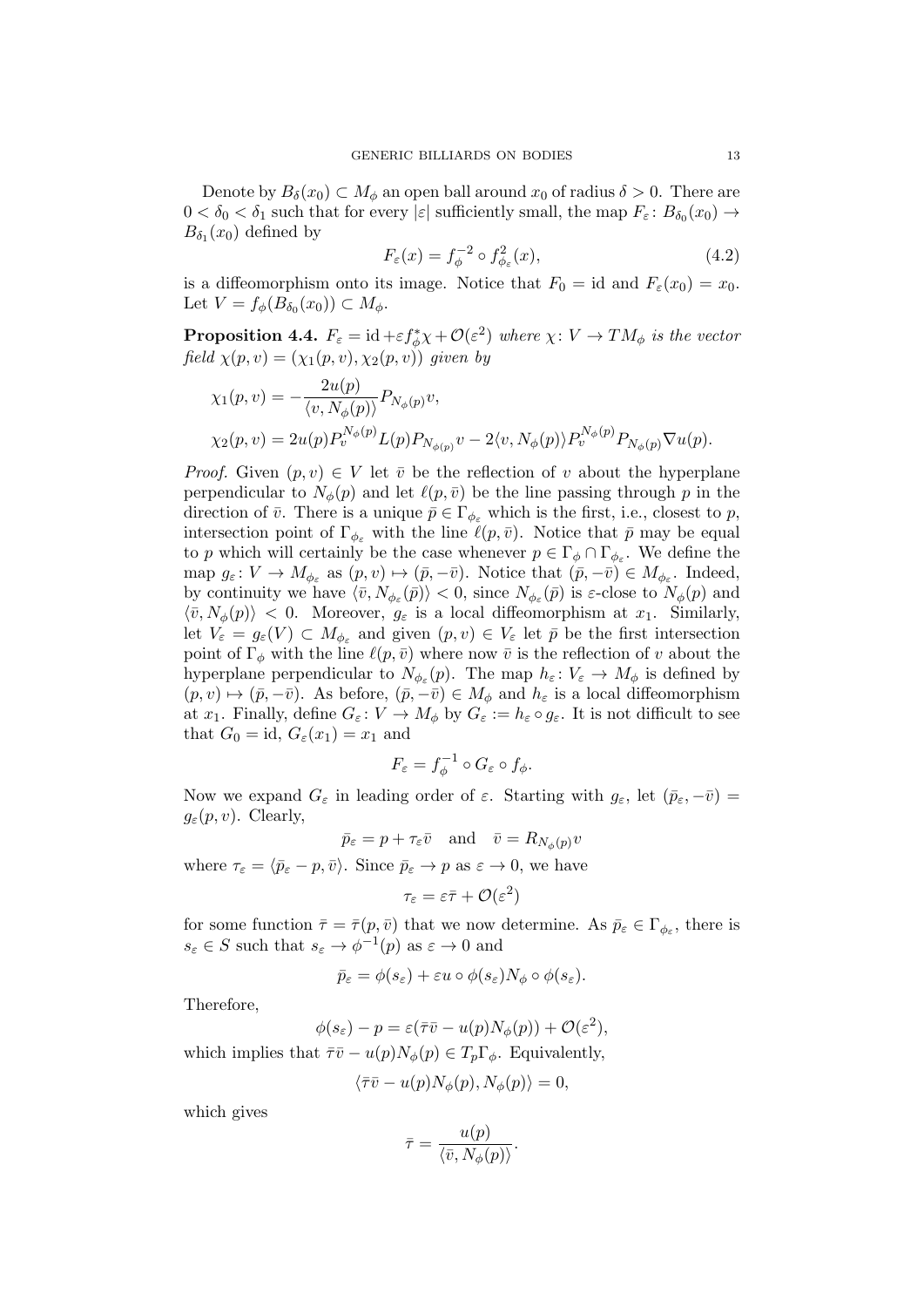Denote by $B_\delta(x_0) \subset M_\phi$ an open ball around $x_0$ of radius $\delta > 0$. There are $0 < \delta_0 < \delta_1$ such that for every $|\varepsilon|$ sufficiently small, the map $F_\varepsilon \colon B_{\delta_0}(x_0) \to B_{\delta_1}(x_0)$ defined by

$$F_\varepsilon(x) = f_\phi^{-2} \circ f_{\phi_\varepsilon}^2(x), \tag{4.2}$$

is a diffeomorphism onto its image. Notice that $F_0 = \mathrm{id}$ and $F_\varepsilon(x_0) = x_0$. Let $V = f_\phi(B_{\delta_0}(x_0)) \subset M_\phi$.

**Proposition 4.4.** *$F_\varepsilon = \mathrm{id} + \varepsilon f_\phi^* \chi + \mathcal{O}(\varepsilon^2)$ where $\chi \colon V \to TM_\phi$ is the vector field $\chi(p, v) = (\chi_1(p, v), \chi_2(p, v))$ given by*

$$\chi_1(p, v) = -\frac{2u(p)}{\langle v, N_\phi(p)\rangle} P_{N_\phi(p)} v,$$

$$\chi_2(p, v) = 2u(p) P_v^{N_\phi(p)} L(p) P_{N_{\phi(p)}} v - 2\langle v, N_\phi(p)\rangle P_v^{N_\phi(p)} P_{N_\phi(p)} \nabla u(p).$$

*Proof.* Given $(p, v) \in V$ let $\bar{v}$ be the reflection of $v$ about the hyperplane perpendicular to $N_\phi(p)$ and let $\ell(p, \bar{v})$ be the line passing through $p$ in the direction of $\bar{v}$. There is a unique $\bar{p} \in \Gamma_{\phi_\varepsilon}$ which is the first, i.e., closest to $p$, intersection point of $\Gamma_{\phi_\varepsilon}$ with the line $\ell(p, \bar{v})$. Notice that $\bar{p}$ may be equal to $p$ which will certainly be the case whenever $p \in \Gamma_\phi \cap \Gamma_{\phi_\varepsilon}$. We define the map $g_\varepsilon \colon V \to M_{\phi_\varepsilon}$ as $(p, v) \mapsto (\bar{p}, -\bar{v})$. Notice that $(\bar{p}, -\bar{v}) \in M_{\phi_\varepsilon}$. Indeed, by continuity we have $\langle \bar{v}, N_{\phi_\varepsilon}(\bar{p})\rangle < 0$, since $N_{\phi_\varepsilon}(\bar{p})$ is $\varepsilon$-close to $N_\phi(p)$ and $\langle \bar{v}, N_\phi(p)\rangle < 0$. Moreover, $g_\varepsilon$ is a local diffeomorphism at $x_1$. Similarly, let $V_\varepsilon = g_\varepsilon(V) \subset M_{\phi_\varepsilon}$ and given $(p, v) \in V_\varepsilon$ let $\bar{p}$ be the first intersection point of $\Gamma_\phi$ with the line $\ell(p, \bar{v})$ where now $\bar{v}$ is the reflection of $v$ about the hyperplane perpendicular to $N_{\phi_\varepsilon}(p)$. The map $h_\varepsilon \colon V_\varepsilon \to M_\phi$ is defined by $(p, v) \mapsto (\bar{p}, -\bar{v})$. As before, $(\bar{p}, -\bar{v}) \in M_\phi$ and $h_\varepsilon$ is a local diffeomorphism at $x_1$. Finally, define $G_\varepsilon \colon V \to M_\phi$ by $G_\varepsilon := h_\varepsilon \circ g_\varepsilon$. It is not difficult to see that $G_0 = \mathrm{id}$, $G_\varepsilon(x_1) = x_1$ and

$$F_\varepsilon = f_\phi^{-1} \circ G_\varepsilon \circ f_\phi.$$

Now we expand $G_\varepsilon$ in leading order of $\varepsilon$. Starting with $g_\varepsilon$, let $(\bar{p}_\varepsilon, -\bar{v}) = g_\varepsilon(p, v)$. Clearly,

$$\bar{p}_\varepsilon = p + \tau_\varepsilon \bar{v} \quad \text{and} \quad \bar{v} = R_{N_\phi(p)} v$$

where $\tau_\varepsilon = \langle \bar{p}_\varepsilon - p, \bar{v}\rangle$. Since $\bar{p}_\varepsilon \to p$ as $\varepsilon \to 0$, we have

$$\tau_\varepsilon = \varepsilon \bar{\tau} + \mathcal{O}(\varepsilon^2)$$

for some function $\bar{\tau} = \bar{\tau}(p, \bar{v})$ that we now determine. As $\bar{p}_\varepsilon \in \Gamma_{\phi_\varepsilon}$, there is $s_\varepsilon \in S$ such that $s_\varepsilon \to \phi^{-1}(p)$ as $\varepsilon \to 0$ and

$$\bar{p}_\varepsilon = \phi(s_\varepsilon) + \varepsilon u \circ \phi(s_\varepsilon) N_\phi \circ \phi(s_\varepsilon).$$

Therefore,

$$\phi(s_\varepsilon) - p = \varepsilon(\bar{\tau}\bar{v} - u(p) N_\phi(p)) + \mathcal{O}(\varepsilon^2),$$

which implies that $\bar{\tau}\bar{v} - u(p)N_\phi(p) \in T_p\Gamma_\phi$. Equivalently,

$$\langle \bar{\tau}\bar{v} - u(p)N_\phi(p), N_\phi(p)\rangle = 0,$$

which gives

$$\bar{\tau} = \frac{u(p)}{\langle \bar{v}, N_\phi(p)\rangle}.$$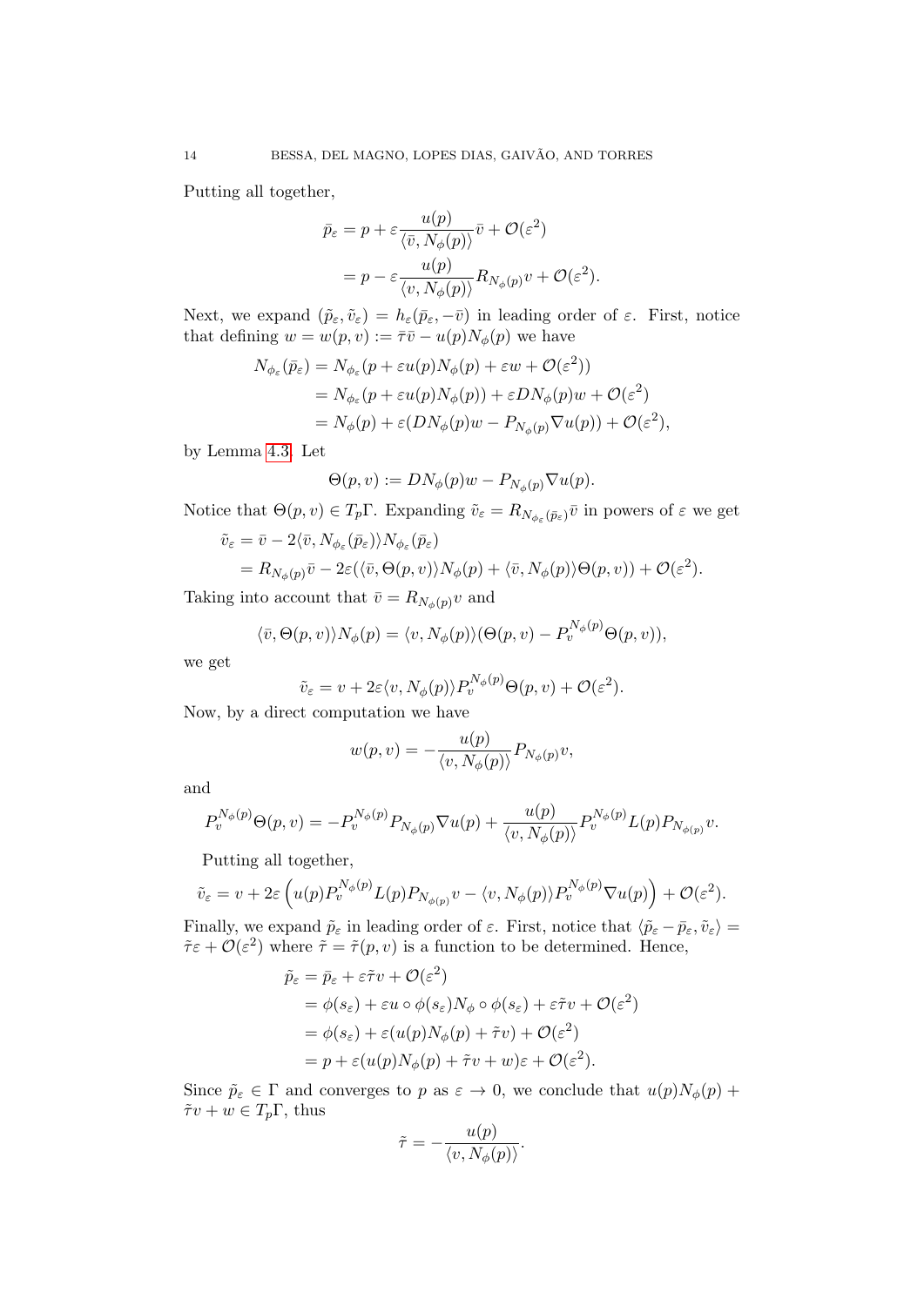Putting all together,

$$\begin{aligned}
\bar{p}_\varepsilon &= p + \varepsilon \frac{u(p)}{\langle \bar{v}, N_\phi(p)\rangle} \bar{v} + \mathcal{O}(\varepsilon^2) \\
&= p - \varepsilon \frac{u(p)}{\langle v, N_\phi(p)\rangle} R_{N_\phi(p)} v + \mathcal{O}(\varepsilon^2).
\end{aligned}$$

Next, we expand $(\tilde{p}_\varepsilon, \tilde{v}_\varepsilon) = h_\varepsilon(\bar{p}_\varepsilon, -\bar{v})$ in leading order of $\varepsilon$. First, notice that defining $w = w(p,v) := \bar{\tau}\bar{v} - u(p)N_\phi(p)$ we have

$$\begin{aligned}
N_{\phi_\varepsilon}(\bar{p}_\varepsilon) &= N_{\phi_\varepsilon}(p + \varepsilon u(p) N_\phi(p) + \varepsilon w + \mathcal{O}(\varepsilon^2)) \\
&= N_{\phi_\varepsilon}(p + \varepsilon u(p) N_\phi(p)) + \varepsilon D N_\phi(p) w + \mathcal{O}(\varepsilon^2) \\
&= N_\phi(p) + \varepsilon (D N_\phi(p) w - P_{N_\phi(p)} \nabla u(p)) + \mathcal{O}(\varepsilon^2),
\end{aligned}$$

by Lemma 4.3. Let

$$\Theta(p,v) := D N_\phi(p) w - P_{N_\phi(p)} \nabla u(p).$$

Notice that $\Theta(p,v) \in T_p\Gamma$. Expanding $\tilde{v}_\varepsilon = R_{N_{\phi_\varepsilon}(\bar{p}_\varepsilon)} \bar{v}$ in powers of $\varepsilon$ we get

$$\begin{aligned}
\tilde{v}_\varepsilon &= \bar{v} - 2\langle \bar{v}, N_{\phi_\varepsilon}(\bar{p}_\varepsilon)\rangle N_{\phi_\varepsilon}(\bar{p}_\varepsilon) \\
&= R_{N_\phi(p)} \bar{v} - 2\varepsilon (\langle \bar{v}, \Theta(p,v)\rangle N_\phi(p) + \langle \bar{v}, N_\phi(p)\rangle \Theta(p,v)) + \mathcal{O}(\varepsilon^2).
\end{aligned}$$

Taking into account that $\bar{v} = R_{N_\phi(p)} v$ and

$$\langle \bar{v}, \Theta(p,v)\rangle N_\phi(p) = \langle v, N_\phi(p)\rangle (\Theta(p,v) - P_v^{N_\phi(p)} \Theta(p,v)),$$

we get

$$\tilde{v}_\varepsilon = v + 2\varepsilon \langle v, N_\phi(p)\rangle P_v^{N_\phi(p)} \Theta(p,v) + \mathcal{O}(\varepsilon^2).$$

Now, by a direct computation we have

$$w(p,v) = -\frac{u(p)}{\langle v, N_\phi(p)\rangle} P_{N_\phi(p)} v,$$

and

$$P_v^{N_\phi(p)} \Theta(p,v) = -P_v^{N_\phi(p)} P_{N_\phi(p)} \nabla u(p) + \frac{u(p)}{\langle v, N_\phi(p)\rangle} P_v^{N_\phi(p)} L(p) P_{N_{\phi(p)}} v.$$

Putting all together,

$$\tilde{v}_\varepsilon = v + 2\varepsilon \left( u(p) P_v^{N_\phi(p)} L(p) P_{N_{\phi(p)}} v - \langle v, N_\phi(p)\rangle P_v^{N_\phi(p)} \nabla u(p) \right) + \mathcal{O}(\varepsilon^2).$$

Finally, we expand $\tilde{p}_\varepsilon$ in leading order of $\varepsilon$. First, notice that $\langle \tilde{p}_\varepsilon - \bar{p}_\varepsilon, \tilde{v}_\varepsilon\rangle = \tilde{\tau}\varepsilon + \mathcal{O}(\varepsilon^2)$ where $\tilde{\tau} = \tilde{\tau}(p,v)$ is a function to be determined. Hence,

$$\begin{aligned}
\tilde{p}_\varepsilon &= \bar{p}_\varepsilon + \varepsilon \tilde{\tau} v + \mathcal{O}(\varepsilon^2) \\
&= \phi(s_\varepsilon) + \varepsilon u \circ \phi(s_\varepsilon) N_\phi \circ \phi(s_\varepsilon) + \varepsilon \tilde{\tau} v + \mathcal{O}(\varepsilon^2) \\
&= \phi(s_\varepsilon) + \varepsilon (u(p) N_\phi(p) + \tilde{\tau} v) + \mathcal{O}(\varepsilon^2) \\
&= p + \varepsilon (u(p) N_\phi(p) + \tilde{\tau} v + w)\varepsilon + \mathcal{O}(\varepsilon^2).
\end{aligned}$$

Since $\tilde{p}_\varepsilon \in \Gamma$ and converges to $p$ as $\varepsilon \to 0$, we conclude that $u(p)N_\phi(p) + \tilde{\tau} v + w \in T_p\Gamma$, thus

$$\tilde{\tau} = -\frac{u(p)}{\langle v, N_\phi(p)\rangle}.$$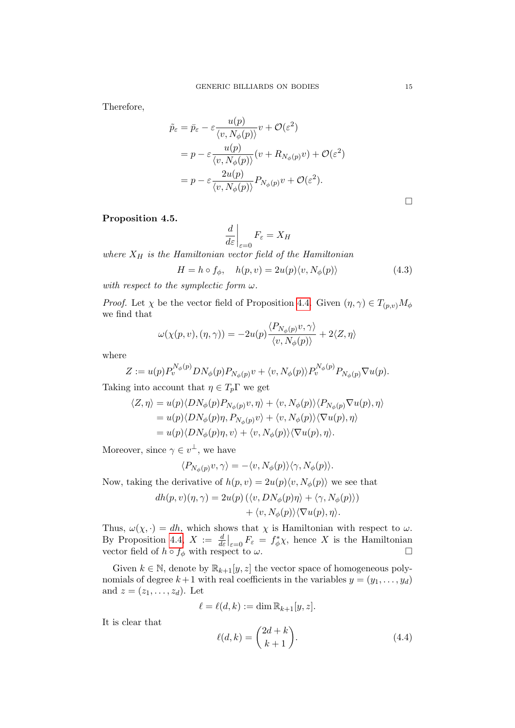Therefore,

$$
\begin{aligned}
\tilde{p}_\varepsilon &= \bar{p}_\varepsilon - \varepsilon \frac{u(p)}{\langle v, N_\phi(p)\rangle} v + \mathcal{O}(\varepsilon^2) \\
&= p - \varepsilon \frac{u(p)}{\langle v, N_\phi(p)\rangle}(v + R_{N_\phi(p)} v) + \mathcal{O}(\varepsilon^2) \\
&= p - \varepsilon \frac{2u(p)}{\langle v, N_\phi(p)\rangle} P_{N_\phi(p)} v + \mathcal{O}(\varepsilon^2).
\end{aligned}
$$

□

**Proposition 4.5.**

$$
\left.\frac{d}{d\varepsilon}\right|_{\varepsilon=0} F_\varepsilon = X_H
$$

*where $X_H$ is the Hamiltonian vector field of the Hamiltonian*

$$
H = h \circ f_\phi, \quad h(p,v) = 2u(p)\langle v, N_\phi(p)\rangle \tag{4.3}
$$

*with respect to the symplectic form $\omega$.*

*Proof.* Let $\chi$ be the vector field of Proposition 4.4. Given $(\eta, \gamma) \in T_{(p,v)} M_\phi$ we find that

$$
\omega(\chi(p,v),(\eta,\gamma)) = -2u(p)\frac{\langle P_{N_\phi(p)} v, \gamma\rangle}{\langle v, N_\phi(p)\rangle} + 2\langle Z, \eta\rangle
$$

where

$$
Z := u(p) P_v^{N_\phi(p)} DN_\phi(p) P_{N_\phi(p)} v + \langle v, N_\phi(p)\rangle P_v^{N_\phi(p)} P_{N_\phi(p)} \nabla u(p).
$$

Taking into account that $\eta \in T_p\Gamma$ we get

$$
\begin{aligned}
\langle Z, \eta\rangle &= u(p)\langle DN_\phi(p) P_{N_\phi(p)} v, \eta\rangle + \langle v, N_\phi(p)\rangle\langle P_{N_\phi(p)} \nabla u(p), \eta\rangle \\
&= u(p)\langle DN_\phi(p)\eta, P_{N_\phi(p)} v\rangle + \langle v, N_\phi(p)\rangle\langle \nabla u(p), \eta\rangle \\
&= u(p)\langle DN_\phi(p)\eta, v\rangle + \langle v, N_\phi(p)\rangle\langle \nabla u(p), \eta\rangle.
\end{aligned}
$$

Moreover, since $\gamma \in v^\perp$, we have

$$
\langle P_{N_\phi(p)} v, \gamma\rangle = -\langle v, N_\phi(p)\rangle\langle \gamma, N_\phi(p)\rangle.
$$

Now, taking the derivative of $h(p,v) = 2u(p)\langle v, N_\phi(p)\rangle$ we see that

$$
\begin{aligned}
dh(p,v)(\eta,\gamma) = 2u(p)\left(\langle v, DN_\phi(p)\eta\rangle + \langle \gamma, N_\phi(p)\rangle\right) \\
+ \langle v, N_\phi(p)\rangle\langle \nabla u(p), \eta\rangle.
\end{aligned}
$$

Thus, $\omega(\chi, \cdot) = dh$, which shows that $\chi$ is Hamiltonian with respect to $\omega$. By Proposition 4.4, $X := \left.\frac{d}{d\varepsilon}\right|_{\varepsilon=0} F_\varepsilon = f_\phi^* \chi$, hence $X$ is the Hamiltonian vector field of $h \circ f_\phi$ with respect to $\omega$. □

Given $k \in \mathbb{N}$, denote by $\mathbb{R}_{k+1}[y,z]$ the vector space of homogeneous polynomials of degree $k+1$ with real coefficients in the variables $y = (y_1, \ldots, y_d)$ and $z = (z_1, \ldots, z_d)$. Let

$$
\ell = \ell(d,k) := \dim \mathbb{R}_{k+1}[y,z].
$$

It is clear that

$$
\ell(d,k) = \binom{2d+k}{k+1}. \tag{4.4}
$$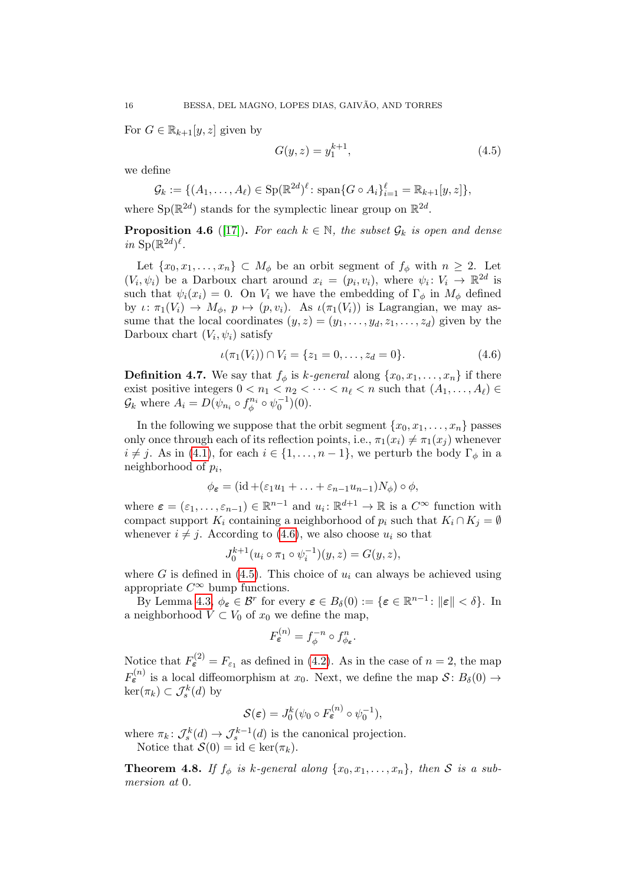For $G \in \mathbb{R}_{k+1}[y,z]$ given by

$$G(y,z) = y_1^{k+1}, \tag{4.5}$$

we define

$$\mathcal{G}_k := \{(A_1,\ldots,A_\ell) \in \mathrm{Sp}(\mathbb{R}^{2d})^\ell \colon \mathrm{span}\{G \circ A_i\}_{i=1}^\ell = \mathbb{R}_{k+1}[y,z]\},$$

where $\mathrm{Sp}(\mathbb{R}^{2d})$ stands for the symplectic linear group on $\mathbb{R}^{2d}$.

**Proposition 4.6** ([17]). *For each $k \in \mathbb{N}$, the subset $\mathcal{G}_k$ is open and dense in $\mathrm{Sp}(\mathbb{R}^{2d})^\ell$.*

Let $\{x_0, x_1, \ldots, x_n\} \subset M_\phi$ be an orbit segment of $f_\phi$ with $n \geq 2$. Let $(V_i, \psi_i)$ be a Darboux chart around $x_i = (p_i, v_i)$, where $\psi_i \colon V_i \to \mathbb{R}^{2d}$ is such that $\psi_i(x_i) = 0$. On $V_i$ we have the embedding of $\Gamma_\phi$ in $M_\phi$ defined by $\iota \colon \pi_1(V_i) \to M_\phi$, $p \mapsto (p, v_i)$. As $\iota(\pi_1(V_i))$ is Lagrangian, we may assume that the local coordinates $(y,z) = (y_1,\ldots,y_d,z_1,\ldots,z_d)$ given by the Darboux chart $(V_i,\psi_i)$ satisfy

$$\iota(\pi_1(V_i)) \cap V_i = \{z_1 = 0, \ldots, z_d = 0\}. \tag{4.6}$$

**Definition 4.7.** We say that $f_\phi$ is *$k$-general* along $\{x_0, x_1, \ldots, x_n\}$ if there exist positive integers $0 < n_1 < n_2 < \cdots < n_\ell < n$ such that $(A_1,\ldots,A_\ell) \in \mathcal{G}_k$ where $A_i = D(\psi_{n_i} \circ f_\phi^{n_i} \circ \psi_0^{-1})(0)$.

In the following we suppose that the orbit segment $\{x_0, x_1, \ldots, x_n\}$ passes only once through each of its reflection points, i.e., $\pi_1(x_i) \neq \pi_1(x_j)$ whenever $i \neq j$. As in (4.1), for each $i \in \{1, \ldots, n-1\}$, we perturb the body $\Gamma_\phi$ in a neighborhood of $p_i$,

$$\phi_{\boldsymbol{\varepsilon}} = (\mathrm{id} + (\varepsilon_1 u_1 + \ldots + \varepsilon_{n-1} u_{n-1}) N_\phi) \circ \phi,$$

where $\boldsymbol{\varepsilon} = (\varepsilon_1, \ldots, \varepsilon_{n-1}) \in \mathbb{R}^{n-1}$ and $u_i \colon \mathbb{R}^{d+1} \to \mathbb{R}$ is a $C^\infty$ function with compact support $K_i$ containing a neighborhood of $p_i$ such that $K_i \cap K_j = \emptyset$ whenever $i \neq j$. According to (4.6), we also choose $u_i$ so that

$$J_0^{k+1}(u_i \circ \pi_1 \circ \psi_i^{-1})(y,z) = G(y,z),$$

where $G$ is defined in (4.5). This choice of $u_i$ can always be achieved using appropriate $C^\infty$ bump functions.

By Lemma 4.3, $\phi_{\boldsymbol{\varepsilon}} \in \mathcal{B}^r$ for every $\boldsymbol{\varepsilon} \in B_\delta(0) := \{\boldsymbol{\varepsilon} \in \mathbb{R}^{n-1} \colon \|\boldsymbol{\varepsilon}\| < \delta\}$. In a neighborhood $V \subset V_0$ of $x_0$ we define the map,

$$F_{\boldsymbol{\varepsilon}}^{(n)} = f_\phi^{-n} \circ f_{\phi_{\boldsymbol{\varepsilon}}}^n.$$

Notice that $F_{\boldsymbol{\varepsilon}}^{(2)} = F_{\varepsilon_1}$ as defined in (4.2). As in the case of $n = 2$, the map $F_{\boldsymbol{\varepsilon}}^{(n)}$ is a local diffeomorphism at $x_0$. Next, we define the map $\mathcal{S} \colon B_\delta(0) \to \ker(\pi_k) \subset \mathcal{J}_s^k(d)$ by

$$\mathcal{S}(\boldsymbol{\varepsilon}) = J_0^k(\psi_0 \circ F_{\boldsymbol{\varepsilon}}^{(n)} \circ \psi_0^{-1}),$$

where $\pi_k \colon \mathcal{J}_s^k(d) \to \mathcal{J}_s^{k-1}(d)$ is the canonical projection.

Notice that $\mathcal{S}(0) = \mathrm{id} \in \ker(\pi_k)$.

**Theorem 4.8.** *If $f_\phi$ is $k$-general along $\{x_0, x_1, \ldots, x_n\}$, then $\mathcal{S}$ is a submersion at $0$.*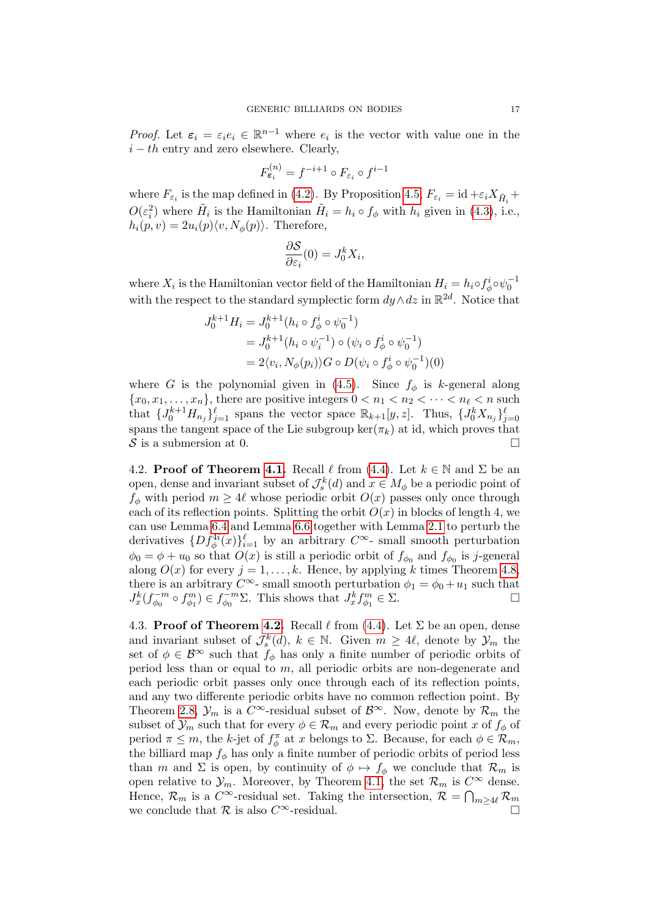*Proof.* Let $\boldsymbol{\varepsilon}_i = \varepsilon_i e_i \in \mathbb{R}^{n-1}$ where $e_i$ is the vector with value one in the $i-th$ entry and zero elsewhere. Clearly,

$$F^{(n)}_{\boldsymbol{\varepsilon}_i} = f^{-i+1} \circ F_{\varepsilon_i} \circ f^{i-1}$$

where $F_{\varepsilon_i}$ is the map defined in (4.2). By Proposition 4.5, $F_{\varepsilon_i} = \mathrm{id} + \varepsilon_i X_{\tilde{H}_i} + O(\varepsilon_i^2)$ where $\tilde{H}_i$ is the Hamiltonian $\tilde{H}_i = h_i \circ f_\phi$ with $h_i$ given in (4.3), i.e., $h_i(p,v) = 2u_i(p)\langle v, N_\phi(p)\rangle$. Therefore,

$$\frac{\partial \mathcal{S}}{\partial \varepsilon_i}(0) = J^k_0 X_i,$$

where $X_i$ is the Hamiltonian vector field of the Hamiltonian $H_i = h_i \circ f^i_\phi \circ \psi_0^{-1}$ with the respect to the standard symplectic form $dy \wedge dz$ in $\mathbb{R}^{2d}$. Notice that

$$\begin{aligned}
J^{k+1}_0 H_i &= J^{k+1}_0 (h_i \circ f^i_\phi \circ \psi_0^{-1}) \\
&= J^{k+1}_0 (h_i \circ \psi_i^{-1}) \circ (\psi_i \circ f^i_\phi \circ \psi_0^{-1}) \\
&= 2\langle v_i, N_\phi(p_i)\rangle G \circ D(\psi_i \circ f^i_\phi \circ \psi_0^{-1})(0)
\end{aligned}$$

where $G$ is the polynomial given in (4.5). Since $f_\phi$ is $k$-general along $\{x_0, x_1, \ldots, x_n\}$, there are positive integers $0 < n_1 < n_2 < \cdots < n_\ell < n$ such that $\{J^{k+1}_0 H_{n_j}\}_{j=1}^{\ell}$ spans the vector space $\mathbb{R}_{k+1}[y,z]$. Thus, $\{J^k_0 X_{n_j}\}_{j=0}^{\ell}$ spans the tangent space of the Lie subgroup $\ker(\pi_k)$ at id, which proves that $\mathcal{S}$ is a submersion at 0. $\square$

4.2. **Proof of Theorem 4.1.** Recall $\ell$ from (4.4). Let $k \in \mathbb{N}$ and $\Sigma$ be an open, dense and invariant subset of $\mathcal{J}^k_s(d)$ and $x \in M_\phi$ be a periodic point of $f_\phi$ with period $m \geq 4\ell$ whose periodic orbit $O(x)$ passes only once through each of its reflection points. Splitting the orbit $O(x)$ in blocks of length 4, we can use Lemma 6.4 and Lemma 6.6 together with Lemma 2.1 to perturb the derivatives $\{Df^{4i}_\phi(x)\}_{i=1}^{\ell}$ by an arbitrary $C^\infty$- small smooth perturbation $\phi_0 = \phi + u_0$ so that $O(x)$ is still a periodic orbit of $f_{\phi_0}$ and $f_{\phi_0}$ is $j$-general along $O(x)$ for every $j = 1, \ldots, k$. Hence, by applying $k$ times Theorem 4.8, there is an arbitrary $C^\infty$- small smooth perturbation $\phi_1 = \phi_0 + u_1$ such that $J^k_x(f^{-m}_{\phi_0} \circ f^m_{\phi_1}) \in f^{-m}_{\phi_0}\Sigma$. This shows that $J^k_x f^m_{\phi_1} \in \Sigma$. $\square$

4.3. **Proof of Theorem 4.2.** Recall $\ell$ from (4.4). Let $\Sigma$ be an open, dense and invariant subset of $\mathcal{J}^k_s(d)$, $k \in \mathbb{N}$. Given $m \geq 4\ell$, denote by $\mathcal{Y}_m$ the set of $\phi \in \mathcal{B}^\infty$ such that $f_\phi$ has only a finite number of periodic orbits of period less than or equal to $m$, all periodic orbits are non-degenerate and each periodic orbit passes only once through each of its reflection points, and any two differente periodic orbits have no common reflection point. By Theorem 2.8, $\mathcal{Y}_m$ is a $C^\infty$-residual subset of $\mathcal{B}^\infty$. Now, denote by $\mathcal{R}_m$ the subset of $\mathcal{Y}_m$ such that for every $\phi \in \mathcal{R}_m$ and every periodic point $x$ of $f_\phi$ of period $\pi \leq m$, the $k$-jet of $f^\pi_\phi$ at $x$ belongs to $\Sigma$. Because, for each $\phi \in \mathcal{R}_m$, the billiard map $f_\phi$ has only a finite number of periodic orbits of period less than $m$ and $\Sigma$ is open, by continuity of $\phi \mapsto f_\phi$ we conclude that $\mathcal{R}_m$ is open relative to $\mathcal{Y}_m$. Moreover, by Theorem 4.1, the set $\mathcal{R}_m$ is $C^\infty$ dense. Hence, $\mathcal{R}_m$ is a $C^\infty$-residual set. Taking the intersection, $\mathcal{R} = \bigcap_{m \geq 4\ell} \mathcal{R}_m$ we conclude that $\mathcal{R}$ is also $C^\infty$-residual. $\square$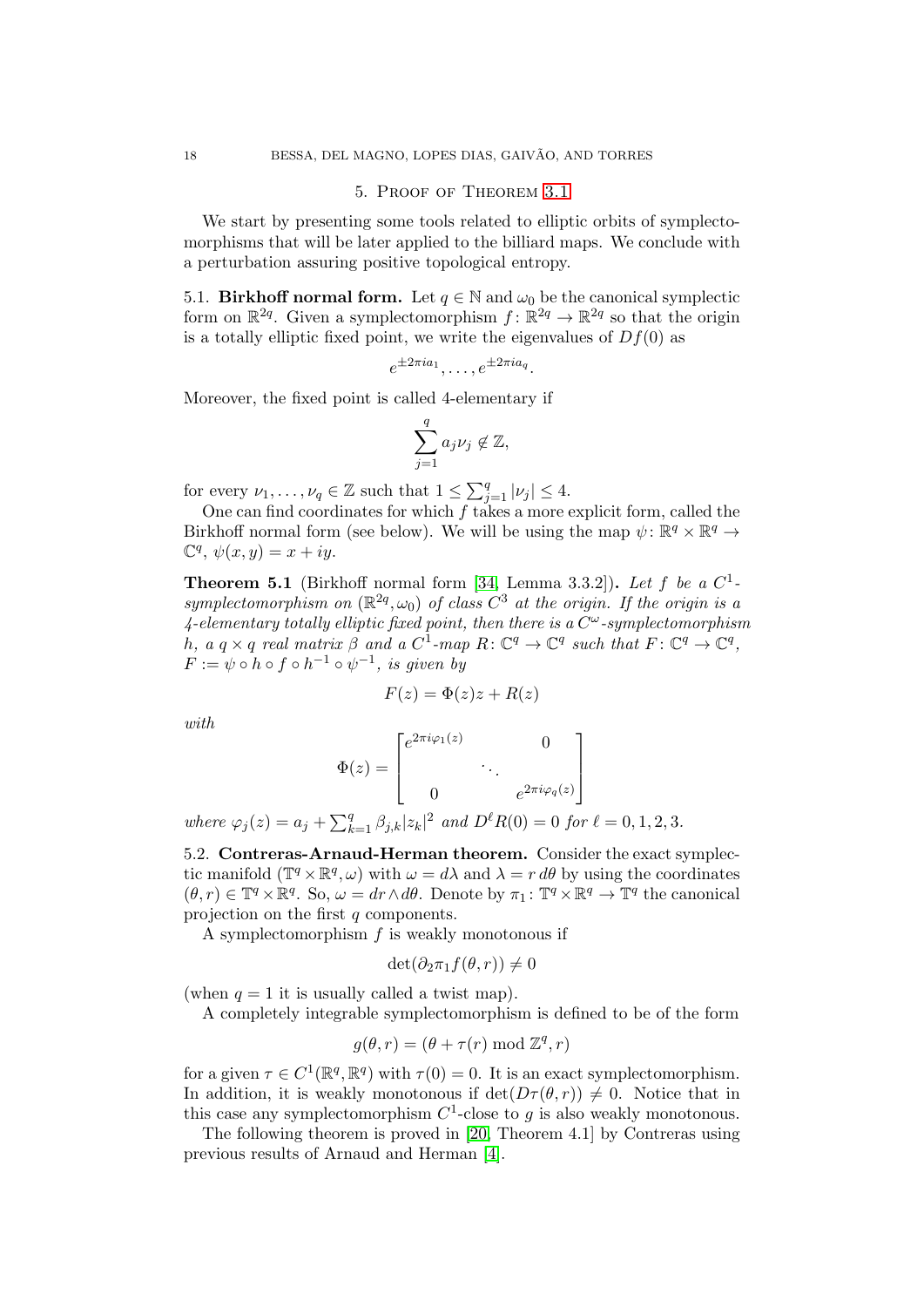## 5. Proof of Theorem 3.1

We start by presenting some tools related to elliptic orbits of symplectomorphisms that will be later applied to the billiard maps. We conclude with a perturbation assuring positive topological entropy.

### 5.1. Birkhoff normal form.

Let $q \in \mathbb{N}$ and $\omega_0$ be the canonical symplectic form on $\mathbb{R}^{2q}$. Given a symplectomorphism $f\colon \mathbb{R}^{2q} \to \mathbb{R}^{2q}$ so that the origin is a totally elliptic fixed point, we write the eigenvalues of $Df(0)$ as

$$e^{\pm 2\pi i a_1}, \ldots, e^{\pm 2\pi i a_q}.$$

Moreover, the fixed point is called 4-elementary if

$$\sum_{j=1}^{q} a_j \nu_j \notin \mathbb{Z},$$

for every $\nu_1, \ldots, \nu_q \in \mathbb{Z}$ such that $1 \leq \sum_{j=1}^{q} |\nu_j| \leq 4$.

One can find coordinates for which $f$ takes a more explicit form, called the Birkhoff normal form (see below). We will be using the map $\psi\colon \mathbb{R}^q \times \mathbb{R}^q \to \mathbb{C}^q$, $\psi(x, y) = x + iy$.

**Theorem 5.1** (Birkhoff normal form [34, Lemma 3.3.2])**.** *Let $f$ be a $C^1$-symplectomorphism on $(\mathbb{R}^{2q}, \omega_0)$ of class $C^3$ at the origin. If the origin is a 4-elementary totally elliptic fixed point, then there is a $C^\omega$-symplectomorphism $h$, a $q \times q$ real matrix $\beta$ and a $C^1$-map $R\colon \mathbb{C}^q \to \mathbb{C}^q$ such that $F\colon \mathbb{C}^q \to \mathbb{C}^q$, $F := \psi \circ h \circ f \circ h^{-1} \circ \psi^{-1}$, is given by*

$$F(z) = \Phi(z)z + R(z)$$

*with*

$$\Phi(z) = \begin{bmatrix} e^{2\pi i \varphi_1(z)} & & 0 \\ & \ddots & \\ 0 & & e^{2\pi i \varphi_q(z)} \end{bmatrix}$$

*where $\varphi_j(z) = a_j + \sum_{k=1}^{q} \beta_{j,k} |z_k|^2$ and $D^\ell R(0) = 0$ for $\ell = 0, 1, 2, 3$.*

### 5.2. Contreras-Arnaud-Herman theorem.

Consider the exact symplectic manifold $(\mathbb{T}^q \times \mathbb{R}^q, \omega)$ with $\omega = d\lambda$ and $\lambda = r\, d\theta$ by using the coordinates $(\theta, r) \in \mathbb{T}^q \times \mathbb{R}^q$. So, $\omega = dr \wedge d\theta$. Denote by $\pi_1\colon \mathbb{T}^q \times \mathbb{R}^q \to \mathbb{T}^q$ the canonical projection on the first $q$ components.

A symplectomorphism $f$ is weakly monotonous if

$$\det(\partial_2 \pi_1 f(\theta, r)) \neq 0$$

(when $q = 1$ it is usually called a twist map).

A completely integrable symplectomorphism is defined to be of the form

$$g(\theta, r) = (\theta + \tau(r) \bmod \mathbb{Z}^q, r)$$

for a given $\tau \in C^1(\mathbb{R}^q, \mathbb{R}^q)$ with $\tau(0) = 0$. It is an exact symplectomorphism. In addition, it is weakly monotonous if $\det(D\tau(\theta, r)) \neq 0$. Notice that in this case any symplectomorphism $C^1$-close to $g$ is also weakly monotonous.

The following theorem is proved in [20, Theorem 4.1] by Contreras using previous results of Arnaud and Herman [4].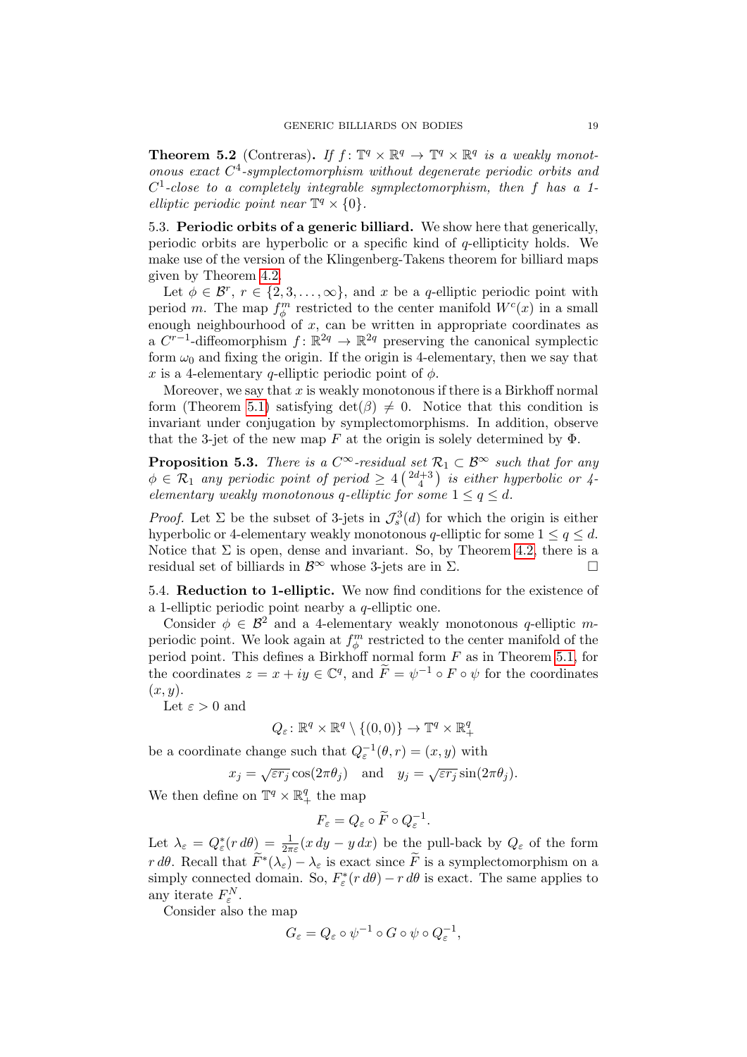**Theorem 5.2** (Contreras)**.** *If $f\colon \mathbb{T}^q \times \mathbb{R}^q \to \mathbb{T}^q \times \mathbb{R}^q$ is a weakly monotonous exact $C^4$-symplectomorphism without degenerate periodic orbits and $C^1$-close to a completely integrable symplectomorphism, then $f$ has a 1-elliptic periodic point near $\mathbb{T}^q \times \{0\}$.*

5.3. **Periodic orbits of a generic billiard.** We show here that generically, periodic orbits are hyperbolic or a specific kind of $q$-ellipticity holds. We make use of the version of the Klingenberg-Takens theorem for billiard maps given by Theorem 4.2.

Let $\phi \in \mathcal{B}^r$, $r \in \{2, 3, \dots, \infty\}$, and $x$ be a $q$-elliptic periodic point with period $m$. The map $f_\phi^m$ restricted to the center manifold $W^c(x)$ in a small enough neighbourhood of $x$, can be written in appropriate coordinates as a $C^{r-1}$-diffeomorphism $f\colon \mathbb{R}^{2q} \to \mathbb{R}^{2q}$ preserving the canonical symplectic form $\omega_0$ and fixing the origin. If the origin is 4-elementary, then we say that $x$ is a 4-elementary $q$-elliptic periodic point of $\phi$.

Moreover, we say that $x$ is weakly monotonous if there is a Birkhoff normal form (Theorem 5.1) satisfying $\det(\beta) \neq 0$. Notice that this condition is invariant under conjugation by symplectomorphisms. In addition, observe that the 3-jet of the new map $F$ at the origin is solely determined by $\Phi$.

**Proposition 5.3.** *There is a $C^\infty$-residual set $\mathcal{R}_1 \subset \mathcal{B}^\infty$ such that for any $\phi \in \mathcal{R}_1$ any periodic point of period $\geq 4\binom{2d+3}{4}$ is either hyperbolic or 4-elementary weakly monotonous $q$-elliptic for some $1 \leq q \leq d$.*

*Proof.* Let $\Sigma$ be the subset of 3-jets in $\mathcal{J}_s^3(d)$ for which the origin is either hyperbolic or 4-elementary weakly monotonous $q$-elliptic for some $1 \leq q \leq d$. Notice that $\Sigma$ is open, dense and invariant. So, by Theorem 4.2, there is a residual set of billiards in $\mathcal{B}^\infty$ whose 3-jets are in $\Sigma$. □

5.4. **Reduction to 1-elliptic.** We now find conditions for the existence of a 1-elliptic periodic point nearby a $q$-elliptic one.

Consider $\phi \in \mathcal{B}^2$ and a 4-elementary weakly monotonous $q$-elliptic $m$-periodic point. We look again at $f_\phi^m$ restricted to the center manifold of the period point. This defines a Birkhoff normal form $F$ as in Theorem 5.1, for the coordinates $z = x + iy \in \mathbb{C}^q$, and $\widetilde{F} = \psi^{-1} \circ F \circ \psi$ for the coordinates $(x, y)$.

Let $\varepsilon > 0$ and

$$Q_\varepsilon \colon \mathbb{R}^q \times \mathbb{R}^q \setminus \{(0,0)\} \to \mathbb{T}^q \times \mathbb{R}^q_+$$

be a coordinate change such that $Q_\varepsilon^{-1}(\theta, r) = (x, y)$ with

$$x_j = \sqrt{\varepsilon r_j} \cos(2\pi\theta_j) \quad \text{and} \quad y_j = \sqrt{\varepsilon r_j} \sin(2\pi\theta_j).$$

We then define on $\mathbb{T}^q \times \mathbb{R}^q_+$ the map

$$F_\varepsilon = Q_\varepsilon \circ \widetilde{F} \circ Q_\varepsilon^{-1}.$$

Let $\lambda_\varepsilon = Q_\varepsilon^*(r\, d\theta) = \frac{1}{2\pi\varepsilon}(x\, dy - y\, dx)$ be the pull-back by $Q_\varepsilon$ of the form $r\, d\theta$. Recall that $\widetilde{F}^*(\lambda_\varepsilon) - \lambda_\varepsilon$ is exact since $\widetilde{F}$ is a symplectomorphism on a simply connected domain. So, $F_\varepsilon^*(r\, d\theta) - r\, d\theta$ is exact. The same applies to any iterate $F_\varepsilon^N$.

Consider also the map

$$G_\varepsilon = Q_\varepsilon \circ \psi^{-1} \circ G \circ \psi \circ Q_\varepsilon^{-1},$$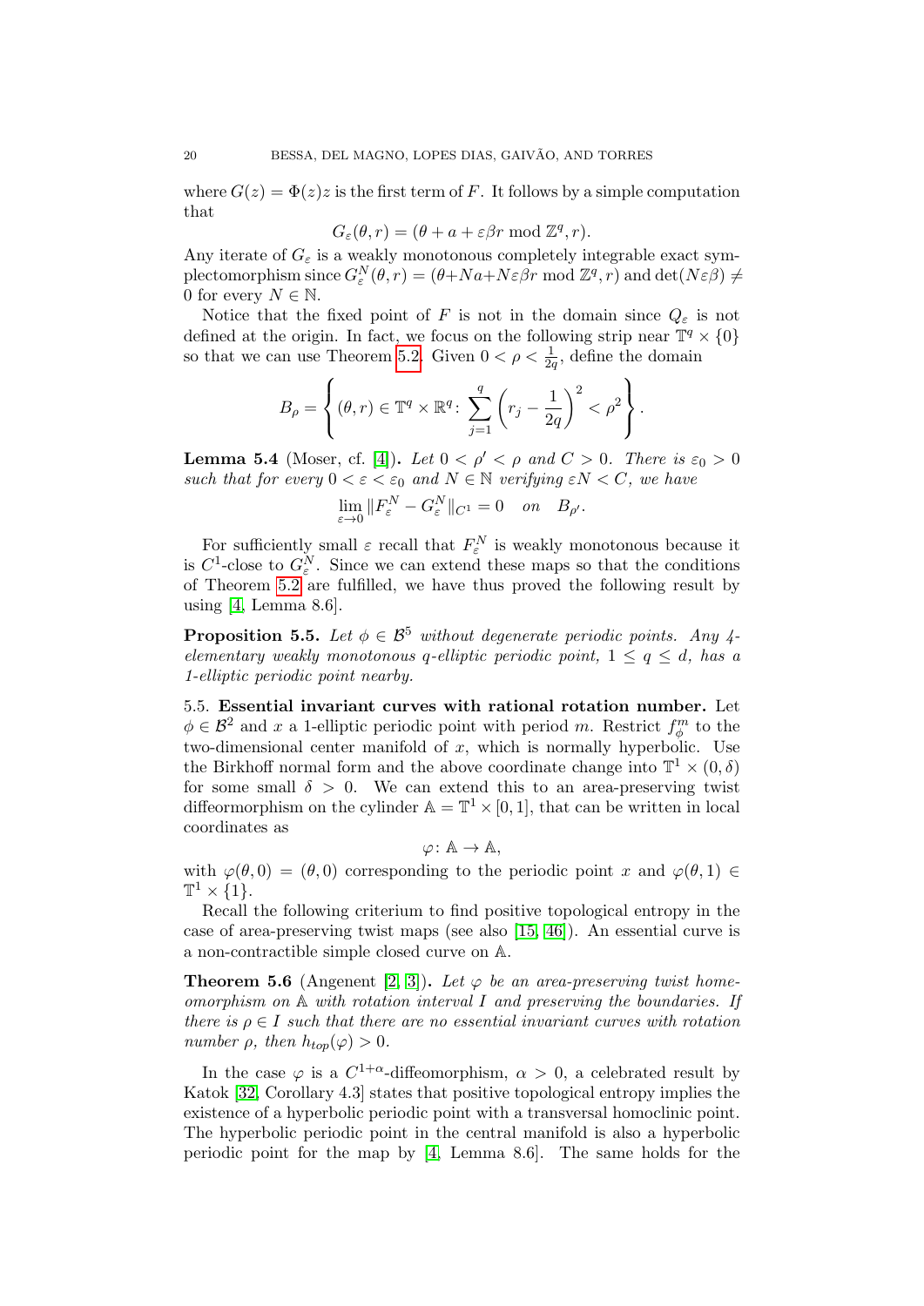where $G(z) = \Phi(z)z$ is the first term of $F$. It follows by a simple computation that

$$G_\varepsilon(\theta, r) = (\theta + a + \varepsilon\beta r \bmod \mathbb{Z}^q, r).$$

Any iterate of $G_\varepsilon$ is a weakly monotonous completely integrable exact symplectomorphism since $G_\varepsilon^N(\theta, r) = (\theta + Na + N\varepsilon\beta r \bmod \mathbb{Z}^q, r)$ and $\det(N\varepsilon\beta) \neq 0$ for every $N \in \mathbb{N}$.

Notice that the fixed point of $F$ is not in the domain since $Q_\varepsilon$ is not defined at the origin. In fact, we focus on the following strip near $\mathbb{T}^q \times \{0\}$ so that we can use Theorem 5.2. Given $0 < \rho < \frac{1}{2q}$, define the domain

$$B_\rho = \left\{ (\theta, r) \in \mathbb{T}^q \times \mathbb{R}^q \colon \sum_{j=1}^{q} \left( r_j - \frac{1}{2q} \right)^2 < \rho^2 \right\}.$$

**Lemma 5.4** (Moser, cf. [4]). *Let $0 < \rho' < \rho$ and $C > 0$. There is $\varepsilon_0 > 0$ such that for every $0 < \varepsilon < \varepsilon_0$ and $N \in \mathbb{N}$ verifying $\varepsilon N < C$, we have*

$$\lim_{\varepsilon \to 0} \| F_\varepsilon^N - G_\varepsilon^N \|_{C^1} = 0 \quad on \quad B_{\rho'}.$$

For sufficiently small $\varepsilon$ recall that $F_\varepsilon^N$ is weakly monotonous because it is $C^1$-close to $G_\varepsilon^N$. Since we can extend these maps so that the conditions of Theorem 5.2 are fulfilled, we have thus proved the following result by using [4, Lemma 8.6].

**Proposition 5.5.** *Let $\phi \in \mathcal{B}^5$ without degenerate periodic points. Any 4-elementary weakly monotonous $q$-elliptic periodic point, $1 \leq q \leq d$, has a 1-elliptic periodic point nearby.*

5.5. **Essential invariant curves with rational rotation number.** Let $\phi \in \mathcal{B}^2$ and $x$ a 1-elliptic periodic point with period $m$. Restrict $f_\phi^m$ to the two-dimensional center manifold of $x$, which is normally hyperbolic. Use the Birkhoff normal form and the above coordinate change into $\mathbb{T}^1 \times (0, \delta)$ for some small $\delta > 0$. We can extend this to an area-preserving twist diffeormorphism on the cylinder $\mathbb{A} = \mathbb{T}^1 \times [0, 1]$, that can be written in local coordinates as

$$\varphi \colon \mathbb{A} \to \mathbb{A},$$

with $\varphi(\theta, 0) = (\theta, 0)$ corresponding to the periodic point $x$ and $\varphi(\theta, 1) \in \mathbb{T}^1 \times \{1\}$.

Recall the following criterium to find positive topological entropy in the case of area-preserving twist maps (see also [15, 46]). An essential curve is a non-contractible simple closed curve on $\mathbb{A}$.

**Theorem 5.6** (Angenent [2, 3]). *Let $\varphi$ be an area-preserving twist homeomorphism on $\mathbb{A}$ with rotation interval $I$ and preserving the boundaries. If there is $\rho \in I$ such that there are no essential invariant curves with rotation number $\rho$, then $h_{top}(\varphi) > 0$.*

In the case $\varphi$ is a $C^{1+\alpha}$-diffeomorphism, $\alpha > 0$, a celebrated result by Katok [32, Corollary 4.3] states that positive topological entropy implies the existence of a hyperbolic periodic point with a transversal homoclinic point. The hyperbolic periodic point in the central manifold is also a hyperbolic periodic point for the map by [4, Lemma 8.6]. The same holds for the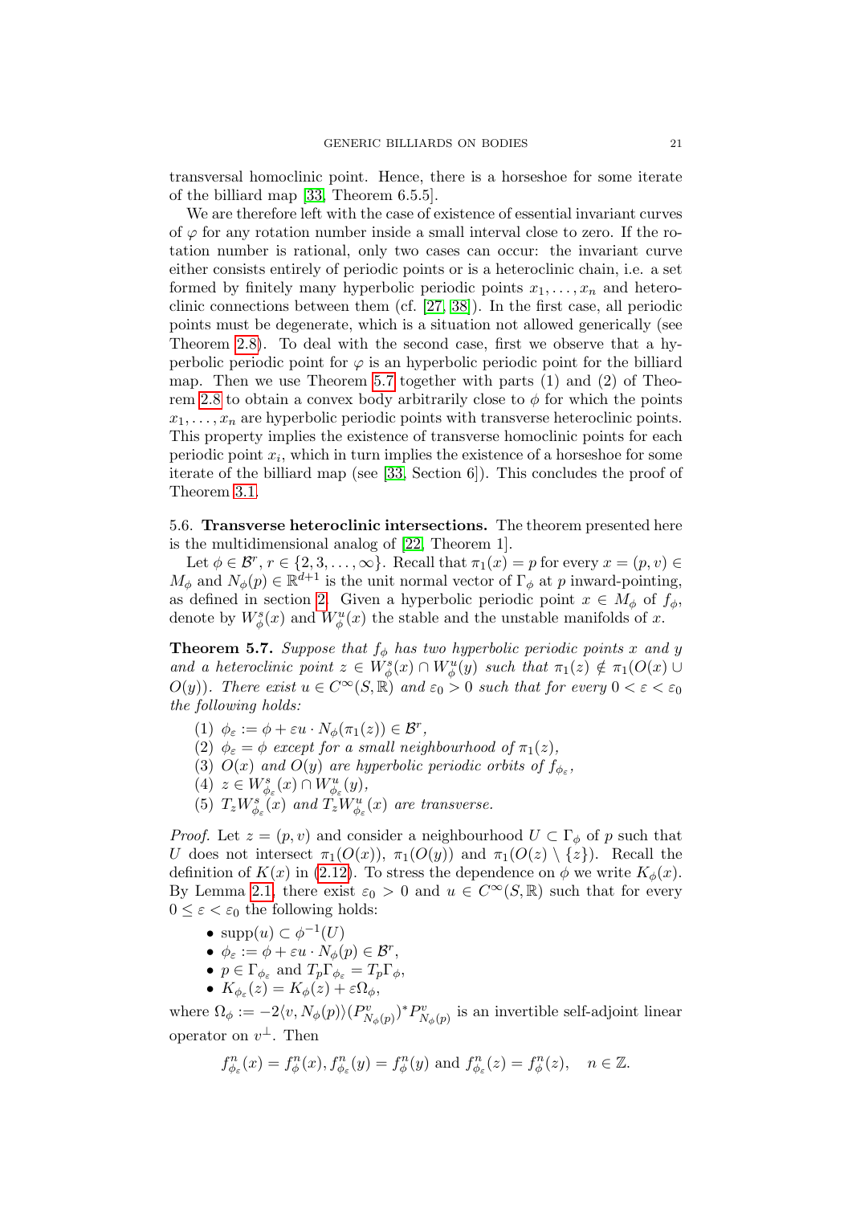transversal homoclinic point. Hence, there is a horseshoe for some iterate of the billiard map [33, Theorem 6.5.5].

We are therefore left with the case of existence of essential invariant curves of $\varphi$ for any rotation number inside a small interval close to zero. If the rotation number is rational, only two cases can occur: the invariant curve either consists entirely of periodic points or is a heteroclinic chain, i.e. a set formed by finitely many hyperbolic periodic points $x_1, \dots, x_n$ and heteroclinic connections between them (cf. [27, 38]). In the first case, all periodic points must be degenerate, which is a situation not allowed generically (see Theorem 2.8). To deal with the second case, first we observe that a hyperbolic periodic point for $\varphi$ is an hyperbolic periodic point for the billiard map. Then we use Theorem 5.7 together with parts (1) and (2) of Theorem 2.8 to obtain a convex body arbitrarily close to $\phi$ for which the points $x_1, \dots, x_n$ are hyperbolic periodic points with transverse heteroclinic points. This property implies the existence of transverse homoclinic points for each periodic point $x_i$, which in turn implies the existence of a horseshoe for some iterate of the billiard map (see [33, Section 6]). This concludes the proof of Theorem 3.1.

## 5.6. Transverse heteroclinic intersections.

The theorem presented here is the multidimensional analog of [22, Theorem 1].

Let $\phi \in \mathcal{B}^r$, $r \in \{2, 3, \dots, \infty\}$. Recall that $\pi_1(x) = p$ for every $x = (p, v) \in M_\phi$ and $N_\phi(p) \in \mathbb{R}^{d+1}$ is the unit normal vector of $\Gamma_\phi$ at $p$ inward-pointing, as defined in section 2. Given a hyperbolic periodic point $x \in M_\phi$ of $f_\phi$, denote by $W^s_\phi(x)$ and $W^u_\phi(x)$ the stable and the unstable manifolds of $x$.

**Theorem 5.7.** *Suppose that $f_\phi$ has two hyperbolic periodic points $x$ and $y$ and a heteroclinic point $z \in W^s_\phi(x) \cap W^u_\phi(y)$ such that $\pi_1(z) \notin \pi_1(O(x) \cup O(y))$. There exist $u \in C^\infty(S, \mathbb{R})$ and $\varepsilon_0 > 0$ such that for every $0 < \varepsilon < \varepsilon_0$ the following holds:*

1. *$\phi_\varepsilon := \phi + \varepsilon u \cdot N_\phi(\pi_1(z)) \in \mathcal{B}^r$,*
2. *$\phi_\varepsilon = \phi$ except for a small neighbourhood of $\pi_1(z)$,*
3. *$O(x)$ and $O(y)$ are hyperbolic periodic orbits of $f_{\phi_\varepsilon}$,*
4. *$z \in W^s_{\phi_\varepsilon}(x) \cap W^u_{\phi_\varepsilon}(y)$,*
5. *$T_z W^s_{\phi_\varepsilon}(x)$ and $T_z W^u_{\phi_\varepsilon}(x)$ are transverse.*

*Proof.* Let $z = (p, v)$ and consider a neighbourhood $U \subset \Gamma_\phi$ of $p$ such that $U$ does not intersect $\pi_1(O(x))$, $\pi_1(O(y))$ and $\pi_1(O(z) \setminus \{z\})$. Recall the definition of $K(x)$ in (2.12). To stress the dependence on $\phi$ we write $K_\phi(x)$. By Lemma 2.1, there exist $\varepsilon_0 > 0$ and $u \in C^\infty(S, \mathbb{R})$ such that for every $0 \le \varepsilon < \varepsilon_0$ the following holds:

- $\operatorname{supp}(u) \subset \phi^{-1}(U)$
- $\phi_\varepsilon := \phi + \varepsilon u \cdot N_\phi(p) \in \mathcal{B}^r$,
- $p \in \Gamma_{\phi_\varepsilon}$ and $T_p\Gamma_{\phi_\varepsilon} = T_p\Gamma_\phi$,
- $K_{\phi_\varepsilon}(z) = K_\phi(z) + \varepsilon\Omega_\phi$,

where $\Omega_\phi := -2\langle v, N_\phi(p)\rangle (P^v_{N_\phi(p)})^* P^v_{N_\phi(p)}$ is an invertible self-adjoint linear operator on $v^\perp$. Then

$$f^n_{\phi_\varepsilon}(x) = f^n_\phi(x), f^n_{\phi_\varepsilon}(y) = f^n_\phi(y) \text{ and } f^n_{\phi_\varepsilon}(z) = f^n_\phi(z), \quad n \in \mathbb{Z}.$$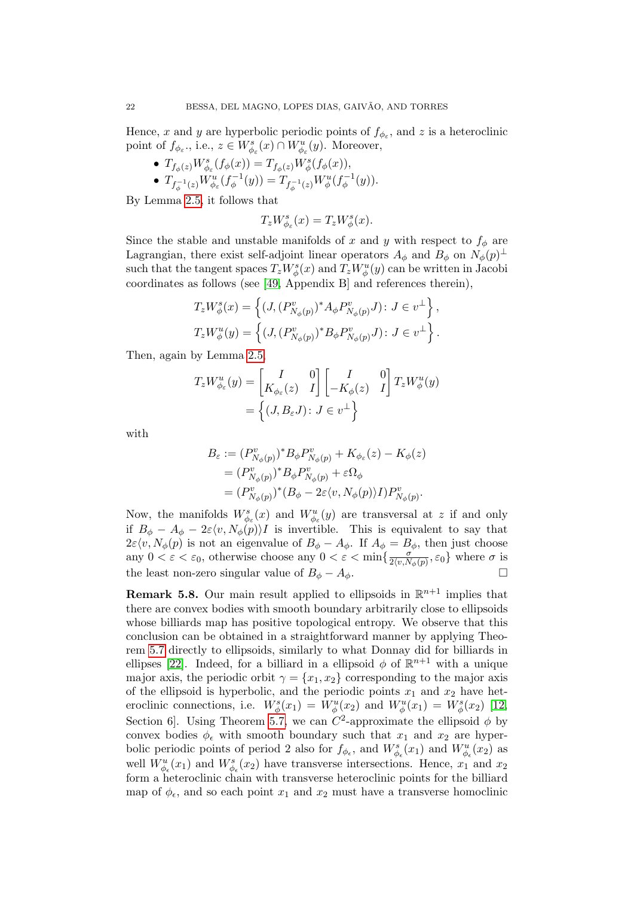Hence, $x$ and $y$ are hyperbolic periodic points of $f_{\phi_\varepsilon}$, and $z$ is a heteroclinic point of $f_{\phi_\varepsilon}$., i.e., $z \in W^s_{\phi_\varepsilon}(x) \cap W^u_{\phi_\varepsilon}(y)$. Moreover,

- $T_{f_\phi(z)} W^s_{\phi_\varepsilon}(f_\phi(x)) = T_{f_\phi(z)} W^s_\phi(f_\phi(x))$,
- $T_{f_\phi^{-1}(z)} W^u_{\phi_\varepsilon}(f_\phi^{-1}(y)) = T_{f_\phi^{-1}(z)} W^u_\phi(f_\phi^{-1}(y))$.

By Lemma 2.5, it follows that

$$T_z W^s_{\phi_\varepsilon}(x) = T_z W^s_\phi(x).$$

Since the stable and unstable manifolds of $x$ and $y$ with respect to $f_\phi$ are Lagrangian, there exist self-adjoint linear operators $A_\phi$ and $B_\phi$ on $N_\phi(p)^\perp$ such that the tangent spaces $T_z W^s_\phi(x)$ and $T_z W^u_\phi(y)$ can be written in Jacobi coordinates as follows (see [49, Appendix B] and references therein),

$$T_z W^s_\phi(x) = \left\{ (J, (P^v_{N_\phi(p)})^* A_\phi P^v_{N_\phi(p)} J) \colon J \in v^\perp \right\},$$
$$T_z W^u_\phi(y) = \left\{ (J, (P^v_{N_\phi(p)})^* B_\phi P^v_{N_\phi(p)} J) \colon J \in v^\perp \right\}.$$

Then, again by Lemma 2.5

$$\begin{aligned} T_z W^u_{\phi_\varepsilon}(y) &= \begin{bmatrix} I & 0 \\ K_{\phi_\varepsilon}(z) & I \end{bmatrix} \begin{bmatrix} I & 0 \\ -K_\phi(z) & I \end{bmatrix} T_z W^u_\phi(y) \\ &= \left\{ (J, B_\varepsilon J) \colon J \in v^\perp \right\} \end{aligned}$$

with

$$\begin{aligned} B_\varepsilon &:= (P^v_{N_\phi(p)})^* B_\phi P^v_{N_\phi(p)} + K_{\phi_\varepsilon}(z) - K_\phi(z) \\ &= (P^v_{N_\phi(p)})^* B_\phi P^v_{N_\phi(p)} + \varepsilon \Omega_\phi \\ &= (P^v_{N_\phi(p)})^* (B_\phi - 2\varepsilon \langle v, N_\phi(p) \rangle I) P^v_{N_\phi(p)}. \end{aligned}$$

Now, the manifolds $W^s_{\phi_\varepsilon}(x)$ and $W^u_{\phi_\varepsilon}(y)$ are transversal at $z$ if and only if $B_\phi - A_\phi - 2\varepsilon \langle v, N_\phi(p) \rangle I$ is invertible. This is equivalent to say that $2\varepsilon \langle v, N_\phi(p)$ is not an eigenvalue of $B_\phi - A_\phi$. If $A_\phi = B_\phi$, then just choose any $0 < \varepsilon < \varepsilon_0$, otherwise choose any $0 < \varepsilon < \min\{\frac{\sigma}{2\langle v, N_\phi(p)}, \varepsilon_0\}$ where $\sigma$ is the least non-zero singular value of $B_\phi - A_\phi$. □

**Remark 5.8.** Our main result applied to ellipsoids in $\mathbb{R}^{n+1}$ implies that there are convex bodies with smooth boundary arbitrarily close to ellipsoids whose billiards map has positive topological entropy. We observe that this conclusion can be obtained in a straightforward manner by applying Theorem 5.7 directly to ellipsoids, similarly to what Donnay did for billiards in ellipses [22]. Indeed, for a billiard in a ellipsoid $\phi$ of $\mathbb{R}^{n+1}$ with a unique major axis, the periodic orbit $\gamma = \{x_1, x_2\}$ corresponding to the major axis of the ellipsoid is hyperbolic, and the periodic points $x_1$ and $x_2$ have heteroclinic connections, i.e. $W^s_\phi(x_1) = W^u_\phi(x_2)$ and $W^u_\phi(x_1) = W^s_\phi(x_2)$ [12, Section 6]. Using Theorem 5.7, we can $C^2$-approximate the ellipsoid $\phi$ by convex bodies $\phi_\epsilon$ with smooth boundary such that $x_1$ and $x_2$ are hyperbolic periodic points of period 2 also for $f_{\phi_\epsilon}$, and $W^s_{\phi_\epsilon}(x_1)$ and $W^u_{\phi_\epsilon}(x_2)$ as well $W^u_{\phi_\epsilon}(x_1)$ and $W^s_{\phi_\epsilon}(x_2)$ have transverse intersections. Hence, $x_1$ and $x_2$ form a heteroclinic chain with transverse heteroclinic points for the billiard map of $\phi_\epsilon$, and so each point $x_1$ and $x_2$ must have a transverse homoclinic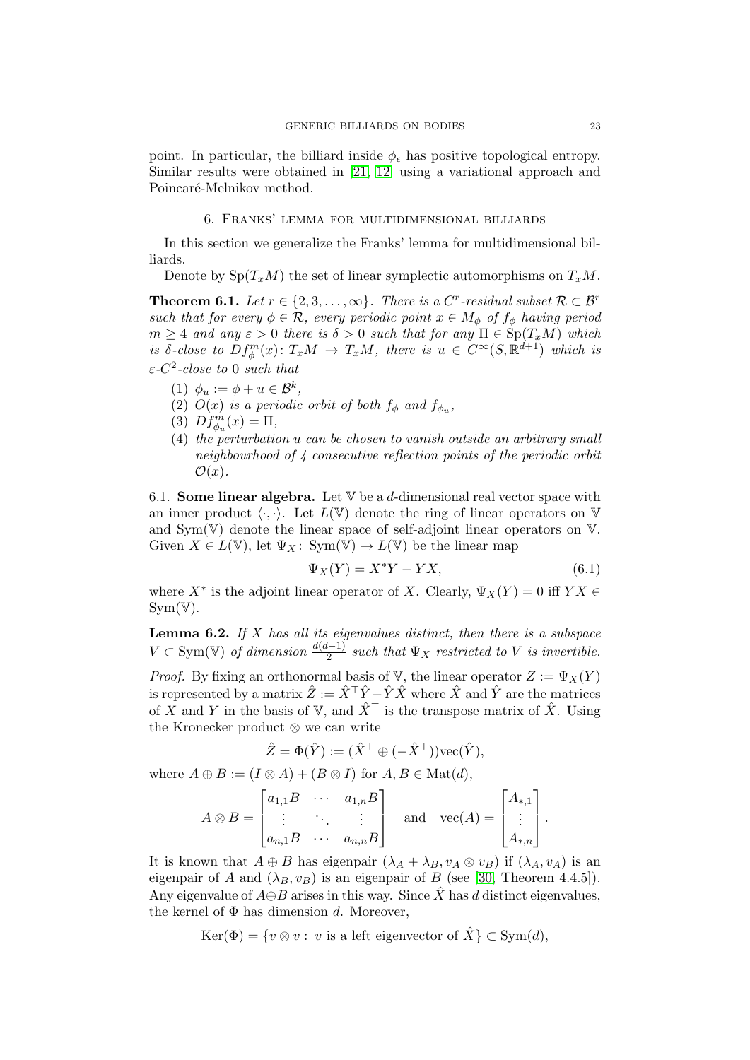point. In particular, the billiard inside $\phi_\epsilon$ has positive topological entropy. Similar results were obtained in [21, 12] using a variational approach and Poincaré-Melnikov method.

## 6. Franks' lemma for multidimensional billiards

In this section we generalize the Franks' lemma for multidimensional billiards.

Denote by $\mathrm{Sp}(T_xM)$ the set of linear symplectic automorphisms on $T_xM$.

**Theorem 6.1.** *Let $r \in \{2, 3, \dots, \infty\}$. There is a $C^r$-residual subset $\mathcal{R} \subset \mathcal{B}^r$ such that for every $\phi \in \mathcal{R}$, every periodic point $x \in M_\phi$ of $f_\phi$ having period $m \geq 4$ and any $\varepsilon > 0$ there is $\delta > 0$ such that for any $\Pi \in \mathrm{Sp}(T_xM)$ which is $\delta$-close to $Df_\phi^m(x) \colon T_xM \to T_xM$, there is $u \in C^\infty(S, \mathbb{R}^{d+1})$ which is $\varepsilon$-$C^2$-close to $0$ such that*

1. *$\phi_u := \phi + u \in \mathcal{B}^k$,*
2. *$O(x)$ is a periodic orbit of both $f_\phi$ and $f_{\phi_u}$,*
3. *$Df_{\phi_u}^m(x) = \Pi$,*
4. *the perturbation $u$ can be chosen to vanish outside an arbitrary small neighbourhood of 4 consecutive reflection points of the periodic orbit $\mathcal{O}(x)$.*

### 6.1. Some linear algebra.

Let $\mathbb{V}$ be a $d$-dimensional real vector space with an inner product $\langle \cdot, \cdot \rangle$. Let $L(\mathbb{V})$ denote the ring of linear operators on $\mathbb{V}$ and $\mathrm{Sym}(\mathbb{V})$ denote the linear space of self-adjoint linear operators on $\mathbb{V}$. Given $X \in L(\mathbb{V})$, let $\Psi_X \colon \mathrm{Sym}(\mathbb{V}) \to L(\mathbb{V})$ be the linear map

$$\Psi_X(Y) = X^* Y - Y X, \tag{6.1}$$

where $X^*$ is the adjoint linear operator of $X$. Clearly, $\Psi_X(Y) = 0$ iff $YX \in \mathrm{Sym}(\mathbb{V})$.

**Lemma 6.2.** *If $X$ has all its eigenvalues distinct, then there is a subspace $V \subset \mathrm{Sym}(\mathbb{V})$ of dimension $\frac{d(d-1)}{2}$ such that $\Psi_X$ restricted to $V$ is invertible.*

*Proof.* By fixing an orthonormal basis of $\mathbb{V}$, the linear operator $Z := \Psi_X(Y)$ is represented by a matrix $\hat{Z} := \hat{X}^\top \hat{Y} - \hat{Y}\hat{X}$ where $\hat{X}$ and $\hat{Y}$ are the matrices of $X$ and $Y$ in the basis of $\mathbb{V}$, and $\hat{X}^\top$ is the transpose matrix of $\hat{X}$. Using the Kronecker product $\otimes$ we can write

$$\hat{Z} = \Phi(\hat{Y}) := (\hat{X}^\top \oplus (-\hat{X}^\top))\mathrm{vec}(\hat{Y}),$$

where $A \oplus B := (I \otimes A) + (B \otimes I)$ for $A, B \in \mathrm{Mat}(d)$,

$$A \otimes B = \begin{bmatrix} a_{1,1}B & \cdots & a_{1,n}B \\ \vdots & \ddots & \vdots \\ a_{n,1}B & \cdots & a_{n,n}B \end{bmatrix} \quad \text{and} \quad \mathrm{vec}(A) = \begin{bmatrix} A_{*,1} \\ \vdots \\ A_{*,n} \end{bmatrix}.$$

It is known that $A \oplus B$ has eigenpair $(\lambda_A + \lambda_B, v_A \otimes v_B)$ if $(\lambda_A, v_A)$ is an eigenpair of $A$ and $(\lambda_B, v_B)$ is an eigenpair of $B$ (see [30, Theorem 4.4.5]). Any eigenvalue of $A \oplus B$ arises in this way. Since $\hat{X}$ has $d$ distinct eigenvalues, the kernel of $\Phi$ has dimension $d$. Moreover,

$$\mathrm{Ker}(\Phi) = \{v \otimes v : \ v \text{ is a left eigenvector of } \hat{X}\} \subset \mathrm{Sym}(d),$$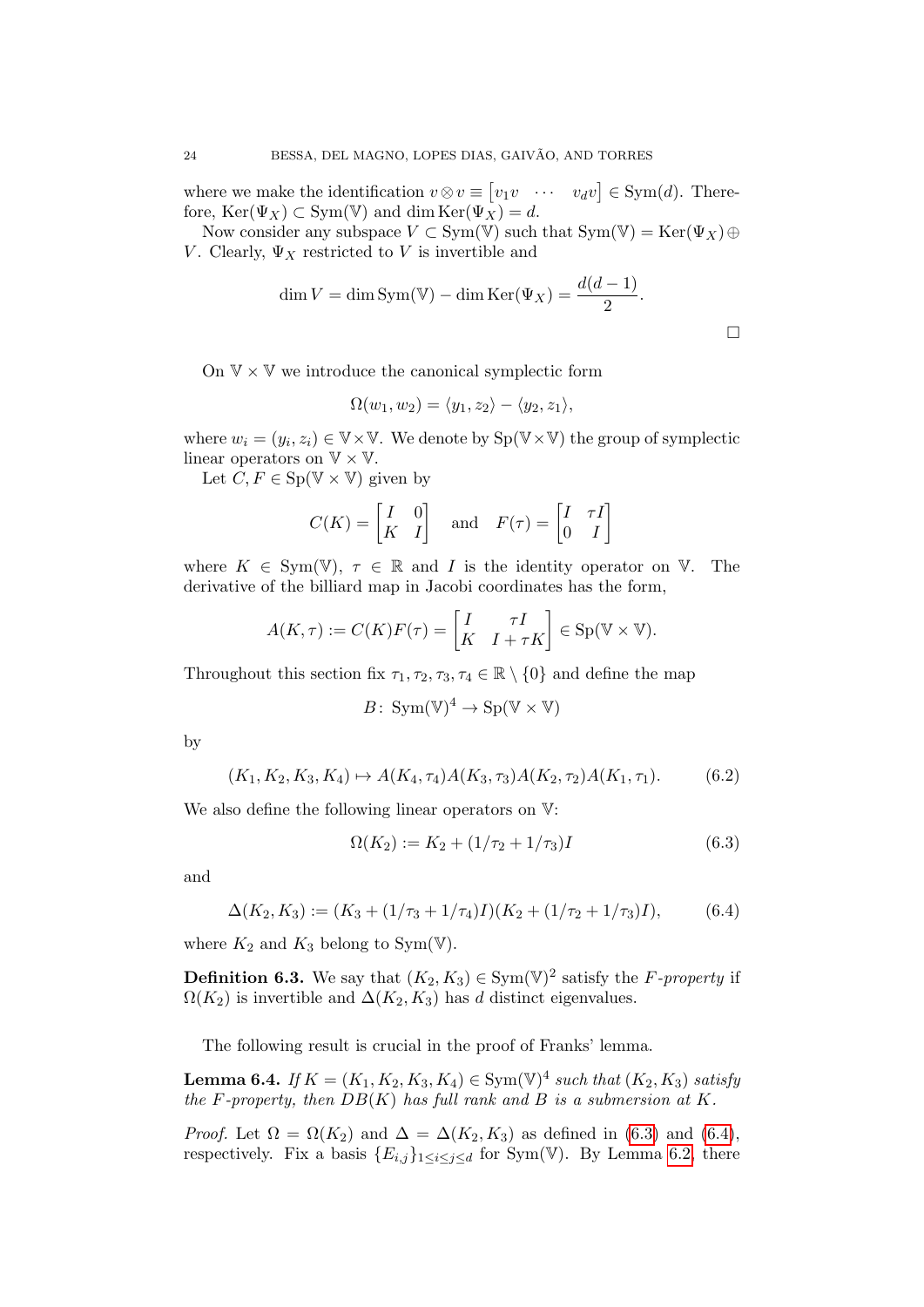where we make the identification $v \otimes v \equiv \begin{bmatrix} v_1 v & \cdots & v_d v \end{bmatrix} \in \mathrm{Sym}(d)$. Therefore, $\mathrm{Ker}(\Psi_X) \subset \mathrm{Sym}(\mathbb{V})$ and $\dim \mathrm{Ker}(\Psi_X) = d$.

Now consider any subspace $V \subset \mathrm{Sym}(\mathbb{V})$ such that $\mathrm{Sym}(\mathbb{V}) = \mathrm{Ker}(\Psi_X) \oplus V$. Clearly, $\Psi_X$ restricted to $V$ is invertible and

$$\dim V = \dim \mathrm{Sym}(\mathbb{V}) - \dim \mathrm{Ker}(\Psi_X) = \frac{d(d-1)}{2}.$$

$\square$

On $\mathbb{V} \times \mathbb{V}$ we introduce the canonical symplectic form

$$\Omega(w_1, w_2) = \langle y_1, z_2 \rangle - \langle y_2, z_1 \rangle,$$

where $w_i = (y_i, z_i) \in \mathbb{V} \times \mathbb{V}$. We denote by $\mathrm{Sp}(\mathbb{V} \times \mathbb{V})$ the group of symplectic linear operators on $\mathbb{V} \times \mathbb{V}$.

Let $C, F \in \mathrm{Sp}(\mathbb{V} \times \mathbb{V})$ given by

$$C(K) = \begin{bmatrix} I & 0 \\ K & I \end{bmatrix} \quad \text{and} \quad F(\tau) = \begin{bmatrix} I & \tau I \\ 0 & I \end{bmatrix}$$

where $K \in \mathrm{Sym}(\mathbb{V})$, $\tau \in \mathbb{R}$ and $I$ is the identity operator on $\mathbb{V}$. The derivative of the billiard map in Jacobi coordinates has the form,

$$A(K, \tau) := C(K)F(\tau) = \begin{bmatrix} I & \tau I \\ K & I + \tau K \end{bmatrix} \in \mathrm{Sp}(\mathbb{V} \times \mathbb{V}).$$

Throughout this section fix $\tau_1, \tau_2, \tau_3, \tau_4 \in \mathbb{R} \setminus \{0\}$ and define the map

$$B \colon \mathrm{Sym}(\mathbb{V})^4 \to \mathrm{Sp}(\mathbb{V} \times \mathbb{V})$$

by

$$(K_1, K_2, K_3, K_4) \mapsto A(K_4, \tau_4)A(K_3, \tau_3)A(K_2, \tau_2)A(K_1, \tau_1). \tag{6.2}$$

We also define the following linear operators on $\mathbb{V}$:

$$\Omega(K_2) := K_2 + (1/\tau_2 + 1/\tau_3)I \tag{6.3}$$

and

$$\Delta(K_2, K_3) := (K_3 + (1/\tau_3 + 1/\tau_4)I)(K_2 + (1/\tau_2 + 1/\tau_3)I), \tag{6.4}$$

where $K_2$ and $K_3$ belong to $\mathrm{Sym}(\mathbb{V})$.

**Definition 6.3.** We say that $(K_2, K_3) \in \mathrm{Sym}(\mathbb{V})^2$ satisfy the *F-property* if $\Omega(K_2)$ is invertible and $\Delta(K_2, K_3)$ has $d$ distinct eigenvalues.

The following result is crucial in the proof of Franks' lemma.

**Lemma 6.4.** *If $K = (K_1, K_2, K_3, K_4) \in \mathrm{Sym}(\mathbb{V})^4$ such that $(K_2, K_3)$ satisfy the F-property, then $DB(K)$ has full rank and $B$ is a submersion at $K$.*

*Proof.* Let $\Omega = \Omega(K_2)$ and $\Delta = \Delta(K_2, K_3)$ as defined in (6.3) and (6.4), respectively. Fix a basis $\{E_{i,j}\}_{1 \le i \le j \le d}$ for $\mathrm{Sym}(\mathbb{V})$. By Lemma 6.2, there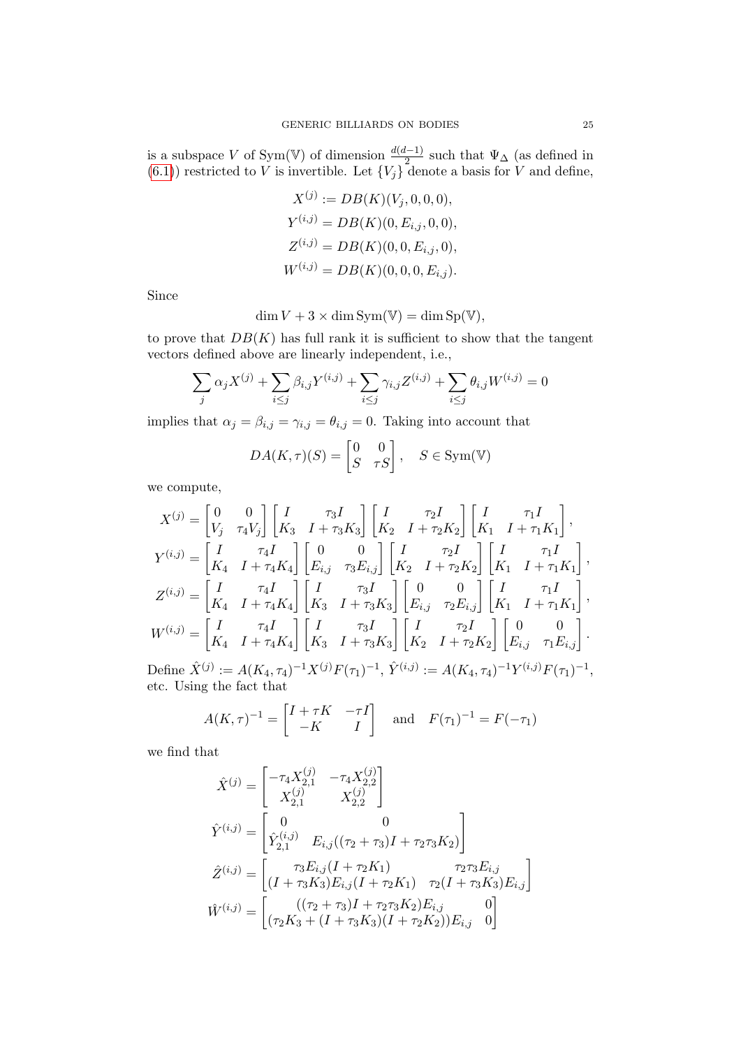is a subspace $V$ of $\mathrm{Sym}(\mathbb{V})$ of dimension $\frac{d(d-1)}{2}$ such that $\Psi_\Delta$ (as defined in (6.1)) restricted to $V$ is invertible. Let $\{V_j\}$ denote a basis for $V$ and define,

$$
\begin{aligned}
X^{(j)} &:= DB(K)(V_j, 0, 0, 0),\\
Y^{(i,j)} &= DB(K)(0, E_{i,j}, 0, 0),\\
Z^{(i,j)} &= DB(K)(0, 0, E_{i,j}, 0),\\
W^{(i,j)} &= DB(K)(0, 0, 0, E_{i,j}).
\end{aligned}
$$

Since

$$
\dim V + 3 \times \dim \mathrm{Sym}(\mathbb{V}) = \dim \mathrm{Sp}(\mathbb{V}),
$$

to prove that $DB(K)$ has full rank it is sufficient to show that the tangent vectors defined above are linearly independent, i.e.,

$$
\sum_j \alpha_j X^{(j)} + \sum_{i\le j} \beta_{i,j} Y^{(i,j)} + \sum_{i\le j} \gamma_{i,j} Z^{(i,j)} + \sum_{i\le j} \theta_{i,j} W^{(i,j)} = 0
$$

implies that $\alpha_j = \beta_{i,j} = \gamma_{i,j} = \theta_{i,j} = 0$. Taking into account that

$$
DA(K,\tau)(S) = \begin{bmatrix} 0 & 0 \\ S & \tau S \end{bmatrix}, \quad S \in \mathrm{Sym}(\mathbb{V})
$$

we compute,

$$
\begin{aligned}
X^{(j)} &= \begin{bmatrix} 0 & 0 \\ V_j & \tau_4 V_j \end{bmatrix} \begin{bmatrix} I & \tau_3 I \\ K_3 & I + \tau_3 K_3 \end{bmatrix} \begin{bmatrix} I & \tau_2 I \\ K_2 & I + \tau_2 K_2 \end{bmatrix} \begin{bmatrix} I & \tau_1 I \\ K_1 & I + \tau_1 K_1 \end{bmatrix},\\
Y^{(i,j)} &= \begin{bmatrix} I & \tau_4 I \\ K_4 & I + \tau_4 K_4 \end{bmatrix} \begin{bmatrix} 0 & 0 \\ E_{i,j} & \tau_3 E_{i,j} \end{bmatrix} \begin{bmatrix} I & \tau_2 I \\ K_2 & I + \tau_2 K_2 \end{bmatrix} \begin{bmatrix} I & \tau_1 I \\ K_1 & I + \tau_1 K_1 \end{bmatrix},\\
Z^{(i,j)} &= \begin{bmatrix} I & \tau_4 I \\ K_4 & I + \tau_4 K_4 \end{bmatrix} \begin{bmatrix} I & \tau_3 I \\ K_3 & I + \tau_3 K_3 \end{bmatrix} \begin{bmatrix} 0 & 0 \\ E_{i,j} & \tau_2 E_{i,j} \end{bmatrix} \begin{bmatrix} I & \tau_1 I \\ K_1 & I + \tau_1 K_1 \end{bmatrix},\\
W^{(i,j)} &= \begin{bmatrix} I & \tau_4 I \\ K_4 & I + \tau_4 K_4 \end{bmatrix} \begin{bmatrix} I & \tau_3 I \\ K_3 & I + \tau_3 K_3 \end{bmatrix} \begin{bmatrix} I & \tau_2 I \\ K_2 & I + \tau_2 K_2 \end{bmatrix} \begin{bmatrix} 0 & 0 \\ E_{i,j} & \tau_1 E_{i,j} \end{bmatrix}.
\end{aligned}
$$

Define $\hat{X}^{(j)} := A(K_4,\tau_4)^{-1} X^{(j)} F(\tau_1)^{-1}$, $\hat{Y}^{(i,j)} := A(K_4,\tau_4)^{-1} Y^{(i,j)} F(\tau_1)^{-1}$, etc. Using the fact that

$$
A(K,\tau)^{-1} = \begin{bmatrix} I + \tau K & -\tau I \\ -K & I \end{bmatrix} \quad \text{and} \quad F(\tau_1)^{-1} = F(-\tau_1)
$$

we find that

$$
\begin{aligned}
\hat{X}^{(j)} &= \begin{bmatrix} -\tau_4 X^{(j)}_{2,1} & -\tau_4 X^{(j)}_{2,2} \\ X^{(j)}_{2,1} & X^{(j)}_{2,2} \end{bmatrix}\\
\hat{Y}^{(i,j)} &= \begin{bmatrix} 0 & 0 \\ \hat{Y}^{(i,j)}_{2,1} & E_{i,j}((\tau_2+\tau_3)I + \tau_2\tau_3 K_2) \end{bmatrix}\\
\hat{Z}^{(i,j)} &= \begin{bmatrix} \tau_3 E_{i,j}(I + \tau_2 K_1) & \tau_2\tau_3 E_{i,j} \\ (I + \tau_3 K_3) E_{i,j} (I + \tau_2 K_1) & \tau_2 (I + \tau_3 K_3) E_{i,j} \end{bmatrix}\\
\hat{W}^{(i,j)} &= \begin{bmatrix} ((\tau_2+\tau_3)I + \tau_2\tau_3 K_2) E_{i,j} & 0 \\ (\tau_2 K_3 + (I + \tau_3 K_3)(I + \tau_2 K_2)) E_{i,j} & 0 \end{bmatrix}
\end{aligned}
$$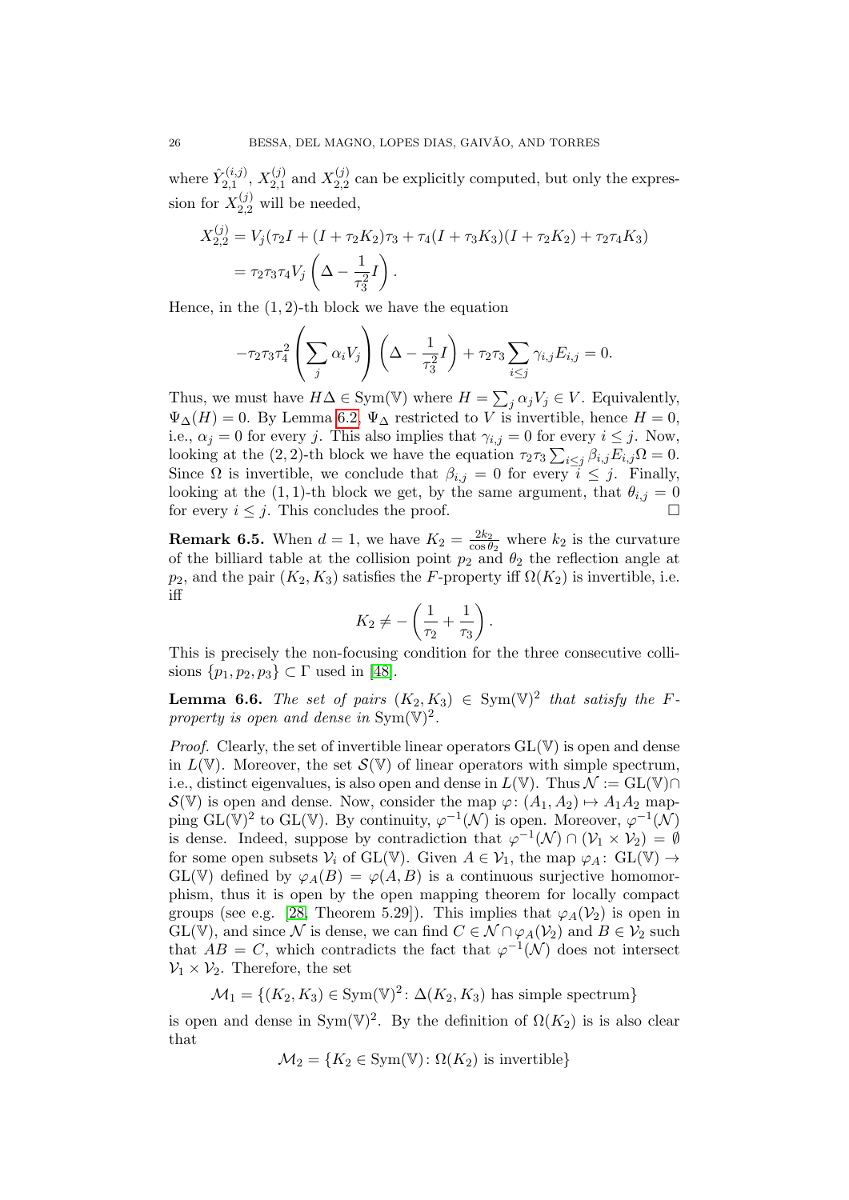where $\hat{Y}_{2,1}^{(i,j)}$, $X_{2,1}^{(j)}$ and $X_{2,2}^{(j)}$ can be explicitly computed, but only the expression for $X_{2,2}^{(j)}$ will be needed,

$$
\begin{aligned}
X_{2,2}^{(j)} &= V_j(\tau_2 I + (I + \tau_2 K_2)\tau_3 + \tau_4(I + \tau_3 K_3)(I + \tau_2 K_2) + \tau_2\tau_4 K_3) \\
&= \tau_2\tau_3\tau_4 V_j \left(\Delta - \frac{1}{\tau_3^2} I\right).
\end{aligned}
$$

Hence, in the $(1,2)$-th block we have the equation

$$
-\tau_2\tau_3\tau_4^2 \left(\sum_j \alpha_i V_j\right)\left(\Delta - \frac{1}{\tau_3^2} I\right) + \tau_2\tau_3 \sum_{i\leq j} \gamma_{i,j} E_{i,j} = 0.
$$

Thus, we must have $H\Delta \in \mathrm{Sym}(\mathbb{V})$ where $H = \sum_j \alpha_j V_j \in V$. Equivalently, $\Psi_\Delta(H) = 0$. By Lemma 6.2, $\Psi_\Delta$ restricted to $V$ is invertible, hence $H = 0$, i.e., $\alpha_j = 0$ for every $j$. This also implies that $\gamma_{i,j} = 0$ for every $i \leq j$. Now, looking at the $(2,2)$-th block we have the equation $\tau_2\tau_3 \sum_{i\leq j} \beta_{i,j} E_{i,j}\Omega = 0$. Since $\Omega$ is invertible, we conclude that $\beta_{i,j} = 0$ for every $i \leq j$. Finally, looking at the $(1,1)$-th block we get, by the same argument, that $\theta_{i,j} = 0$ for every $i \leq j$. This concludes the proof. □

**Remark 6.5.** When $d = 1$, we have $K_2 = \frac{2k_2}{\cos\theta_2}$ where $k_2$ is the curvature of the billiard table at the collision point $p_2$ and $\theta_2$ the reflection angle at $p_2$, and the pair $(K_2, K_3)$ satisfies the $F$-property iff $\Omega(K_2)$ is invertible, i.e. iff

$$
K_2 \neq -\left(\frac{1}{\tau_2} + \frac{1}{\tau_3}\right).
$$

This is precisely the non-focusing condition for the three consecutive collisions $\{p_1, p_2, p_3\} \subset \Gamma$ used in [48].

**Lemma 6.6.** *The set of pairs $(K_2, K_3) \in \mathrm{Sym}(\mathbb{V})^2$ that satisfy the $F$-property is open and dense in $\mathrm{Sym}(\mathbb{V})^2$.*

*Proof.* Clearly, the set of invertible linear operators $\mathrm{GL}(\mathbb{V})$ is open and dense in $L(\mathbb{V})$. Moreover, the set $\mathcal{S}(\mathbb{V})$ of linear operators with simple spectrum, i.e., distinct eigenvalues, is also open and dense in $L(\mathbb{V})$. Thus $\mathcal{N} := \mathrm{GL}(\mathbb{V}) \cap \mathcal{S}(\mathbb{V})$ is open and dense. Now, consider the map $\varphi\colon (A_1, A_2) \mapsto A_1 A_2$ mapping $\mathrm{GL}(\mathbb{V})^2$ to $\mathrm{GL}(\mathbb{V})$. By continuity, $\varphi^{-1}(\mathcal{N})$ is open. Moreover, $\varphi^{-1}(\mathcal{N})$ is dense. Indeed, suppose by contradiction that $\varphi^{-1}(\mathcal{N}) \cap (\mathcal{V}_1 \times \mathcal{V}_2) = \emptyset$ for some open subsets $\mathcal{V}_i$ of $\mathrm{GL}(\mathbb{V})$. Given $A \in \mathcal{V}_1$, the map $\varphi_A\colon \mathrm{GL}(\mathbb{V}) \to \mathrm{GL}(\mathbb{V})$ defined by $\varphi_A(B) = \varphi(A, B)$ is a continuous surjective homomorphism, thus it is open by the open mapping theorem for locally compact groups (see e.g. [28, Theorem 5.29]). This implies that $\varphi_A(\mathcal{V}_2)$ is open in $\mathrm{GL}(\mathbb{V})$, and since $\mathcal{N}$ is dense, we can find $C \in \mathcal{N} \cap \varphi_A(\mathcal{V}_2)$ and $B \in \mathcal{V}_2$ such that $AB = C$, which contradicts the fact that $\varphi^{-1}(\mathcal{N})$ does not intersect $\mathcal{V}_1 \times \mathcal{V}_2$. Therefore, the set

$$
\mathcal{M}_1 = \{(K_2, K_3) \in \mathrm{Sym}(\mathbb{V})^2 \colon \Delta(K_2, K_3) \text{ has simple spectrum}\}
$$

is open and dense in $\mathrm{Sym}(\mathbb{V})^2$. By the definition of $\Omega(K_2)$ is is also clear that

$$
\mathcal{M}_2 = \{K_2 \in \mathrm{Sym}(\mathbb{V}) \colon \Omega(K_2) \text{ is invertible}\}
$$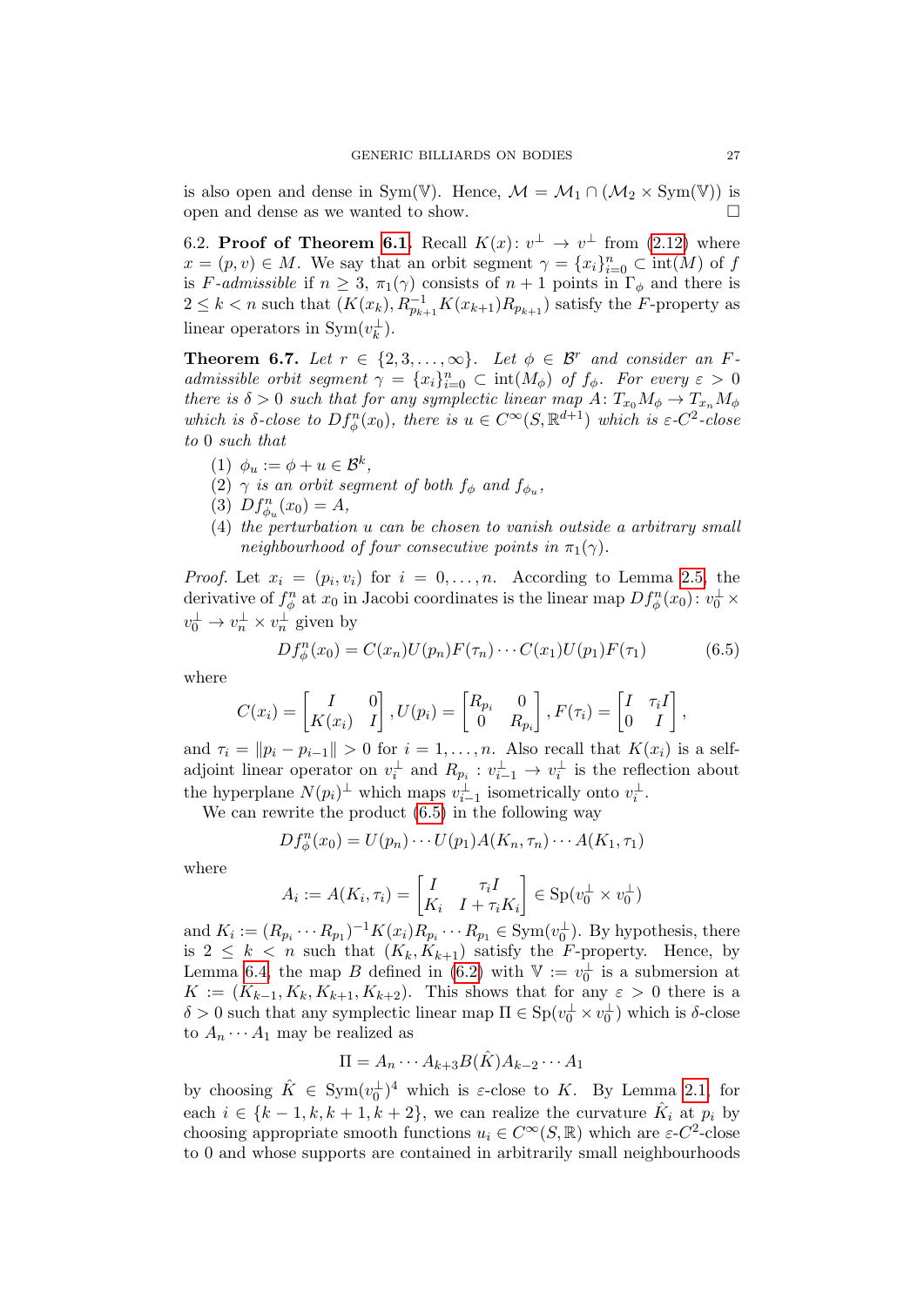is also open and dense in $\mathrm{Sym}(\mathbb{V})$. Hence, $\mathcal{M} = \mathcal{M}_1 \cap (\mathcal{M}_2 \times \mathrm{Sym}(\mathbb{V}))$ is open and dense as we wanted to show. $\square$

6.2. **Proof of Theorem 6.1.** Recall $K(x)\colon v^\perp \to v^\perp$ from (2.12) where $x = (p, v) \in M$. We say that an orbit segment $\gamma = \{x_i\}_{i=0}^n \subset \mathrm{int}(M)$ of $f$ is *$F$-admissible* if $n \geq 3$, $\pi_1(\gamma)$ consists of $n+1$ points in $\Gamma_\phi$ and there is $2 \leq k < n$ such that $(K(x_k), R_{p_{k+1}}^{-1} K(x_{k+1}) R_{p_{k+1}})$ satisfy the $F$-property as linear operators in $\mathrm{Sym}(v_k^\perp)$.

**Theorem 6.7.** *Let $r \in \{2, 3, \ldots, \infty\}$. Let $\phi \in \mathcal{B}^r$ and consider an $F$-admissible orbit segment $\gamma = \{x_i\}_{i=0}^n \subset \mathrm{int}(M_\phi)$ of $f_\phi$. For every $\varepsilon > 0$ there is $\delta > 0$ such that for any symplectic linear map $A\colon T_{x_0}M_\phi \to T_{x_n}M_\phi$ which is $\delta$-close to $Df_\phi^n(x_0)$, there is $u \in C^\infty(S, \mathbb{R}^{d+1})$ which is $\varepsilon$-$C^2$-close to $0$ such that*

1. *$\phi_u := \phi + u \in \mathcal{B}^k$,*
2. *$\gamma$ is an orbit segment of both $f_\phi$ and $f_{\phi_u}$,*
3. *$Df_{\phi_u}^n(x_0) = A$,*
4. *the perturbation $u$ can be chosen to vanish outside a arbitrary small neighbourhood of four consecutive points in $\pi_1(\gamma)$.*

*Proof.* Let $x_i = (p_i, v_i)$ for $i = 0, \ldots, n$. According to Lemma 2.5, the derivative of $f_\phi^n$ at $x_0$ in Jacobi coordinates is the linear map $Df_\phi^n(x_0)\colon v_0^\perp \times v_0^\perp \to v_n^\perp \times v_n^\perp$ given by

$$Df_\phi^n(x_0) = C(x_n)U(p_n)F(\tau_n)\cdots C(x_1)U(p_1)F(\tau_1) \tag{6.5}$$

where

$$C(x_i) = \begin{bmatrix} I & 0 \\ K(x_i) & I \end{bmatrix}, U(p_i) = \begin{bmatrix} R_{p_i} & 0 \\ 0 & R_{p_i} \end{bmatrix}, F(\tau_i) = \begin{bmatrix} I & \tau_i I \\ 0 & I \end{bmatrix},$$

and $\tau_i = \|p_i - p_{i-1}\| > 0$ for $i = 1, \ldots, n$. Also recall that $K(x_i)$ is a self-adjoint linear operator on $v_i^\perp$ and $R_{p_i} : v_{i-1}^\perp \to v_i^\perp$ is the reflection about the hyperplane $N(p_i)^\perp$ which maps $v_{i-1}^\perp$ isometrically onto $v_i^\perp$.

We can rewrite the product (6.5) in the following way

$$Df_\phi^n(x_0) = U(p_n)\cdots U(p_1)A(K_n, \tau_n)\cdots A(K_1, \tau_1)$$

where

$$A_i := A(K_i, \tau_i) = \begin{bmatrix} I & \tau_i I \\ K_i & I + \tau_i K_i \end{bmatrix} \in \mathrm{Sp}(v_0^\perp \times v_0^\perp)$$

and $K_i := (R_{p_i}\cdots R_{p_1})^{-1} K(x_i) R_{p_i}\cdots R_{p_1} \in \mathrm{Sym}(v_0^\perp)$. By hypothesis, there is $2 \leq k < n$ such that $(K_k, K_{k+1})$ satisfy the $F$-property. Hence, by Lemma 6.4, the map $B$ defined in (6.2) with $\mathbb{V} := v_0^\perp$ is a submersion at $K := (K_{k-1}, K_k, K_{k+1}, K_{k+2})$. This shows that for any $\varepsilon > 0$ there is a $\delta > 0$ such that any symplectic linear map $\Pi \in \mathrm{Sp}(v_0^\perp \times v_0^\perp)$ which is $\delta$-close to $A_n \cdots A_1$ may be realized as

$$\Pi = A_n \cdots A_{k+3} B(\hat{K}) A_{k-2} \cdots A_1$$

by choosing $\hat{K} \in \mathrm{Sym}(v_0^\perp)^4$ which is $\varepsilon$-close to $K$. By Lemma 2.1, for each $i \in \{k-1, k, k+1, k+2\}$, we can realize the curvature $\hat{K}_i$ at $p_i$ by choosing appropriate smooth functions $u_i \in C^\infty(S, \mathbb{R})$ which are $\varepsilon$-$C^2$-close to $0$ and whose supports are contained in arbitrarily small neighbourhoods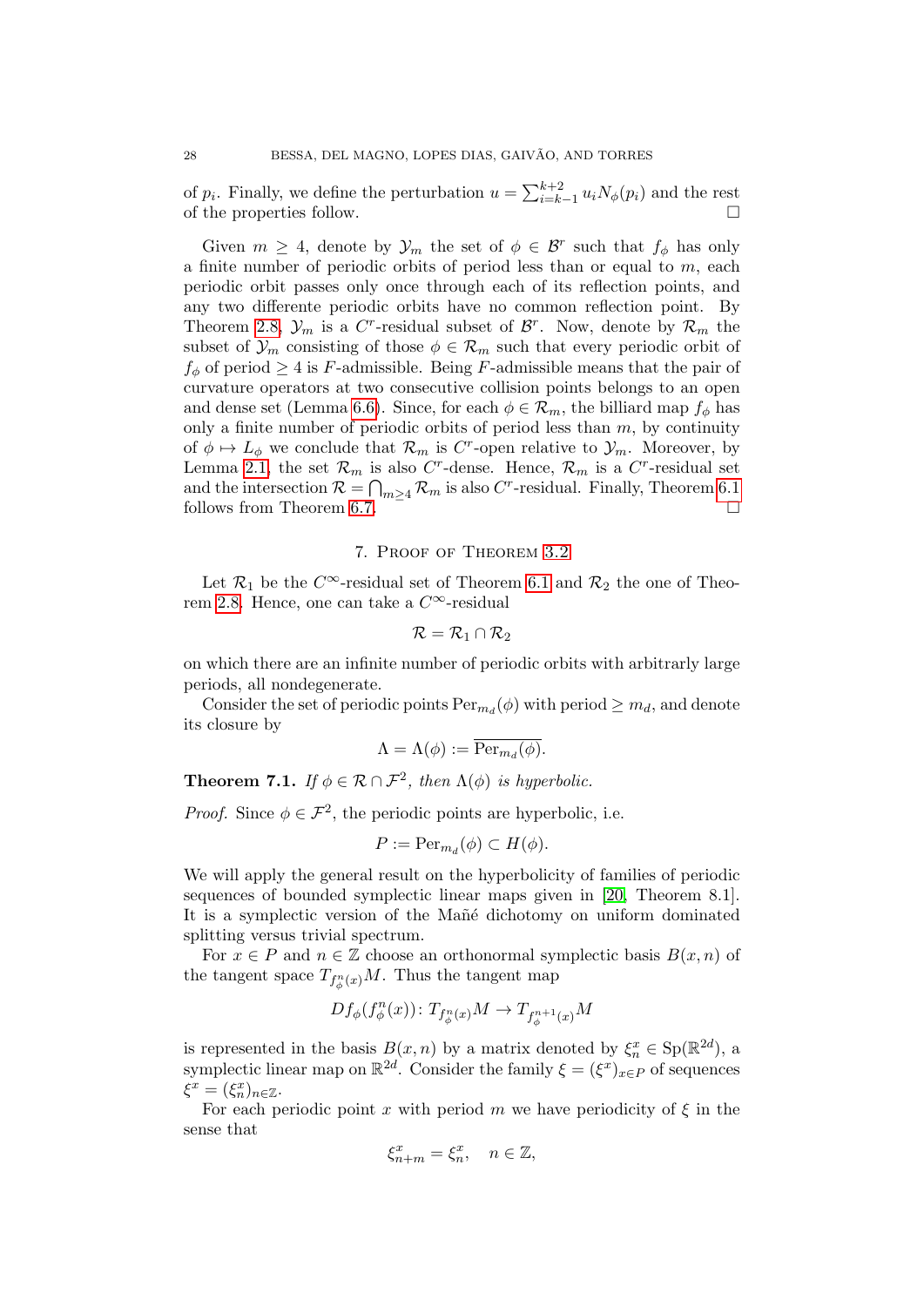of $p_i$. Finally, we define the perturbation $u = \sum_{i=k-1}^{k+2} u_i N_\phi(p_i)$ and the rest of the properties follow. □

Given $m \geq 4$, denote by $\mathcal{Y}_m$ the set of $\phi \in \mathcal{B}^r$ such that $f_\phi$ has only a finite number of periodic orbits of period less than or equal to $m$, each periodic orbit passes only once through each of its reflection points, and any two differente periodic orbits have no common reflection point. By Theorem 2.8, $\mathcal{Y}_m$ is a $C^r$-residual subset of $\mathcal{B}^r$. Now, denote by $\mathcal{R}_m$ the subset of $\mathcal{Y}_m$ consisting of those $\phi \in \mathcal{R}_m$ such that every periodic orbit of $f_\phi$ of period $\geq 4$ is $F$-admissible. Being $F$-admissible means that the pair of curvature operators at two consecutive collision points belongs to an open and dense set (Lemma 6.6). Since, for each $\phi \in \mathcal{R}_m$, the billiard map $f_\phi$ has only a finite number of periodic orbits of period less than $m$, by continuity of $\phi \mapsto L_\phi$ we conclude that $\mathcal{R}_m$ is $C^r$-open relative to $\mathcal{Y}_m$. Moreover, by Lemma 2.1, the set $\mathcal{R}_m$ is also $C^r$-dense. Hence, $\mathcal{R}_m$ is a $C^r$-residual set and the intersection $\mathcal{R} = \bigcap_{m\geq 4} \mathcal{R}_m$ is also $C^r$-residual. Finally, Theorem 6.1 follows from Theorem 6.7. □

## 7. Proof of Theorem 3.2

Let $\mathcal{R}_1$ be the $C^\infty$-residual set of Theorem 6.1 and $\mathcal{R}_2$ the one of Theorem 2.8. Hence, one can take a $C^\infty$-residual

$$\mathcal{R} = \mathcal{R}_1 \cap \mathcal{R}_2$$

on which there are an infinite number of periodic orbits with arbitrarly large periods, all nondegenerate.

Consider the set of periodic points $\mathrm{Per}_{m_d}(\phi)$ with period $\geq m_d$, and denote its closure by

$$\Lambda = \Lambda(\phi) := \overline{\mathrm{Per}_{m_d}(\phi)}.$$

**Theorem 7.1.** *If $\phi \in \mathcal{R} \cap \mathcal{F}^2$, then $\Lambda(\phi)$ is hyperbolic.*

*Proof.* Since $\phi \in \mathcal{F}^2$, the periodic points are hyperbolic, i.e.

$$P := \mathrm{Per}_{m_d}(\phi) \subset H(\phi).$$

We will apply the general result on the hyperbolicity of families of periodic sequences of bounded symplectic linear maps given in [20, Theorem 8.1]. It is a symplectic version of the Mañé dichotomy on uniform dominated splitting versus trivial spectrum.

For $x \in P$ and $n \in \mathbb{Z}$ choose an orthonormal symplectic basis $B(x,n)$ of the tangent space $T_{f_\phi^n(x)}M$. Thus the tangent map

$$Df_\phi(f_\phi^n(x)) \colon T_{f_\phi^n(x)}M \to T_{f_\phi^{n+1}(x)}M$$

is represented in the basis $B(x,n)$ by a matrix denoted by $\xi_n^x \in \mathrm{Sp}(\mathbb{R}^{2d})$, a symplectic linear map on $\mathbb{R}^{2d}$. Consider the family $\xi = (\xi^x)_{x\in P}$ of sequences $\xi^x = (\xi_n^x)_{n\in\mathbb{Z}}$.

For each periodic point $x$ with period $m$ we have periodicity of $\xi$ in the sense that

$$\xi_{n+m}^x = \xi_n^x, \quad n \in \mathbb{Z},$$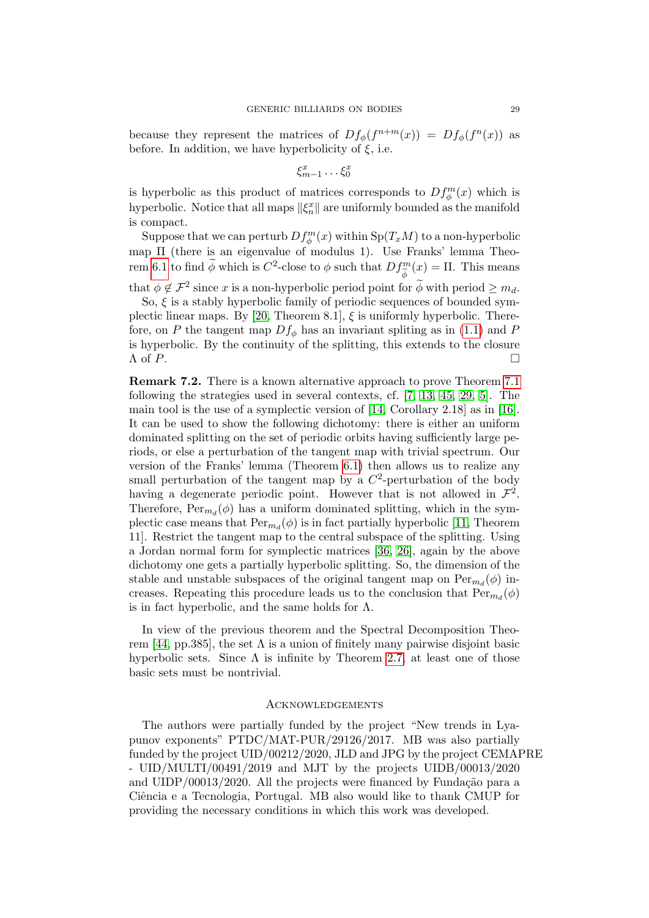because they represent the matrices of $Df_\phi(f^{n+m}(x)) = Df_\phi(f^n(x))$ as before. In addition, we have hyperbolicity of $\xi$, i.e.

$$\xi^x_{m-1}\cdots\xi^x_0$$

is hyperbolic as this product of matrices corresponds to $Df^m_\phi(x)$ which is hyperbolic. Notice that all maps $\|\xi^x_n\|$ are uniformly bounded as the manifold is compact.

Suppose that we can perturb $Df^m_\phi(x)$ within $\mathrm{Sp}(T_xM)$ to a non-hyperbolic map $\Pi$ (there is an eigenvalue of modulus 1). Use Franks' lemma Theorem 6.1 to find $\widetilde{\phi}$ which is $C^2$-close to $\phi$ such that $Df^m_{\widetilde{\phi}}(x) = \Pi$. This means that $\phi \notin \mathcal{F}^2$ since $x$ is a non-hyperbolic period point for $\widetilde{\phi}$ with period $\geq m_d$.

So, $\xi$ is a stably hyperbolic family of periodic sequences of bounded symplectic linear maps. By [20, Theorem 8.1], $\xi$ is uniformly hyperbolic. Therefore, on $P$ the tangent map $Df_\phi$ has an invariant spliting as in (1.1) and $P$ is hyperbolic. By the continuity of the splitting, this extends to the closure $\Lambda$ of $P$. □

**Remark 7.2.** There is a known alternative approach to prove Theorem 7.1 following the strategies used in several contexts, cf. [7, 13, 45, 29, 5]. The main tool is the use of a symplectic version of [14, Corollary 2.18] as in [16]. It can be used to show the following dichotomy: there is either an uniform dominated splitting on the set of periodic orbits having sufficiently large periods, or else a perturbation of the tangent map with trivial spectrum. Our version of the Franks' lemma (Theorem 6.1) then allows us to realize any small perturbation of the tangent map by a $C^2$-perturbation of the body having a degenerate periodic point. However that is not allowed in $\mathcal{F}^2$. Therefore, $\mathrm{Per}_{m_d}(\phi)$ has a uniform dominated splitting, which in the symplectic case means that $\mathrm{Per}_{m_d}(\phi)$ is in fact partially hyperbolic [11, Theorem 11]. Restrict the tangent map to the central subspace of the splitting. Using a Jordan normal form for symplectic matrices [36, 26], again by the above dichotomy one gets a partially hyperbolic splitting. So, the dimension of the stable and unstable subspaces of the original tangent map on $\mathrm{Per}_{m_d}(\phi)$ increases. Repeating this procedure leads us to the conclusion that $\mathrm{Per}_{m_d}(\phi)$ is in fact hyperbolic, and the same holds for $\Lambda$.

In view of the previous theorem and the Spectral Decomposition Theorem [44, pp.385], the set $\Lambda$ is a union of finitely many pairwise disjoint basic hyperbolic sets. Since $\Lambda$ is infinite by Theorem 2.7, at least one of those basic sets must be nontrivial.

## Acknowledgements

The authors were partially funded by the project "New trends in Lyapunov exponents" PTDC/MAT-PUR/29126/2017. MB was also partially funded by the project UID/00212/2020, JLD and JPG by the project CEMAPRE - UID/MULTI/00491/2019 and MJT by the projects UIDB/00013/2020 and UIDP/00013/2020. All the projects were financed by Fundação para a Ciência e a Tecnologia, Portugal. MB also would like to thank CMUP for providing the necessary conditions in which this work was developed.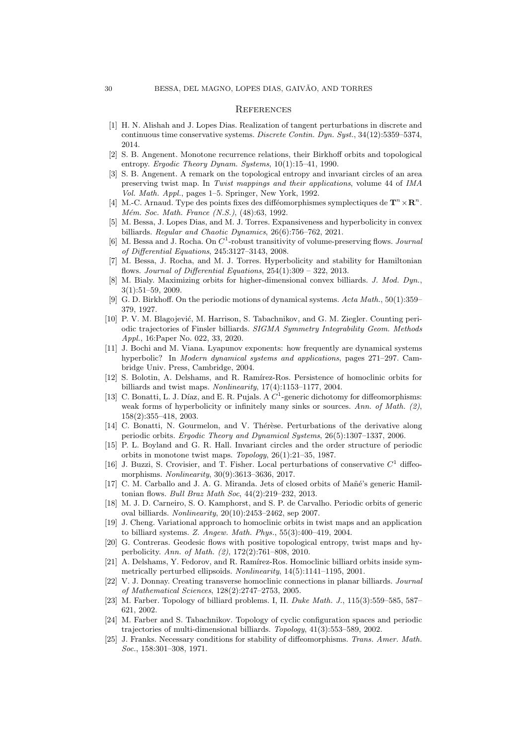## References

[1] H. N. Alishah and J. Lopes Dias. Realization of tangent perturbations in discrete and continuous time conservative systems. *Discrete Contin. Dyn. Syst.*, 34(12):5359–5374, 2014.

[2] S. B. Angenent. Monotone recurrence relations, their Birkhoff orbits and topological entropy. *Ergodic Theory Dynam. Systems*, 10(1):15–41, 1990.

[3] S. B. Angenent. A remark on the topological entropy and invariant circles of an area preserving twist map. In *Twist mappings and their applications*, volume 44 of *IMA Vol. Math. Appl.*, pages 1–5. Springer, New York, 1992.

[4] M.-C. Arnaud. Type des points fixes des difféomorphismes symplectiques de $\mathbf{T}^n \times \mathbf{R}^n$. *Mém. Soc. Math. France (N.S.)*, (48):63, 1992.

[5] M. Bessa, J. Lopes Dias, and M. J. Torres. Expansiveness and hyperbolicity in convex billiards. *Regular and Chaotic Dynamics*, 26(6):756–762, 2021.

[6] M. Bessa and J. Rocha. On $C^1$-robust transitivity of volume-preserving flows. *Journal of Differential Equations*, 245:3127–3143, 2008.

[7] M. Bessa, J. Rocha, and M. J. Torres. Hyperbolicity and stability for Hamiltonian flows. *Journal of Differential Equations*, 254(1):309 – 322, 2013.

[8] M. Bialy. Maximizing orbits for higher-dimensional convex billiards. *J. Mod. Dyn.*, 3(1):51–59, 2009.

[9] G. D. Birkhoff. On the periodic motions of dynamical systems. *Acta Math.*, 50(1):359–379, 1927.

[10] P. V. M. Blagojević, M. Harrison, S. Tabachnikov, and G. M. Ziegler. Counting periodic trajectories of Finsler billiards. *SIGMA Symmetry Integrability Geom. Methods Appl.*, 16:Paper No. 022, 33, 2020.

[11] J. Bochi and M. Viana. Lyapunov exponents: how frequently are dynamical systems hyperbolic? In *Modern dynamical systems and applications*, pages 271–297. Cambridge Univ. Press, Cambridge, 2004.

[12] S. Bolotin, A. Delshams, and R. Ramírez-Ros. Persistence of homoclinic orbits for billiards and twist maps. *Nonlinearity*, 17(4):1153–1177, 2004.

[13] C. Bonatti, L. J. Díaz, and E. R. Pujals. A $C^1$-generic dichotomy for diffeomorphisms: weak forms of hyperbolicity or infinitely many sinks or sources. *Ann. of Math. (2)*, 158(2):355–418, 2003.

[14] C. Bonatti, N. Gourmelon, and V. Thérèse. Perturbations of the derivative along periodic orbits. *Ergodic Theory and Dynamical Systems*, 26(5):1307–1337, 2006.

[15] P. L. Boyland and G. R. Hall. Invariant circles and the order structure of periodic orbits in monotone twist maps. *Topology*, 26(1):21–35, 1987.

[16] J. Buzzi, S. Crovisier, and T. Fisher. Local perturbations of conservative $C^1$ diffeomorphisms. *Nonlinearity*, 30(9):3613–3636, 2017.

[17] C. M. Carballo and J. A. G. Miranda. Jets of closed orbits of Mañé's generic Hamiltonian flows. *Bull Braz Math Soc*, 44(2):219–232, 2013.

[18] M. J. D. Carneiro, S. O. Kamphorst, and S. P. de Carvalho. Periodic orbits of generic oval billiards. *Nonlinearity*, 20(10):2453–2462, sep 2007.

[19] J. Cheng. Variational approach to homoclinic orbits in twist maps and an application to billiard systems. *Z. Angew. Math. Phys.*, 55(3):400–419, 2004.

[20] G. Contreras. Geodesic flows with positive topological entropy, twist maps and hyperbolicity. *Ann. of Math. (2)*, 172(2):761–808, 2010.

[21] A. Delshams, Y. Fedorov, and R. Ramírez-Ros. Homoclinic billiard orbits inside symmetrically perturbed ellipsoids. *Nonlinearity*, 14(5):1141–1195, 2001.

[22] V. J. Donnay. Creating transverse homoclinic connections in planar billiards. *Journal of Mathematical Sciences*, 128(2):2747–2753, 2005.

[23] M. Farber. Topology of billiard problems. I, II. *Duke Math. J.*, 115(3):559–585, 587–621, 2002.

[24] M. Farber and S. Tabachnikov. Topology of cyclic configuration spaces and periodic trajectories of multi-dimensional billiards. *Topology*, 41(3):553–589, 2002.

[25] J. Franks. Necessary conditions for stability of diffeomorphisms. *Trans. Amer. Math. Soc.*, 158:301–308, 1971.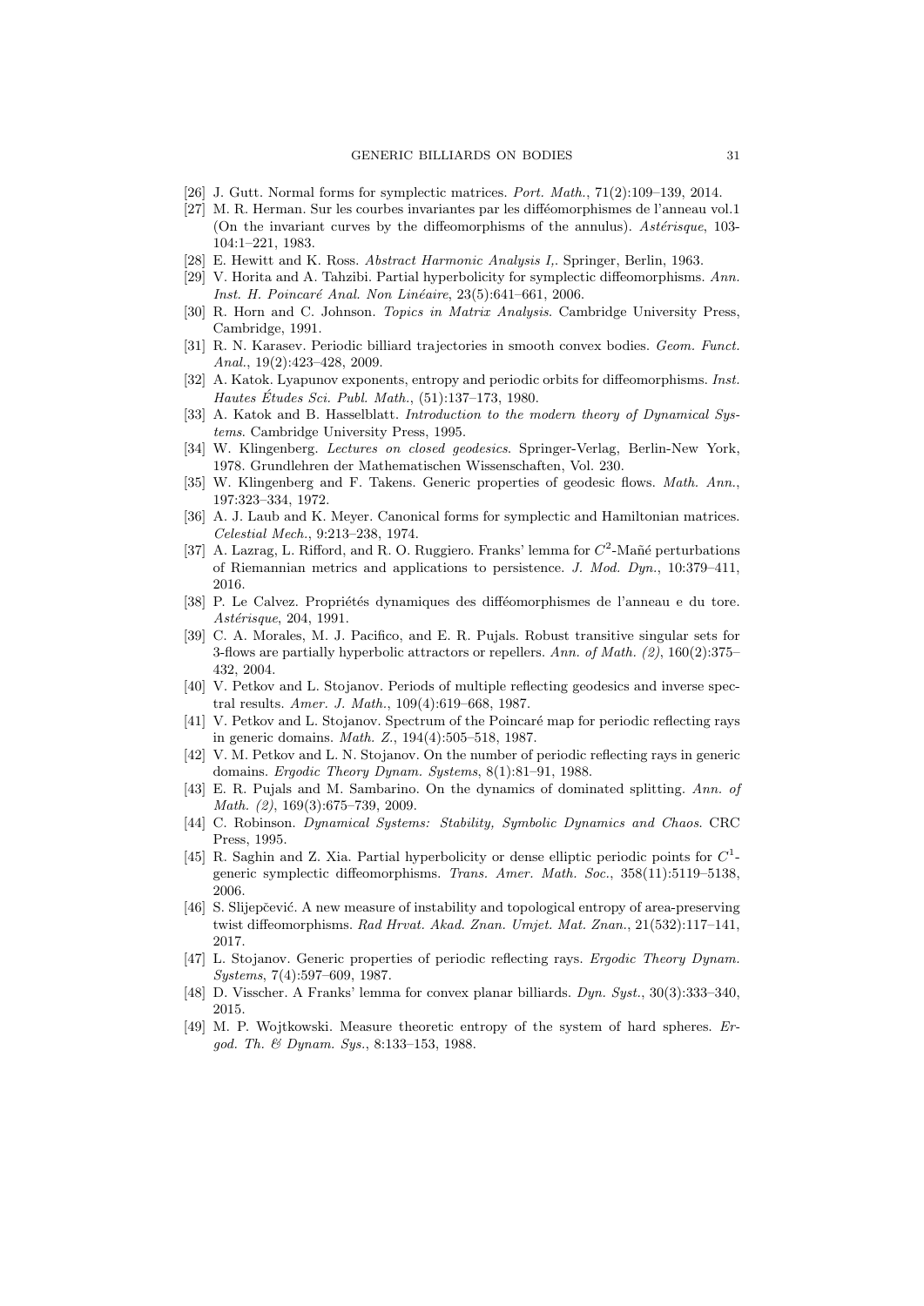[26] J. Gutt. Normal forms for symplectic matrices. *Port. Math.*, 71(2):109–139, 2014.

[27] M. R. Herman. Sur les courbes invariantes par les difféomorphismes de l'anneau vol.1 (On the invariant curves by the diffeomorphisms of the annulus). *Astérisque*, 103-104:1–221, 1983.

[28] E. Hewitt and K. Ross. *Abstract Harmonic Analysis I,*. Springer, Berlin, 1963.

[29] V. Horita and A. Tahzibi. Partial hyperbolicity for symplectic diffeomorphisms. *Ann. Inst. H. Poincaré Anal. Non Linéaire*, 23(5):641–661, 2006.

[30] R. Horn and C. Johnson. *Topics in Matrix Analysis*. Cambridge University Press, Cambridge, 1991.

[31] R. N. Karasev. Periodic billiard trajectories in smooth convex bodies. *Geom. Funct. Anal.*, 19(2):423–428, 2009.

[32] A. Katok. Lyapunov exponents, entropy and periodic orbits for diffeomorphisms. *Inst. Hautes Études Sci. Publ. Math.*, (51):137–173, 1980.

[33] A. Katok and B. Hasselblatt. *Introduction to the modern theory of Dynamical Systems*. Cambridge University Press, 1995.

[34] W. Klingenberg. *Lectures on closed geodesics*. Springer-Verlag, Berlin-New York, 1978. Grundlehren der Mathematischen Wissenschaften, Vol. 230.

[35] W. Klingenberg and F. Takens. Generic properties of geodesic flows. *Math. Ann.*, 197:323–334, 1972.

[36] A. J. Laub and K. Meyer. Canonical forms for symplectic and Hamiltonian matrices. *Celestial Mech.*, 9:213–238, 1974.

[37] A. Lazrag, L. Rifford, and R. O. Ruggiero. Franks' lemma for $C^2$-Mañé perturbations of Riemannian metrics and applications to persistence. *J. Mod. Dyn.*, 10:379–411, 2016.

[38] P. Le Calvez. Propriétés dynamiques des difféomorphismes de l'anneau e du tore. *Astérisque*, 204, 1991.

[39] C. A. Morales, M. J. Pacifico, and E. R. Pujals. Robust transitive singular sets for 3-flows are partially hyperbolic attractors or repellers. *Ann. of Math. (2)*, 160(2):375–432, 2004.

[40] V. Petkov and L. Stojanov. Periods of multiple reflecting geodesics and inverse spectral results. *Amer. J. Math.*, 109(4):619–668, 1987.

[41] V. Petkov and L. Stojanov. Spectrum of the Poincaré map for periodic reflecting rays in generic domains. *Math. Z.*, 194(4):505–518, 1987.

[42] V. M. Petkov and L. N. Stojanov. On the number of periodic reflecting rays in generic domains. *Ergodic Theory Dynam. Systems*, 8(1):81–91, 1988.

[43] E. R. Pujals and M. Sambarino. On the dynamics of dominated splitting. *Ann. of Math. (2)*, 169(3):675–739, 2009.

[44] C. Robinson. *Dynamical Systems: Stability, Symbolic Dynamics and Chaos*. CRC Press, 1995.

[45] R. Saghin and Z. Xia. Partial hyperbolicity or dense elliptic periodic points for $C^1$-generic symplectic diffeomorphisms. *Trans. Amer. Math. Soc.*, 358(11):5119–5138, 2006.

[46] S. Slijepčević. A new measure of instability and topological entropy of area-preserving twist diffeomorphisms. *Rad Hrvat. Akad. Znan. Umjet. Mat. Znan.*, 21(532):117–141, 2017.

[47] L. Stojanov. Generic properties of periodic reflecting rays. *Ergodic Theory Dynam. Systems*, 7(4):597–609, 1987.

[48] D. Visscher. A Franks' lemma for convex planar billiards. *Dyn. Syst.*, 30(3):333–340, 2015.

[49] M. P. Wojtkowski. Measure theoretic entropy of the system of hard spheres. *Ergod. Th. & Dynam. Sys.*, 8:133–153, 1988.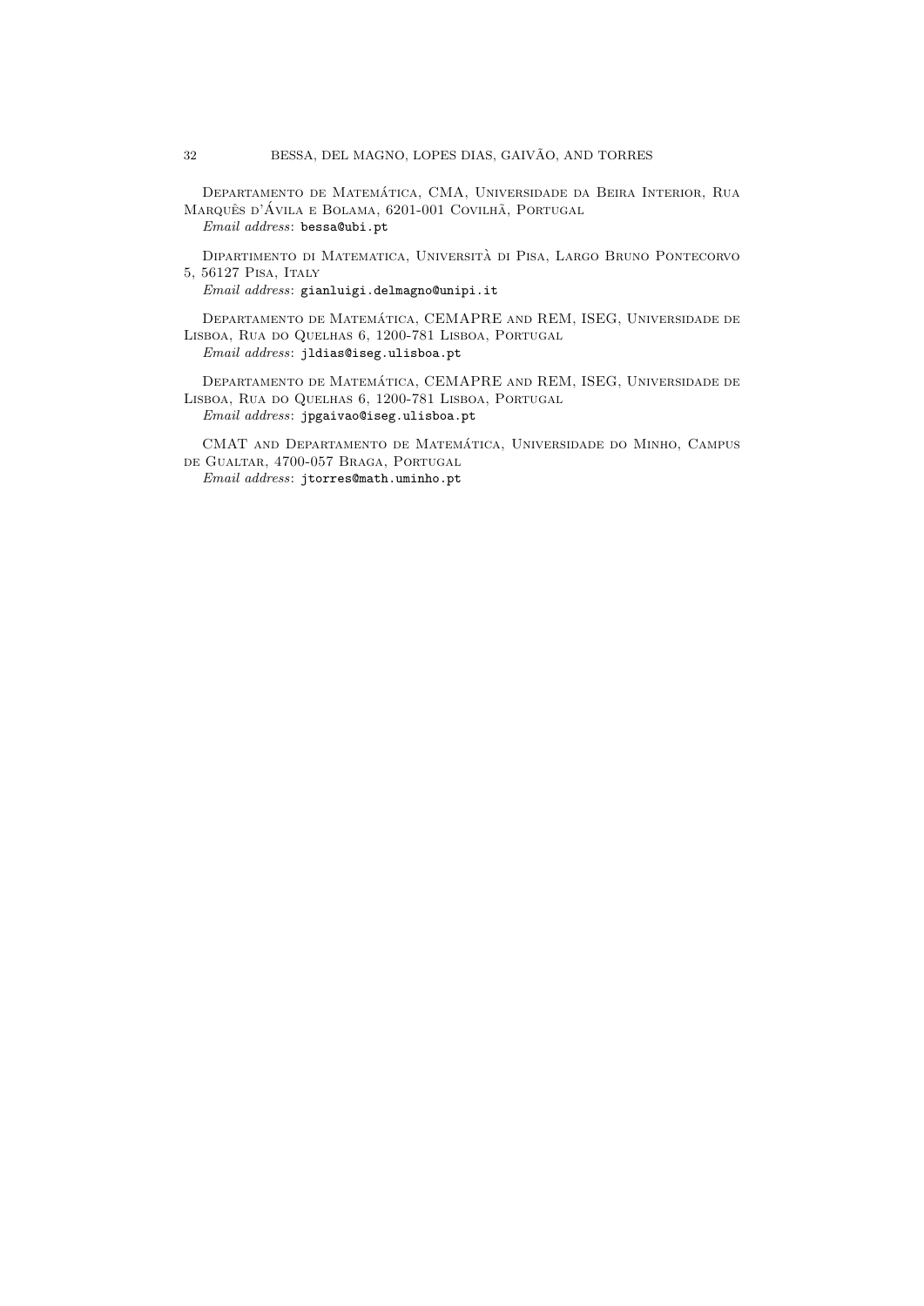Departamento de Matemática, CMA, Universidade da Beira Interior, Rua Marquês d'Ávila e Bolama, 6201-001 Covilhã, Portugal
*Email address*: bessa@ubi.pt

Dipartimento di Matematica, Università di Pisa, Largo Bruno Pontecorvo 5, 56127 Pisa, Italy
*Email address*: gianluigi.delmagno@unipi.it

Departamento de Matemática, CEMAPRE and REM, ISEG, Universidade de Lisboa, Rua do Quelhas 6, 1200-781 Lisboa, Portugal
*Email address*: jldias@iseg.ulisboa.pt

Departamento de Matemática, CEMAPRE and REM, ISEG, Universidade de Lisboa, Rua do Quelhas 6, 1200-781 Lisboa, Portugal
*Email address*: jpgaivao@iseg.ulisboa.pt

CMAT and Departamento de Matemática, Universidade do Minho, Campus de Gualtar, 4700-057 Braga, Portugal
*Email address*: jtorres@math.uminho.pt